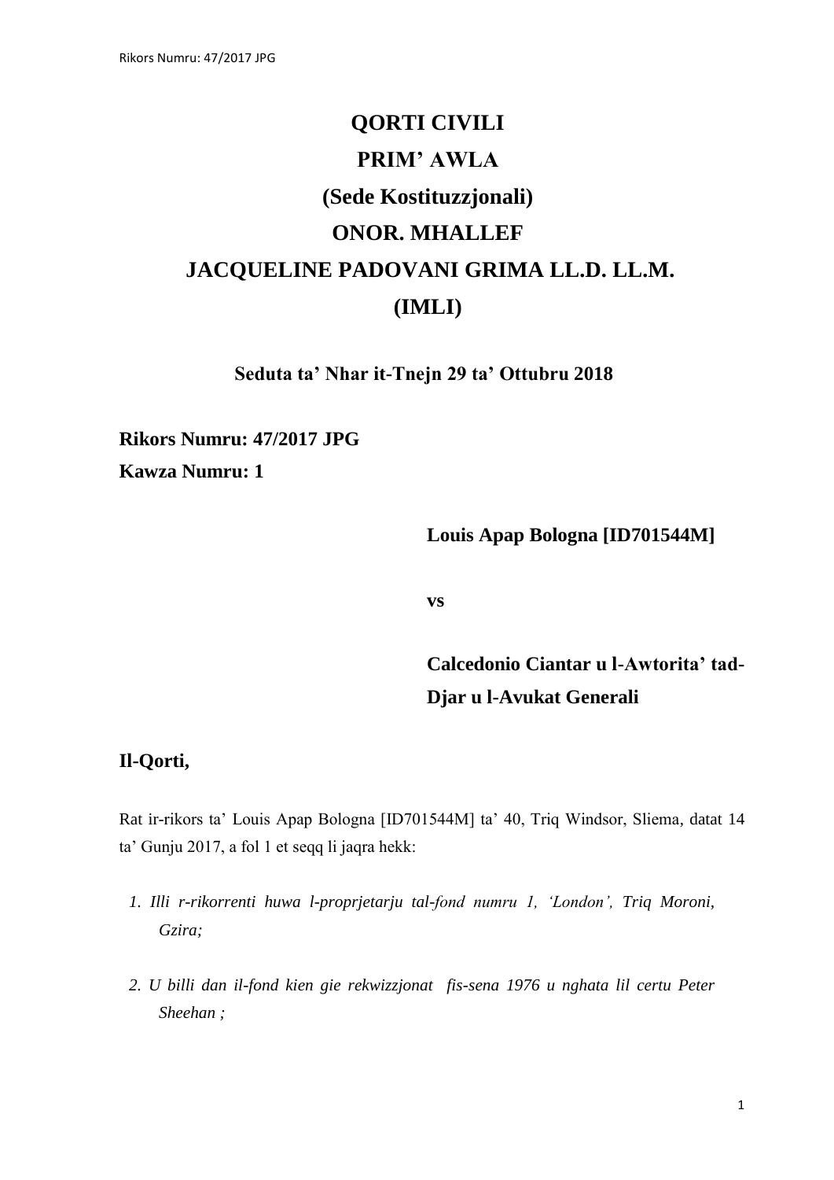# QORTI CIVILI
# PRIM' AWLA
# (Sede Kostituzzjonali)
# ONOR. MHALLEF
# JACQUELINE PADOVANI GRIMA LL.D. LL.M. (IMLI)

**Seduta ta' Nhar it-Tnejn 29 ta' Ottubru 2018**

**Rikors Numru: 47/2017 JPG**
**Kawza Numru: 1**

**Louis Apap Bologna [ID701544M]**

**vs**

**Calcedonio Ciantar u l-Awtorita' tad-Djar u l-Avukat Generali**

**Il-Qorti,**

Rat ir-rikors ta' Louis Apap Bologna [ID701544M] ta' 40, Triq Windsor, Sliema, datat 14 ta' Gunju 2017, a fol 1 et seqq li jaqra hekk:

1. *Illi r-rikorrenti huwa l-proprjetarju tal-fond numru 1, 'London', Triq Moroni, Gzira;*

2. *U billi dan il-fond kien gie rekwizzjonat fis-sena 1976 u nghata lil certu Peter Sheehan ;*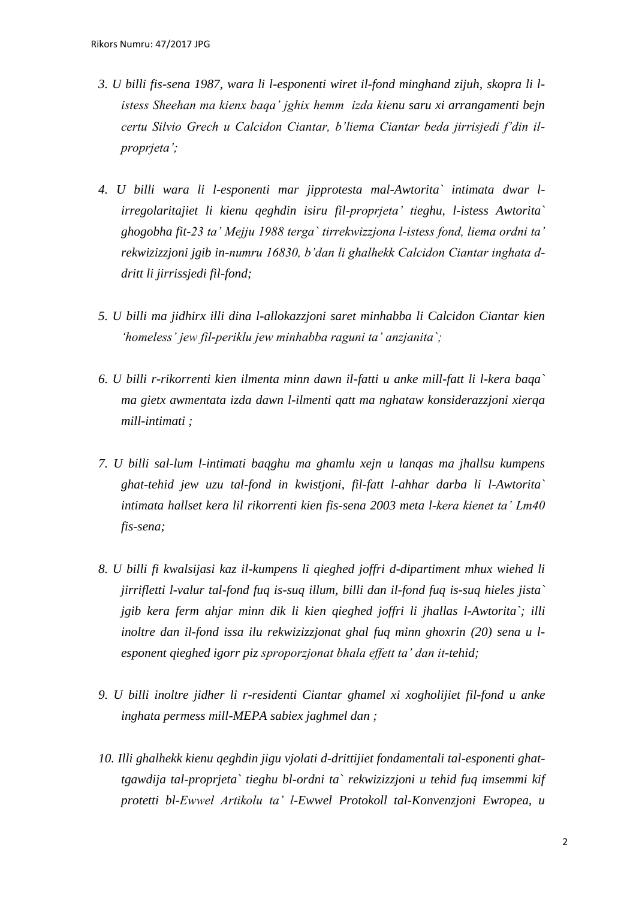3. *U billi fis-sena 1987, wara li l-esponenti wiret il-fond minghand zijuh, skopra li l-istess Sheehan ma kienx baqa' jghix hemm izda kienu saru xi arrangamenti bejn certu Silvio Grech u Calcidon Ciantar, b'liema Ciantar beda jirrisjedi f'din il-proprjeta';*

4. *U billi wara li l-esponenti mar jipprotesta mal-Awtorita` intimata dwar l-irregolaritajiet li kienu qeghdin isiru fil-proprjeta' tieghu, l-istess Awtorita` ghogobha fit-23 ta' Mejju 1988 terga` tirrekwizzjona l-istess fond, liema ordni ta' rekwizizzjoni jgib in-numru 16830, b'dan li ghalhekk Calcidon Ciantar inghata d-dritt li jirrissjedi fil-fond;*

5. *U billi ma jidhirx illi dina l-allokazzjoni saret minhabba li Calcidon Ciantar kien 'homeless' jew fil-periklu jew minhabba raguni ta' anzjanita`;*

6. *U billi r-rikorrenti kien ilmenta minn dawn il-fatti u anke mill-fatt li l-kera baqa` ma gietx awmentata izda dawn l-ilmenti qatt ma nghataw konsiderazzjoni xierqa mill-intimati ;*

7. *U billi sal-lum l-intimati baqghu ma ghamlu xejn u lanqas ma jhallsu kumpens ghat-tehid jew uzu tal-fond in kwistjoni, fil-fatt l-ahhar darba li l-Awtorita` intimata hallset kera lil rikorrenti kien fis-sena 2003 meta l-kera kienet ta' Lm40 fis-sena;*

8. *U billi fi kwalsijasi kaz il-kumpens li qieghed joffri d-dipartiment mhux wiehed li jirrifletti l-valur tal-fond fuq is-suq illum, billi dan il-fond fuq is-suq hieles jista` jgib kera ferm ahjar minn dik li kien qieghed joffri li jhallas l-Awtorita`; illi inoltre dan il-fond issa ilu rekwizizzjonat ghal fuq minn ghoxrin (20) sena u l-esponent qieghed igorr piz sproporzjonat bhala effett ta' dan it-tehid;*

9. *U billi inoltre jidher li r-residenti Ciantar ghamel xi xogholijiet fil-fond u anke inghata permess mill-MEPA sabiex jaghmel dan ;*

10. *Illi ghalhekk kienu qeghdin jigu vjolati d-drittijiet fondamentali tal-esponenti ghat-tgawdija tal-proprjeta` tieghu bl-ordni ta` rekwizizzjoni u tehid fuq imsemmi kif protetti bl-Ewwel Artikolu ta' l-Ewwel Protokoll tal-Konvenzjoni Ewropea, u*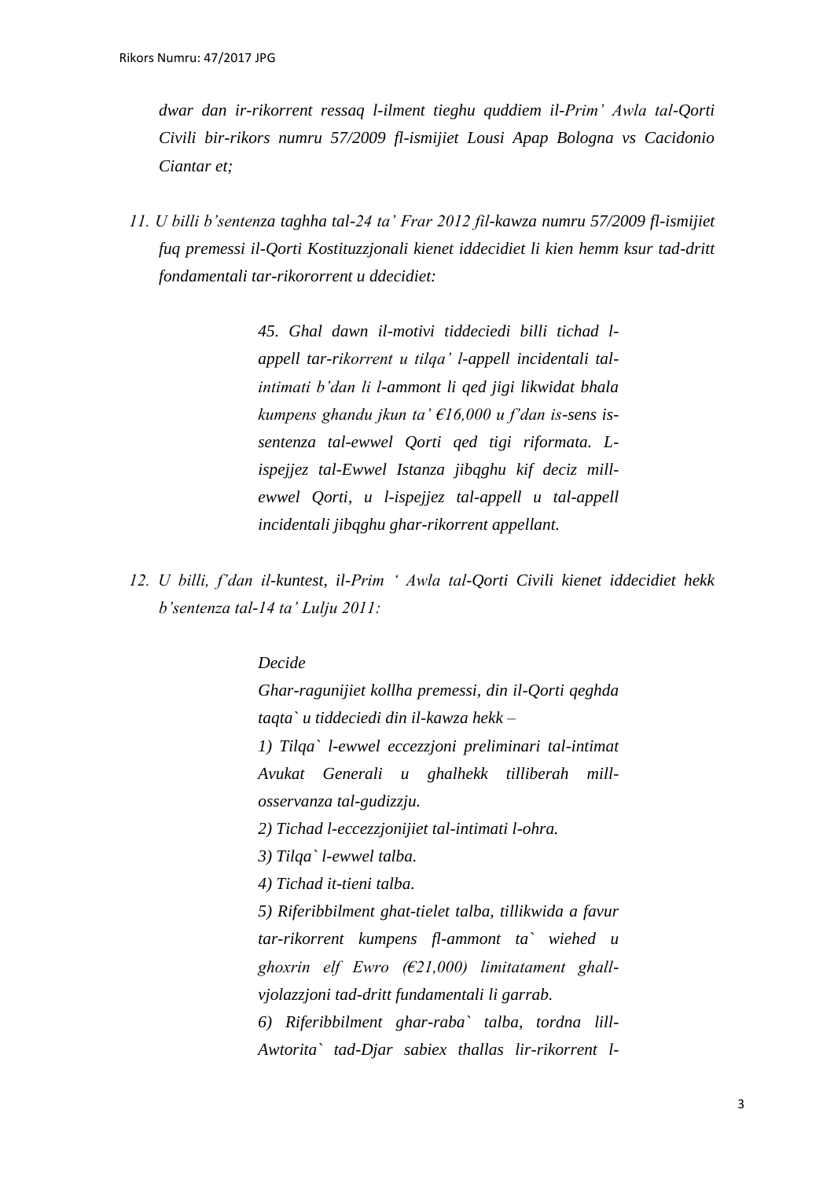*dwar dan ir-rikorrent ressaq l-ilment tieghu quddiem il-Prim' Awla tal-Qorti Civili bir-rikors numru 57/2009 fl-ismijiet Lousi Apap Bologna vs Cacidonio Ciantar et;*

11. *U billi b'sentenza taghha tal-24 ta' Frar 2012 fil-kawza numru 57/2009 fl-ismijiet fuq premessi il-Qorti Kostituzzjonali kienet iddecidiet li kien hemm ksur tad-dritt fondamentali tar-rikororrent u ddecidiet:*

> *45. Ghal dawn il-motivi tiddeciedi billi tichad l-appell tar-rikorrent u tilqa' l-appell incidentali tal-intimati b'dan li l-ammont li qed jigi likwidat bhala kumpens ghandu jkun ta' €16,000 u f'dan is-sens is-sentenza tal-ewwel Qorti qed tigi riformata. L-ispejjez tal-Ewwel Istanza jibqghu kif deciz mill-ewwel Qorti, u l-ispejjez tal-appell u tal-appell incidentali jibqghu ghar-rikorrent appellant.*

12. *U billi, f'dan il-kuntest, il-Prim ' Awla tal-Qorti Civili kienet iddecidiet hekk b'sentenza tal-14 ta' Lulju 2011:*

> *Decide*
>
> *Ghar-ragunijiet kollha premessi, din il-Qorti qeghda taqta` u tiddeciedi din il-kawza hekk –*
>
> *1) Tilqa` l-ewwel eccezzjoni preliminari tal-intimat Avukat Generali u ghalhekk tilliberah mill-osservanza tal-gudizzju.*
>
> *2) Tichad l-eccezzjonijiet tal-intimati l-ohra.*
>
> *3) Tilqa` l-ewwel talba.*
>
> *4) Tichad it-tieni talba.*
>
> *5) Riferibbilment ghat-tielet talba, tillikwida a favur tar-rikorrent kumpens fl-ammont ta` wiehed u ghoxrin elf Ewro (€21,000) limitatament ghall-vjolazzjoni tad-dritt fondamentali li garrab.*
>
> *6) Riferibbilment ghar-raba` talba, tordna lill-Awtorita` tad-Djar sabiex thallas lir-rikorrent l-*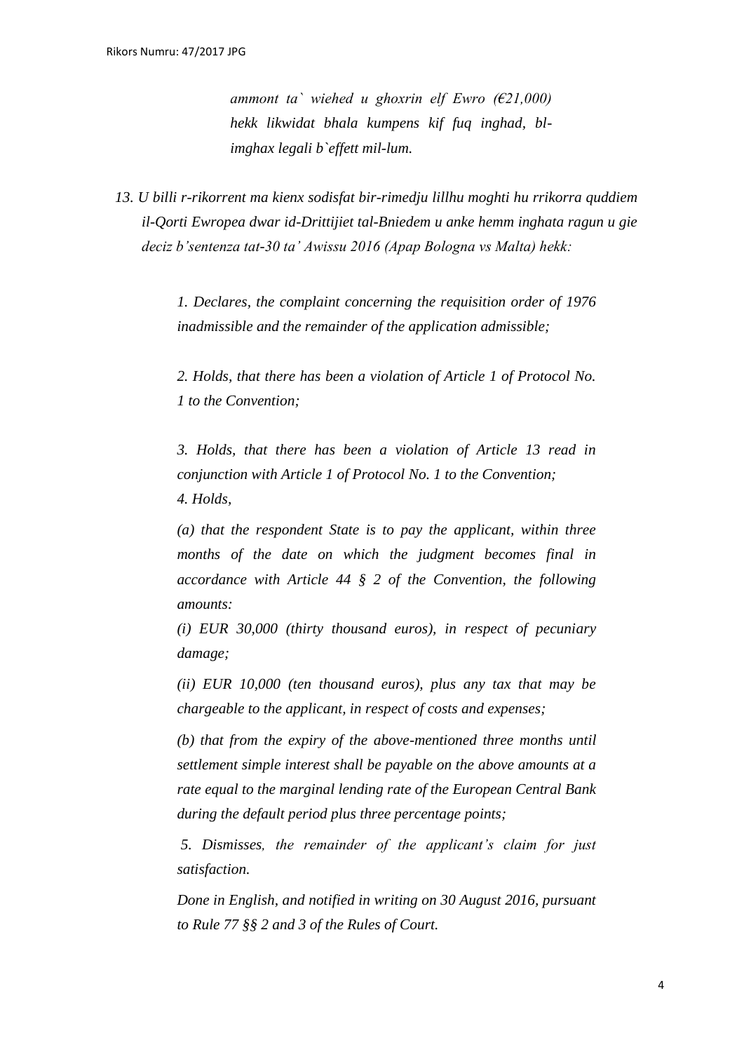*ammont ta` wiehed u ghoxrin elf Ewro (€21,000) hekk likwidat bhala kumpens kif fuq inghad, bl-imghax legali b`effett mil-lum.*

13. *U billi r-rikorrent ma kienx sodisfat bir-rimedju lillhu moghti hu rrikorra quddiem il-Qorti Ewropea dwar id-Drittijiet tal-Bniedem u anke hemm inghata ragun u gie deciz b'sentenza tat-30 ta' Awissu 2016 (Apap Bologna vs Malta) hekk:*

> *1. Declares, the complaint concerning the requisition order of 1976 inadmissible and the remainder of the application admissible;*
>
> *2. Holds, that there has been a violation of Article 1 of Protocol No. 1 to the Convention;*
>
> *3. Holds, that there has been a violation of Article 13 read in conjunction with Article 1 of Protocol No. 1 to the Convention;*
>
> *4. Holds,*
>
> *(a) that the respondent State is to pay the applicant, within three months of the date on which the judgment becomes final in accordance with Article 44 § 2 of the Convention, the following amounts:*
>
> *(i) EUR 30,000 (thirty thousand euros), in respect of pecuniary damage;*
>
> *(ii) EUR 10,000 (ten thousand euros), plus any tax that may be chargeable to the applicant, in respect of costs and expenses;*
>
> *(b) that from the expiry of the above-mentioned three months until settlement simple interest shall be payable on the above amounts at a rate equal to the marginal lending rate of the European Central Bank during the default period plus three percentage points;*
>
> *5. Dismisses, the remainder of the applicant's claim for just satisfaction.*
>
> *Done in English, and notified in writing on 30 August 2016, pursuant to Rule 77 §§ 2 and 3 of the Rules of Court.*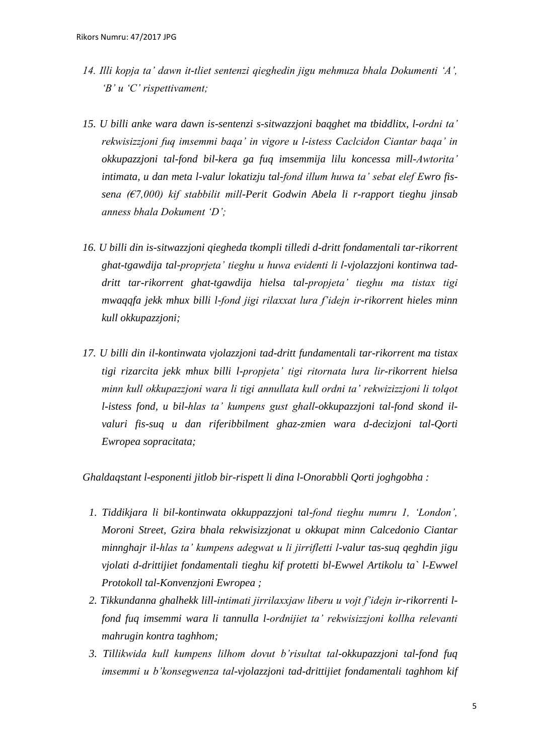*14. Illi kopja ta' dawn it-tliet sentenzi qieghedin jigu mehmuza bhala Dokumenti 'A', 'B' u 'C' rispettivament;*

*15. U billi anke wara dawn is-sentenzi s-sitwazzjoni baqghet ma tbiddlitx, l-ordni ta' rekwisizzjoni fuq imsemmi baqa' in vigore u l-istess Caclcidon Ciantar baqa' in okkupazzjoni tal-fond bil-kera ga fuq imsemmija lilu koncessa mill-Awtorita' intimata, u dan meta l-valur lokatizju tal-fond illum huwa ta' sebat elef Ewro fis-sena (€7,000) kif stabbilit mill-Perit Godwin Abela li r-rapport tieghu jinsab anness bhala Dokument 'D';*

*16. U billi din is-sitwazzjoni qiegheda tkompli tilledi d-dritt fondamentali tar-rikorrent ghat-tgawdija tal-proprjeta' tieghu u huwa evidenti li l-vjolazzjoni kontinwa tad-dritt tar-rikorrent ghat-tgawdija hielsa tal-propjeta' tieghu ma tistax tigi mwaqqfa jekk mhux billi l-fond jigi rilaxxat lura f'idejn ir-rikorrent hieles minn kull okkupazzjoni;*

*17. U billi din il-kontinwata vjolazzjoni tad-dritt fundamentali tar-rikorrent ma tistax tigi rizarcita jekk mhux billi l-propjeta' tigi ritornata lura lir-rikorrent hielsa minn kull okkupazzjoni wara li tigi annullata kull ordni ta' rekwizizzjoni li tolqot l-istess fond, u bil-hlas ta' kumpens gust ghall-okkupazzjoni tal-fond skond il-valuri fis-suq u dan riferibbilment ghaz-zmien wara d-decizjoni tal-Qorti Ewropea sopracitata;*

*Ghaldaqstant l-esponenti jitlob bir-rispett li dina l-Onorabbli Qorti joghgobha :*

1. *Tiddikjara li bil-kontinwata okkuppazzjoni tal-fond tieghu numru 1, 'London', Moroni Street, Gzira bhala rekwisizzjonat u okkupat minn Calcedonio Ciantar minnghajr il-hlas ta' kumpens adegwat u li jirrifletti l-valur tas-suq qeghdin jigu vjolati d-drittijiet fondamentali tieghu kif protetti bl-Ewwel Artikolu ta` l-Ewwel Protokoll tal-Konvenzjoni Ewropea ;*
2. *Tikkundanna ghalhekk lill-intimati jirrilaxxjaw liberu u vojt f'idejn ir-rikorrenti l-fond fuq imsemmi wara li tannulla l-ordnijiet ta' rekwisizzjoni kollha relevanti mahrugin kontra taghhom;*
3. *Tillikwida kull kumpens lilhom dovut b'risultat tal-okkupazzjoni tal-fond fuq imsemmi u b'konsegwenza tal-vjolazzjoni tad-drittijiet fondamentali taghhom kif*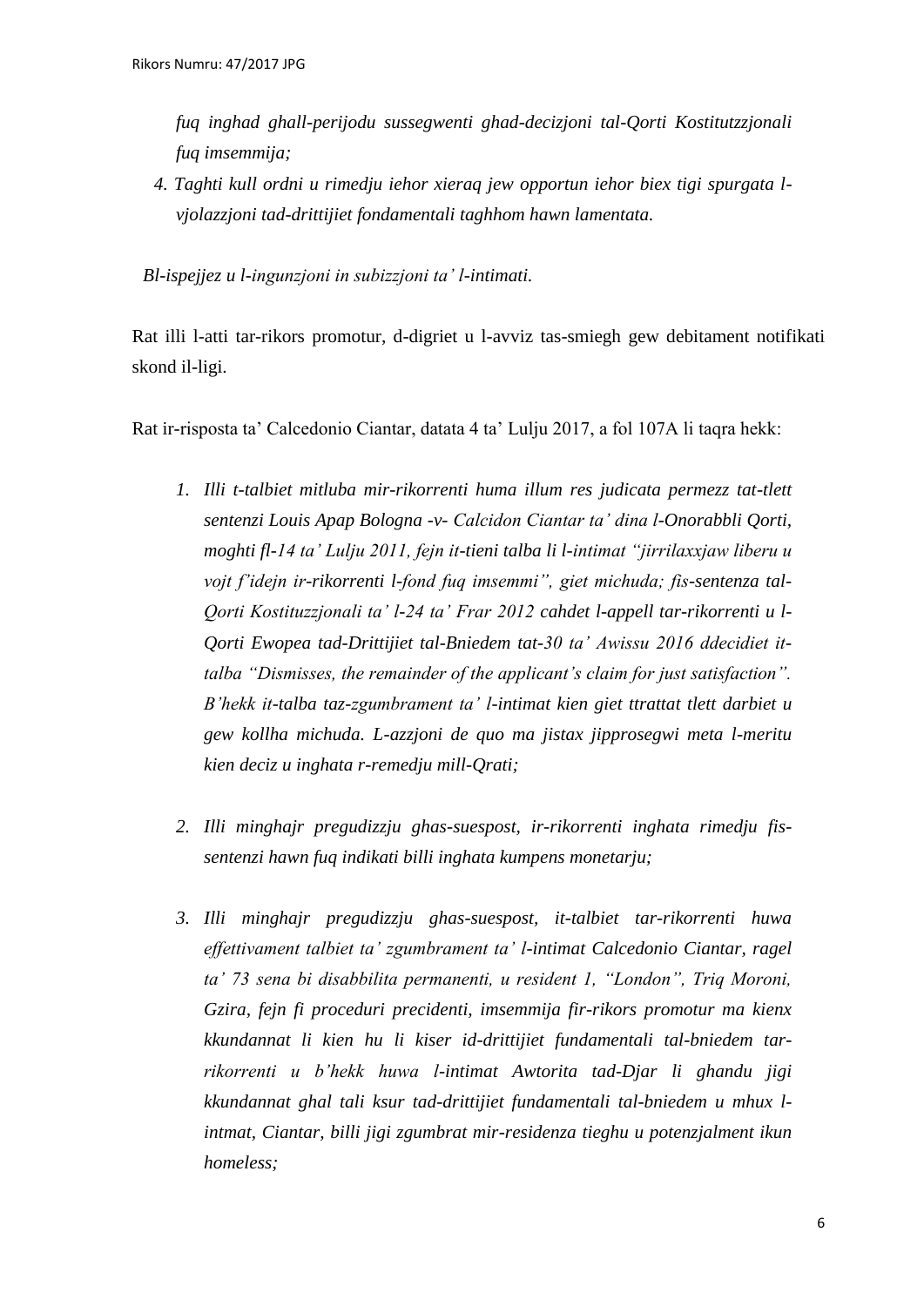*fuq inghad ghall-perijodu sussegwenti ghad-decizjoni tal-Qorti Kostitutzzjonali fuq imsemmija;*

4. *Taghti kull ordni u rimedju iehor xieraq jew opportun iehor biex tigi spurgata l-vjolazzjoni tad-drittijiet fondamentali taghhom hawn lamentata.*

*Bl-ispejjez u l-ingunzjoni in subizzjoni ta' l-intimati.*

Rat illi l-atti tar-rikors promotur, d-digriet u l-avviz tas-smiegh gew debitament notifikati skond il-ligi.

Rat ir-risposta ta' Calcedonio Ciantar, datata 4 ta' Lulju 2017, a fol 107A li taqra hekk:

1. *Illi t-talbiet mitluba mir-rikorrenti huma illum res judicata permezz tat-tlett sentenzi Louis Apap Bologna -v- Calcidon Ciantar ta' dina l-Onorabbli Qorti, moghti fl-14 ta' Lulju 2011, fejn it-tieni talba li l-intimat "jirrilaxxjaw liberu u vojt f'idejn ir-rikorrenti l-fond fuq imsemmi", giet michuda; fis-sentenza tal-Qorti Kostituzzjonali ta' l-24 ta' Frar 2012 cahdet l-appell tar-rikorrenti u l-Qorti Ewopea tad-Drittijiet tal-Bniedem tat-30 ta' Awissu 2016 ddecidiet it-talba "Dismisses, the remainder of the applicant's claim for just satisfaction". B'hekk it-talba taz-zgumbrament ta' l-intimat kien giet ttrattat tlett darbiet u gew kollha michuda. L-azzjoni de quo ma jistax jipprosegwi meta l-meritu kien deciz u inghata r-remedju mill-Qrati;*

2. *Illi minghajr pregudizzju ghas-suespost, ir-rikorrenti inghata rimedju fis-sentenzi hawn fuq indikati billi inghata kumpens monetarju;*

3. *Illi minghajr pregudizzju ghas-suespost, it-talbiet tar-rikorrenti huwa effettivament talbiet ta' zgumbrament ta' l-intimat Calcedonio Ciantar, ragel ta' 73 sena bi disabbilita permanenti, u resident 1, "London", Triq Moroni, Gzira, fejn fi proceduri precidenti, imsemmija fir-rikors promotur ma kienx kkundannat li kien hu li kiser id-drittijiet fundamentali tal-bniedem tar-rikorrenti u b'hekk huwa l-intimat Awtorita tad-Djar li ghandu jigi kkundannat ghal tali ksur tad-drittijiet fundamentali tal-bniedem u mhux l-intmat, Ciantar, billi jigi zgumbrat mir-residenza tieghu u potenzjalment ikun homeless;*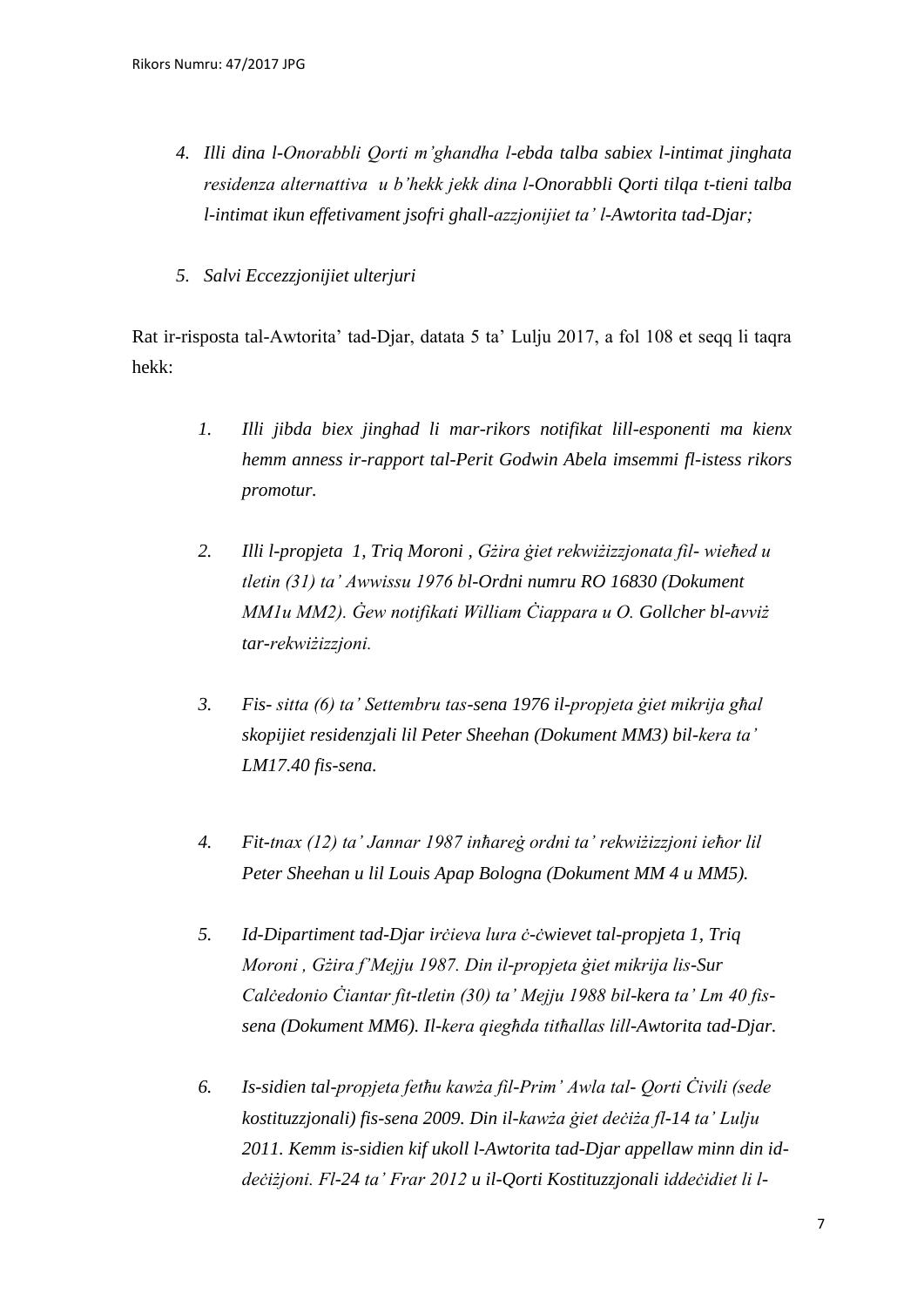4. *Illi dina l-Onorabbli Qorti m'ghandha l-ebda talba sabiex l-intimat jinghata residenza alternattiva u b'hekk jekk dina l-Onorabbli Qorti tilqa t-tieni talba l-intimat ikun effetivament jsofri ghall-azzjonijiet ta' l-Awtorita tad-Djar;*

5. *Salvi Eccezzjonijiet ulterjuri*

Rat ir-risposta tal-Awtorita' tad-Djar, datata 5 ta' Lulju 2017, a fol 108 et seqq li taqra hekk:

1. *Illi jibda biex jinghad li mar-rikors notifikat lill-esponenti ma kienx hemm anness ir-rapport tal-Perit Godwin Abela imsemmi fl-istess rikors promotur.*

2. *Illi l-propjeta 1, Triq Moroni , Gżira ġiet rekwiżizzjonata fil- wieħed u tletin (31) ta' Awwissu 1976 bl-Ordni numru RO 16830 (Dokument MM1u MM2). Ġew notifikati William Ċiappara u O. Gollcher bl-avviż tar-rekwiżizzjoni.*

3. *Fis- sitta (6) ta' Settembru tas-sena 1976 il-propjeta ġiet mikrija għal skopijiet residenzjali lil Peter Sheehan (Dokument MM3) bil-kera ta' LM17.40 fis-sena.*

4. *Fit-tnax (12) ta' Jannar 1987 inħareġ ordni ta' rekwiżizzjoni ieħor lil Peter Sheehan u lil Louis Apap Bologna (Dokument MM 4 u MM5).*

5. *Id-Dipartiment tad-Djar irċieva lura ċ-ċwievet tal-propjeta 1, Triq Moroni , Gżira f'Mejju 1987. Din il-propjeta ġiet mikrija lis-Sur Calċedonio Ċiantar fit-tletin (30) ta' Mejju 1988 bil-kera ta' Lm 40 fis-sena (Dokument MM6). Il-kera qiegħda titħallas lill-Awtorita tad-Djar.*

6. *Is-sidien tal-propjeta fetħu kawża fil-Prim' Awla tal- Qorti Ċivili (sede kostituzzjonali) fis-sena 2009. Din il-kawża ġiet deċiża fl-14 ta' Lulju 2011. Kemm is-sidien kif ukoll l-Awtorita tad-Djar appellaw minn din id-deċiżjoni. Fl-24 ta' Frar 2012 u il-Qorti Kostituzzjonali iddeċidiet li l-*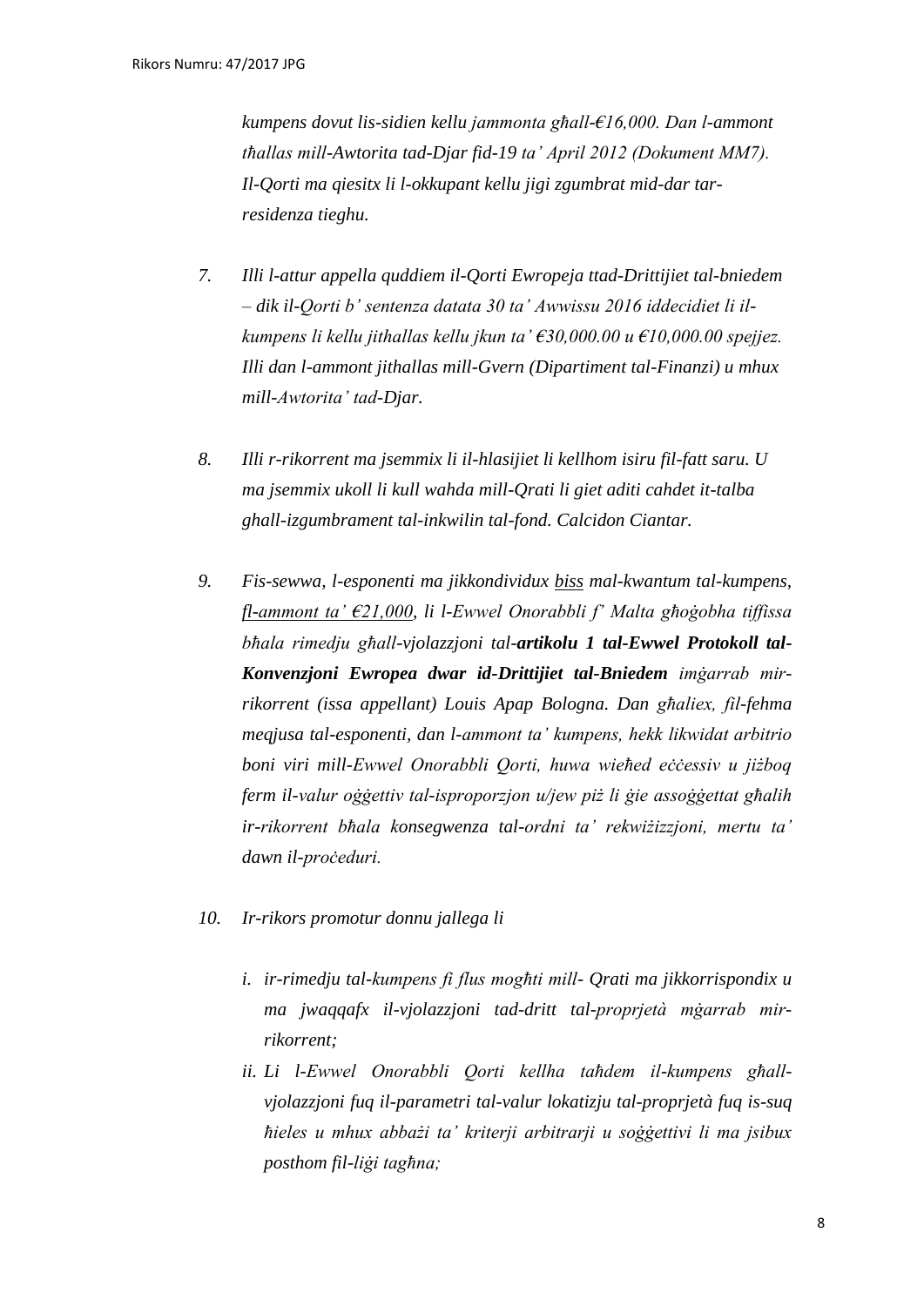*kumpens dovut lis-sidien kellu jammonta għall-€16,000. Dan l-ammont tħallas mill-Awtorita tad-Djar fid-19 ta' April 2012 (Dokument MM7). Il-Qorti ma qiesitx li l-okkupant kellu jigi zgumbrat mid-dar tar-residenza tieghu.*

7. *Illi l-attur appella quddiem il-Qorti Ewropeja ttad-Drittijiet tal-bniedem – dik il-Qorti b' sentenza datata 30 ta' Awwissu 2016 iddecidiet li il-kumpens li kellu jithallas kellu jkun ta' €30,000.00 u €10,000.00 spejjez. Illi dan l-ammont jithallas mill-Gvern (Dipartiment tal-Finanzi) u mhux mill-Awtorita' tad-Djar.*

8. *Illi r-rikorrent ma jsemmix li il-hlasijiet li kellhom isiru fil-fatt saru. U ma jsemmix ukoll li kull wahda mill-Qrati li giet aditi cahdet it-talba ghall-izgumbrament tal-inkwilin tal-fond. Calcidon Ciantar.*

9. *Fis-sewwa, l-esponenti ma jikkondividux biss mal-kwantum tal-kumpens, fl-ammont ta' €21,000, li l-Ewwel Onorabbli f' Malta għoġobha tiffissa bħala rimedju għall-vjolazzjoni tal-**artikolu 1 tal-Ewwel Protokoll tal-Konvenzjoni Ewropea dwar id-Drittijiet tal-Bniedem** imġarrab mir-rikorrent (issa appellant) Louis Apap Bologna. Dan għaliex, fil-fehma meqjusa tal-esponenti, dan l-ammont ta' kumpens, hekk likwidat arbitrio boni viri mill-Ewwel Onorabbli Qorti, huwa wieħed eċċessiv u jiżboq ferm il-valur oġġettiv tal-isproporzjon u/jew piż li ġie assoġġettat għalih ir-rikorrent bħala konsegwenza tal-ordni ta' rekwiżizzjoni, mertu ta' dawn il-proċeduri.*

10. *Ir-rikors promotur donnu jallega li*

    i. *ir-rimedju tal-kumpens fi flus mogħti mill- Qrati ma jikkorrispondix u ma jwaqqafx il-vjolazzjoni tad-dritt tal-proprjetà mġarrab mir-rikorrent;*

    ii. *Li l-Ewwel Onorabbli Qorti kellha taħdem il-kumpens għall-vjolazzjoni fuq il-parametri tal-valur lokatizju tal-proprjetà fuq is-suq ħieles u mhux abbażi ta' kriterji arbitrarji u soġġettivi li ma jsibux posthom fil-liġi tagħna;*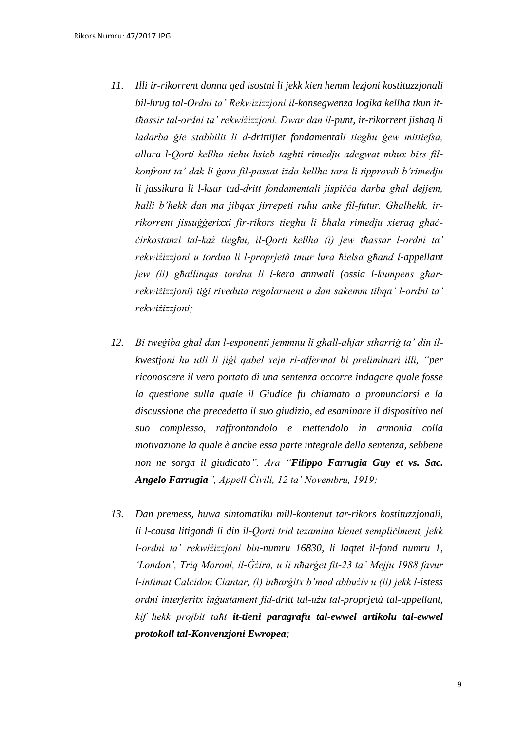11. *Illi ir-rikorrent donnu qed isostni li jekk kien hemm lezjoni kostituzzjonali bil-hrug tal-Ordni ta' Rekwizizzjoni il-konsegwenza logika kellha tkun it-tħassir tal-ordni ta' rekwiżizzjoni. Dwar dan il-punt, ir-rikorrent jishaq li ladarba ġie stabbilit li d-drittijiet fondamentali tiegħu ġew mittiefsa, allura l-Qorti kellha tieħu ħsieb tagħti rimedju adegwat mhux biss fil-konfront ta' dak li ġara fil-passat iżda kellha tara li tipprovdi b'rimedju li jassikura li l-ksur tad-dritt fondamentali jispiċċa darba għal dejjem, ħalli b'hekk dan ma jibqax jirrepeti ruħu anke fil-futur. Għalhekk, ir-rikorrent jissuġġerixxi fir-rikors tiegħu li bħala rimedju xieraq għaċ-ċirkostanzi tal-każ tiegħu, il-Qorti kellha (i) jew tħassar l-ordni ta' rekwiżizzjoni u tordna li l-proprjetà tmur lura ħielsa għand l-appellant jew (ii) għallinqas tordna li l-kera annwali (ossia l-kumpens għar-rekwiżizzjoni) tiġi riveduta regolarment u dan sakemm tibqa' l-ordni ta' rekwiżizzjoni;*

12. *Bi tweġiba għal dan l-esponenti jemmnu li għall-aħjar stħarriġ ta' din il-kwestjoni hu utli li jiġi qabel xejn ri-affermat bi preliminari illi, "per riconoscere il vero portato di una sentenza occorre indagare quale fosse la questione sulla quale il Giudice fu chiamato a pronunciarsi e la discussione che precedetta il suo giudizio, ed esaminare il dispositivo nel suo complesso, raffrontandolo e mettendolo in armonia colla motivazione la quale è anche essa parte integrale della sentenza, sebbene non ne sorga il giudicato". Ara "**Filippo Farrugia Guy et vs. Sac. Angelo Farrugia**", Appell Ċivili, 12 ta' Novembru, 1919;*

13. *Dan premess, huwa sintomatiku mill-kontenut tar-rikors kostituzzjonali, li l-causa litigandi li din il-Qorti trid tezamina kienet sempliċiment, jekk l-ordni ta' rekwiżizzjoni bin-numru 16830, li laqtet il-fond numru 1, 'London', Triq Moroni, il-Ġżira, u li nħarġet fit-23 ta' Mejju 1988 favur l-intimat Calcidon Ciantar, (i) inħarġitx b'mod abbużiv u (ii) jekk l-istess ordni interferitx inġustament fid-dritt tal-użu tal-proprjetà tal-appellant, kif hekk projbit taħt **it-tieni paragrafu tal-ewwel artikolu tal-ewwel protokoll tal-Konvenzjoni Ewropea**;*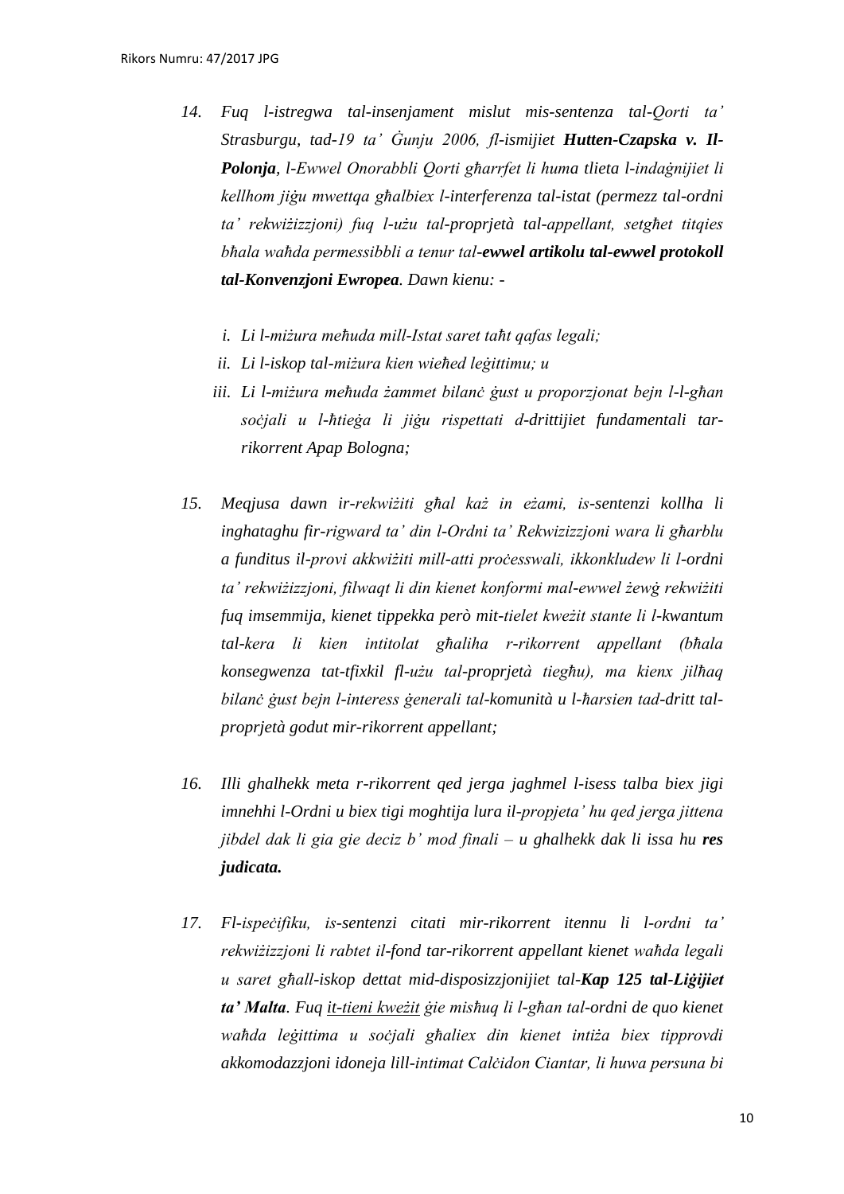14. *Fuq l-istregwa tal-insenjament mislut mis-sentenza tal-Qorti ta' Strasburgu, tad-19 ta' Ġunju 2006, fl-ismijiet **Hutten-Czapska v. Il-Polonja**, l-Ewwel Onorabbli Qorti għarrfet li huma tlieta l-indaġnijiet li kellhom jiġu mwettqa għalbiex l-interferenza tal-istat (permezz tal-ordni ta' rekwiżizzjoni) fuq l-użu tal-proprjetà tal-appellant, setgħet titqies bħala waħda permessibbli a tenur tal-**ewwel artikolu tal-ewwel protokoll tal-Konvenzjoni Ewropea**. Dawn kienu: -*

    i. *Li l-miżura meħuda mill-Istat saret taħt qafas legali;*
    ii. *Li l-iskop tal-miżura kien wieħed leġittimu; u*
    iii. *Li l-miżura meħuda żammet bilanċ ġust u proporzjonat bejn l-l-għan soċjali u l-ħtieġa li jiġu rispettati d-drittijiet fundamentali tar-rikorrent Apap Bologna;*

15. *Meqjusa dawn ir-rekwiżiti għal każ in eżami, is-sentenzi kollha li inghataghu fir-rigward ta' din l-Ordni ta' Rekwizizzjoni wara li għarblu a funditus il-provi akkwiżiti mill-atti proċesswali, ikkonkludew li l-ordni ta' rekwiżizzjoni, filwaqt li din kienet konformi mal-ewwel żewġ rekwiżiti fuq imsemmija, kienet tippekka però mit-tielet kweżit stante li l-kwantum tal-kera li kien intitolat għaliha r-rikorrent appellant (bħala konsegwenza tat-tfixkil fl-użu tal-proprjetà tiegħu), ma kienx jilħaq bilanċ ġust bejn l-interess ġenerali tal-komunità u l-ħarsien tad-dritt tal-proprjetà godut mir-rikorrent appellant;*

16. *Illi ghalhekk meta r-rikorrent qed jerga jaghmel l-isess talba biex jigi imnehhi l-Ordni u biex tigi moghtija lura il-propjeta' hu qed jerga jittena jibdel dak li gia gie deciz b' mod finali – u ghalhekk dak li issa hu **res judicata.***

17. *Fl-ispeċifiku, is-sentenzi citati mir-rikorrent itennu li l-ordni ta' rekwiżizzjoni li rabtet il-fond tar-rikorrent appellant kienet waħda legali u saret għall-iskop dettat mid-disposizzjonijiet tal-**Kap 125 tal-Liġijiet ta' Malta**. Fuq <u>it-tieni kweżit</u> ġie misħuq li l-għan tal-ordni de quo kienet waħda leġittima u soċjali għaliex din kienet intiża biex tipprovdi akkomodazzjoni idoneja lill-intimat Calċidon Ciantar, li huwa persuna bi*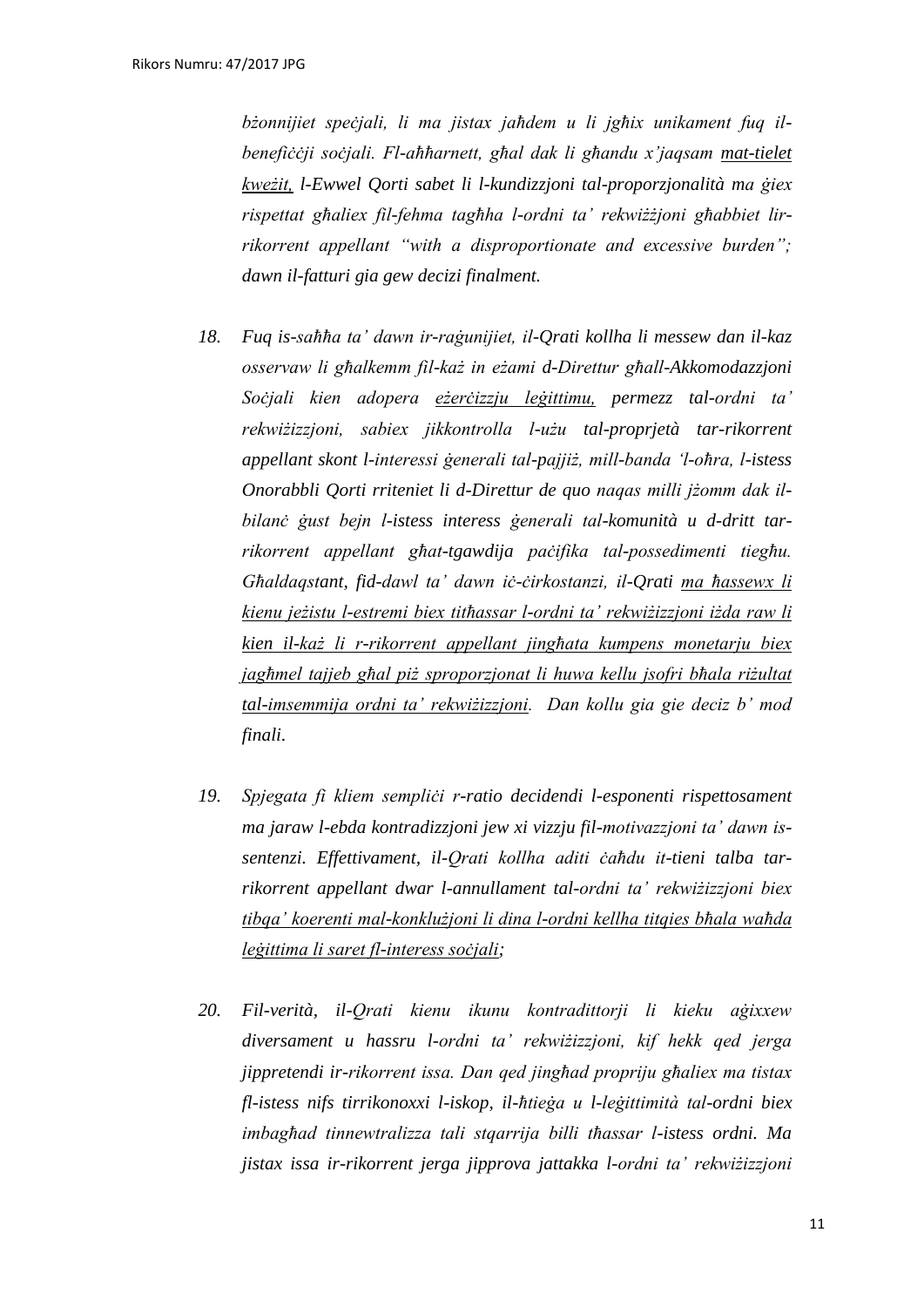*bżonnijiet speċjali, li ma jistax jaħdem u li jgħix unikament fuq il-benefiċċji soċjali. Fl-aħħarnett, għal dak li għandu x'jaqsam* *mat-tielet kweżit,* *l-Ewwel Qorti sabet li l-kundizzjoni tal-proporzjonalità ma ġiex rispettat għaliex fil-fehma tagħha l-ordni ta' rekwiżżjoni għabbiet lir-rikorrent appellant "with a disproportionate and excessive burden"; dawn il-fatturi gia gew decizi finalment.*

18. *Fuq is-saħħa ta' dawn ir-raġunijiet, il-Qrati kollha li messew dan il-kaz osservaw li għalkemm fil-każ in eżami d-Direttur għall-Akkomodazzjoni Soċjali kien adopera* *eżerċizzju leġittimu,* *permezz tal-ordni ta' rekwiżizzjoni, sabiex jikkontrolla l-użu tal-proprjetà tar-rikorrent appellant skont l-interessi ġenerali tal-pajjiż, mill-banda 'l-oħra, l-istess Onorabbli Qorti rriteniet li d-Direttur de quo naqas milli jżomm dak il-bilanċ ġust bejn l-istess interess ġenerali tal-komunità u d-dritt tar-rikorrent appellant għat-tgawdija paċifika tal-possedimenti tiegħu. Għaldaqstant, fid-dawl ta' dawn iċ-ċirkostanzi, il-Qrati* *ma ħassewx li kienu jeżistu l-estremi biex titħassar l-ordni ta' rekwiżizzjoni iżda raw li kien il-każ li r-rikorrent appellant jingħata kumpens monetarju biex jagħmel tajjeb għal piż sproporzjonat li huwa kellu jsofri bħala riżultat tal-imsemmija ordni ta' rekwiżizzjoni.* *Dan kollu gia gie deciz b' mod finali.*

19. *Spjegata fi kliem sempliċi r-ratio decidendi l-esponenti rispettosament ma jaraw l-ebda kontradizzjoni jew xi vizzju fil-motivazzjoni ta' dawn is-sentenzi. Effettivament, il-Qrati kollha aditi ċaħdu it-tieni talba tar-rikorrent appellant dwar l-annullament tal-ordni ta' rekwiżizzjoni biex* *tibqa' koerenti mal-konklużjoni li dina l-ordni kellha titqies bħala waħda leġittima li saret fl-interess soċjali;*

20. *Fil-verità, il-Qrati kienu ikunu kontradittorji li kieku aġixxew diversament u hassru l-ordni ta' rekwiżizzjoni, kif hekk qed jerga jippretendi ir-rikorrent issa. Dan qed jingħad propriju għaliex ma tistax fl-istess nifs tirrikonoxxi l-iskop, il-ħtieġa u l-leġittimità tal-ordni biex imbagħad tinnewtralizza tali stqarrija billi tħassar l-istess ordni. Ma jistax issa ir-rikorrent jerga jipprova jattakka l-ordni ta' rekwiżizzjoni*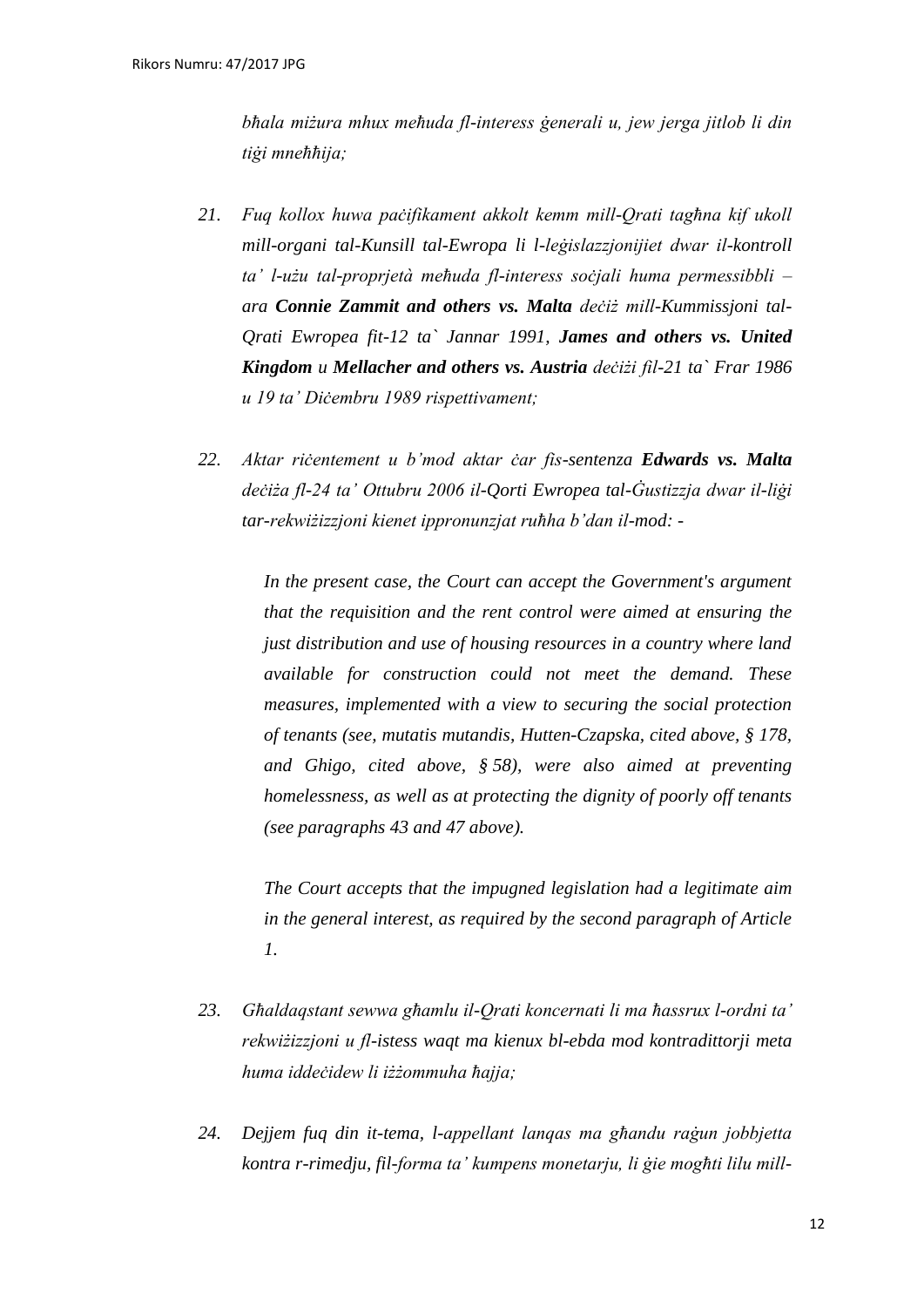*bħala miżura mhux meħuda fl-interess ġenerali u, jew jerga jitlob li din tiġi mneħħija;*

21. *Fuq kollox huwa paċifikament akkolt kemm mill-Qrati tagħna kif ukoll mill-organi tal-Kunsill tal-Ewropa li l-leġislazzjonijiet dwar il-kontroll ta' l-użu tal-proprjetà meħuda fl-interess soċjali huma permessibbli – ara **Connie Zammit and others vs. Malta** deċiż mill-Kummissjoni tal-Qrati Ewropea fit-12 ta` Jannar 1991, **James and others vs. United Kingdom** u **Mellacher and others vs. Austria** deċiżi fil-21 ta` Frar 1986 u 19 ta' Diċembru 1989 rispettivament;*

22. *Aktar riċentement u b'mod aktar ċar fis-sentenza **Edwards vs. Malta** deċiża fl-24 ta' Ottubru 2006 il-Qorti Ewropea tal-Ġustizzja dwar il-liġi tar-rekwiżizzjoni kienet ippronunzjat ruħha b'dan il-mod: -*

    *In the present case, the Court can accept the Government's argument that the requisition and the rent control were aimed at ensuring the just distribution and use of housing resources in a country where land available for construction could not meet the demand. These measures, implemented with a view to securing the social protection of tenants (see, mutatis mutandis, Hutten-Czapska, cited above, § 178, and Ghigo, cited above, § 58), were also aimed at preventing homelessness, as well as at protecting the dignity of poorly off tenants (see paragraphs 43 and 47 above).*

    *The Court accepts that the impugned legislation had a legitimate aim in the general interest, as required by the second paragraph of Article 1.*

23. *Għaldaqstant sewwa għamlu il-Qrati koncernati li ma ħassrux l-ordni ta' rekwiżizzjoni u fl-istess waqt ma kienux bl-ebda mod kontradittorji meta huma iddeċidew li iżżommuha ħajja;*

24. *Dejjem fuq din it-tema, l-appellant lanqas ma għandu raġun jobbjetta kontra r-rimedju, fil-forma ta' kumpens monetarju, li ġie mogħti lilu mill-*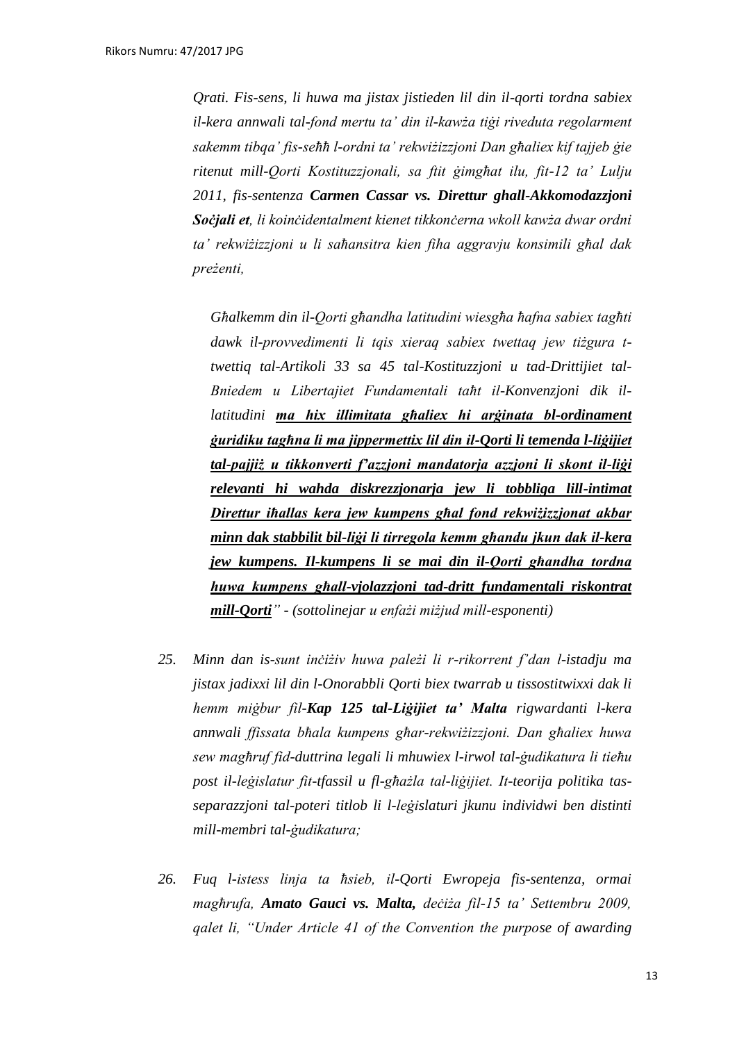*Qrati. Fis-sens, li huwa ma jistax jistieden lil din il-qorti tordna sabiex il-kera annwali tal-fond mertu ta' din il-kawża tiġi riveduta regolarment sakemm tibqa' fis-seħħ l-ordni ta' rekwiżizzjoni Dan għaliex kif tajjeb ġie ritenut mill-Qorti Kostituzzjonali, sa ftit ġimgħat ilu, fit-12 ta' Lulju 2011, fis-sentenza **Carmen Cassar vs. Direttur għall-Akkomodazzjoni Soċjali et**, li koinċidentalment kienet tikkonċerna wkoll kawża dwar ordni ta' rekwiżizzjoni u li saħansitra kien fiha aggravju konsimili għal dak preżenti,*

> *Għalkemm din il-Qorti għandha latitudini wiesgħa ħafna sabiex tagħti dawk il-provvedimenti li tqis xieraq sabiex twettaq jew tiżgura t-twettiq tal-Artikoli 33 sa 45 tal-Kostituzzjoni u tad-Drittijiet tal-Bniedem u Libertajiet Fundamentali taħt il-Konvenzjoni dik il-latitudini **<u>ma hix illimitata għaliex hi arġinata bl-ordinament ġuridiku tagħna li ma jippermettix lil din il-Qorti li temenda l-liġijiet tal-pajjiż u tikkonverti f'azzjoni mandatorja azzjoni li skont il-liġi relevanti hi waħda diskrezzjonarja jew li tobbliga lill-intimat Direttur iħallas kera jew kumpens għal fond rekwiżizzjonat akbar minn dak stabbilit bil-liġi li tirregola kemm għandu jkun dak il-kera jew kumpens. Il-kumpens li se mai din il-Qorti għandha tordna huwa kumpens għall-vjolazzjoni tad-dritt fundamentali riskontrat mill-Qorti</u>**" - (sottolinejar u enfażi miżjud mill-esponenti)*

25. *Minn dan is-sunt inċiżiv huwa pależi li r-rikorrent f'dan l-istadju ma jistax jadixxi lil din l-Onorabbli Qorti biex twarrab u tissostitwixxi dak li hemm miġbur fil-**Kap 125 tal-Liġijiet ta' Malta** rigwardanti l-kera annwali ffissata bħala kumpens għar-rekwiżizzjoni. Dan għaliex huwa sew magħruf fid-duttrina legali li mhuwiex l-irwol tal-ġudikatura li tieħu post il-leġislatur fit-tfassil u fl-għażla tal-liġijiet. It-teorija politika tas-separazzjoni tal-poteri titlob li l-leġislaturi jkunu individwi ben distinti mill-membri tal-ġudikatura;*

26. *Fuq l-istess linja ta ħsieb, il-Qorti Ewropeja fis-sentenza, ormai magħrufa, **Amato Gauci vs. Malta,** deċiża fil-15 ta' Settembru 2009, qalet li, "Under Article 41 of the Convention the purpose of awarding*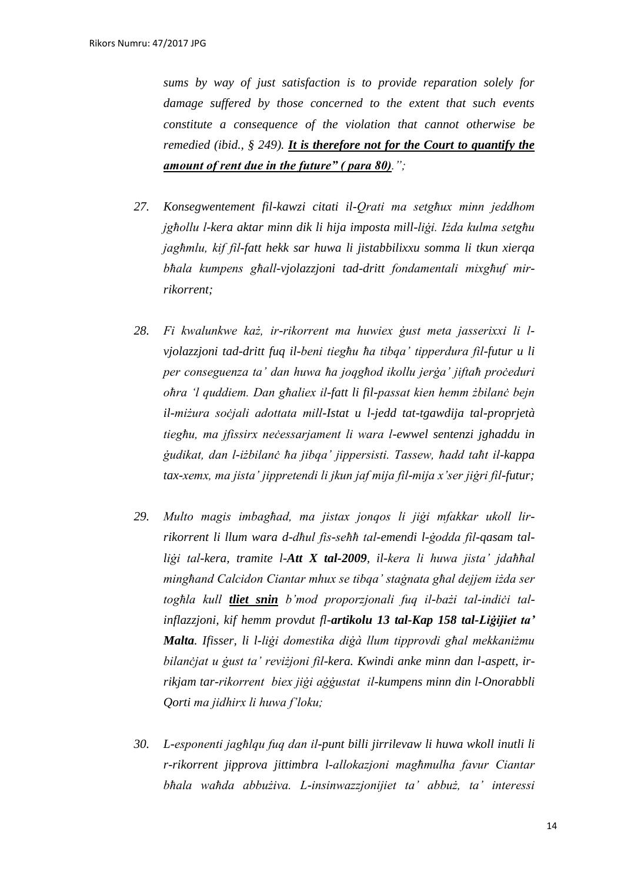*sums by way of just satisfaction is to provide reparation solely for damage suffered by those concerned to the extent that such events constitute a consequence of the violation that cannot otherwise be remedied (ibid., § 249).* ***<u>It is therefore not for the Court to quantify the amount of rent due in the future" ( para 80)</u>****.";*

27. *Konsegwentement fil-kawzi citati il-Qrati ma setgħux minn jeddhom jgħollu l-kera aktar minn dik li hija imposta mill-liġi. Iżda kulma setgħu jagħmlu, kif fil-fatt hekk sar huwa li jistabbilixxu somma li tkun xierqa bħala kumpens għall-vjolazzjoni tad-dritt fondamentali mixgħuf mir-rikorrent;*

28. *Fi kwalunkwe każ, ir-rikorrent ma huwiex ġust meta jasserixxi li l-vjolazzjoni tad-dritt fuq il-beni tiegħu ħa tibqa' tipperdura fil-futur u li per conseguenza ta' dan huwa ħa joqgħod ikollu jerġa' jiftaħ proċeduri oħra 'l quddiem. Dan għaliex il-fatt li fil-passat kien hemm żbilanċ bejn il-miżura soċjali adottata mill-Istat u l-jedd tat-tgawdija tal-proprjetà tiegħu, ma jfissirx neċessarjament li wara l-ewwel sentenzi jghaddu in ġudikat, dan l-iżbilanċ ħa jibqa' jippersisti. Tassew, ħadd taħt il-kappa tax-xemx, ma jista' jippretendi li jkun jaf mija fil-mija x'ser jiġri fil-futur;*

29. *Multo magis imbagħad, ma jistax jonqos li jiġi mfakkar ukoll lir-rikorrent li llum wara d-dħul fis-seħħ tal-emendi l-ġodda fil-qasam tal-liġi tal-kera, tramite l-****Att X tal-2009****, il-kera li huwa jista' jdaħħal mingħand Calcidon Ciantar mhux se tibqa' staġnata għal dejjem iżda ser togħla kull* ***<u>tliet snin</u>*** *b'mod proporzjonali fuq il-bażi tal-indiċi tal-inflazzjoni, kif hemm provdut fl-****artikolu 13 tal-Kap 158 tal-Liġijiet ta' Malta****. Ifisser, li l-liġi domestika diġà llum tipprovdi għal mekkaniżmu bilanċjat u ġust ta' reviżjoni fil-kera. Kwindi anke minn dan l-aspett, ir-rikjam tar-rikorrent biex jiġi aġġustat il-kumpens minn din l-Onorabbli Qorti ma jidhirx li huwa f'loku;*

30. *L-esponenti jagħlqu fuq dan il-punt billi jirrilevaw li huwa wkoll inutli li r-rikorrent jipprova jittimbra l-allokazjoni magħmulha favur Ciantar bħala waħda abbużiva. L-insinwazzjonijiet ta' abbuż, ta' interessi*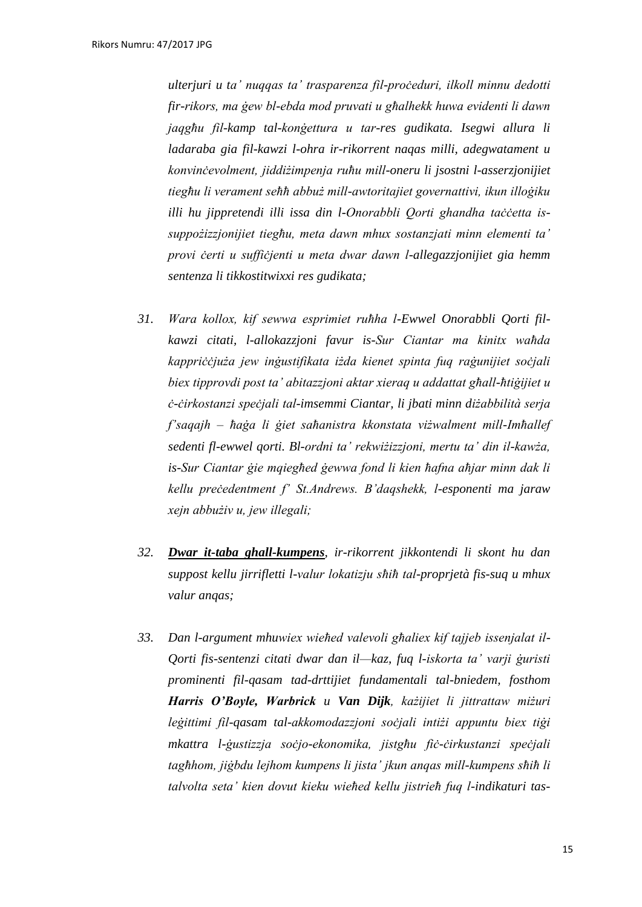*ulterjuri u ta' nuqqas ta' trasparenza fil-proċeduri, ilkoll minnu dedotti fir-rikors, ma ġew bl-ebda mod pruvati u għalhekk huwa evidenti li dawn jaqgħu fil-kamp tal-konġettura u tar-res gudikata. Isegwi allura li ladaraba gia fil-kawzi l-ohra ir-rikorrent naqas milli, adegwatament u konvinċevolment, jiddiżimpenja ruħu mill-oneru li jsostni l-asserzjonijiet tiegħu li verament seħħ abbuż mill-awtoritajiet governattivi, ikun illoġiku illi hu jippretendi illi issa din l-Onorabbli Qorti ghandha taċċetta is-suppożizzjonijiet tiegħu, meta dawn mhux sostanzjati minn elementi ta' provi ċerti u suffiċjenti u meta dwar dawn l-allegazzjonijiet gia hemm sentenza li tikkostitwixxi res gudikata;*

31. *Wara kollox, kif sewwa esprimiet ruħha l-Ewwel Onorabbli Qorti fil-kawzi citati, l-allokazzjoni favur is-Sur Ciantar ma kinitx waħda kappriċċjuża jew inġustifikata iżda kienet spinta fuq raġunijiet soċjali biex tipprovdi post ta' abitazzjoni aktar xieraq u addattat għall-ħtiġijiet u ċ-ċirkostanzi speċjali tal-imsemmi Ciantar, li jbati minn diżabbilità serja f'saqajh – ħaġa li ġiet saħanistra kkonstata viżwalment mill-Imħallef sedenti fl-ewwel qorti. Bl-ordni ta' rekwiżizzjoni, mertu ta' din il-kawża, is-Sur Ciantar ġie mqiegħed ġewwa fond li kien ħafna aħjar minn dak li kellu preċedentment f' St.Andrews. B'daqshekk, l-esponenti ma jaraw xejn abbużiv u, jew illegali;*

32. ***Dwar it-taba ghall-kumpens**, ir-rikorrent jikkontendi li skont hu dan suppost kellu jirrifletti l-valur lokatizju sħiħ tal-proprjetà fis-suq u mhux valur anqas;*

33. *Dan l-argument mhuwiex wieħed valevoli għaliex kif tajjeb issenjalat il-Qorti fis-sentenzi citati dwar dan il—kaz, fuq l-iskorta ta' varji ġuristi prominenti fil-qasam tad-drttijiet fundamentali tal-bniedem, fosthom **Harris O'Boyle, Warbrick** u **Van Dijk**, każijiet li jittrattaw miżuri leġittimi fil-qasam tal-akkomodazzjoni soċjali intiżi appuntu biex tiġi mkattra l-ġustizzja soċjo-ekonomika, jistgħu fiċ-ċirkustanzi speċjali tagħhom, jiġbdu lejhom kumpens li jista' jkun anqas mill-kumpens sħiħ li talvolta seta' kien dovut kieku wieħed kellu jistrieħ fuq l-indikaturi tas-*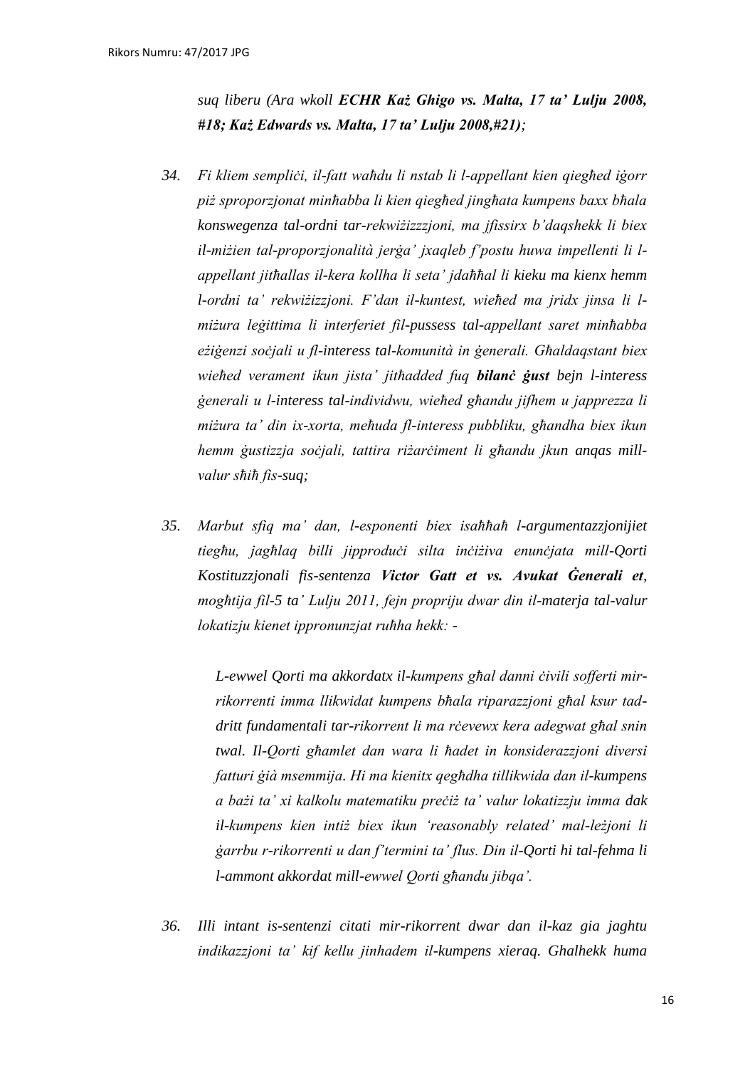*suq liberu (Ara wkoll **ECHR Każ Ghigo vs. Malta, 17 ta' Lulju 2008, #18; Każ Edwards vs. Malta, 17 ta' Lulju 2008,#21)**;*

*34. Fi kliem sempliċi, il-fatt waħdu li nstab li l-appellant kien qiegħed iġorr piż sproporzjonat minħabba li kien qiegħed jingħata kumpens baxx bħala konswegenza tal-ordni tar-rekwiżizzzjoni, ma jfissirx b'daqshekk li biex il-miżien tal-proporzjonalità jerġa' jxaqleb f'postu huwa impellenti li l-appellant jitħallas il-kera kollha li seta' jdaħħal li kieku ma kienx hemm l-ordni ta' rekwiżizzjoni. F'dan il-kuntest, wieħed ma jridx jinsa li l-miżura leġittima li interferiet fil-pussess tal-appellant saret minħabba eżiġenzi soċjali u fl-interess tal-komunità in ġenerali. Għaldaqstant biex wieħed verament ikun jista' jitħadded fuq **bilanċ ġust** bejn l-interess ġenerali u l-interess tal-individwu, wieħed għandu jifhem u japprezza li miżura ta' din ix-xorta, meħuda fl-interess pubbliku, għandha biex ikun hemm ġustizzja soċjali, tattira riżarċiment li għandu jkun anqas mill-valur sħiħ fis-suq;*

*35. Marbut sfiq ma' dan, l-esponenti biex isaħħaħ l-argumentazzjonijiet tiegħu, jagħlaq billi jipproduċi silta inċiżiva enunċjata mill-Qorti Kostituzzjonali fis-sentenza **Victor Gatt et vs. Avukat Ġenerali et**, mogħtija fil-5 ta' Lulju 2011, fejn propriju dwar din il-materja tal-valur lokatizju kienet ippronunzjat ruħha hekk: -*

> *L-ewwel Qorti ma akkordatx il-kumpens għal danni ċivili sofferti mir-rikorrenti imma llikwidat kumpens bħala riparazzjoni għal ksur tad-dritt fundamentali tar-rikorrent li ma rċevewx kera adegwat għal snin twal. Il-Qorti għamlet dan wara li ħadet in konsiderazzjoni diversi fatturi ġià msemmija. Hi ma kienitx qegħdha tillikwida dan il-kumpens a bażi ta' xi kalkolu matematiku preċiż ta' valur lokatizzju imma dak il-kumpens kien intiż biex ikun 'reasonably related' mal-leżjoni li ġarrbu r-rikorrenti u dan f'termini ta' flus. Din il-Qorti hi tal-fehma li l-ammont akkordat mill-ewwel Qorti għandu jibqa'.*

*36. Illi intant is-sentenzi citati mir-rikorrent dwar dan il-kaz gia jaghtu indikazzjoni ta' kif kellu jinhadem il-kumpens xieraq. Ghalhekk huma*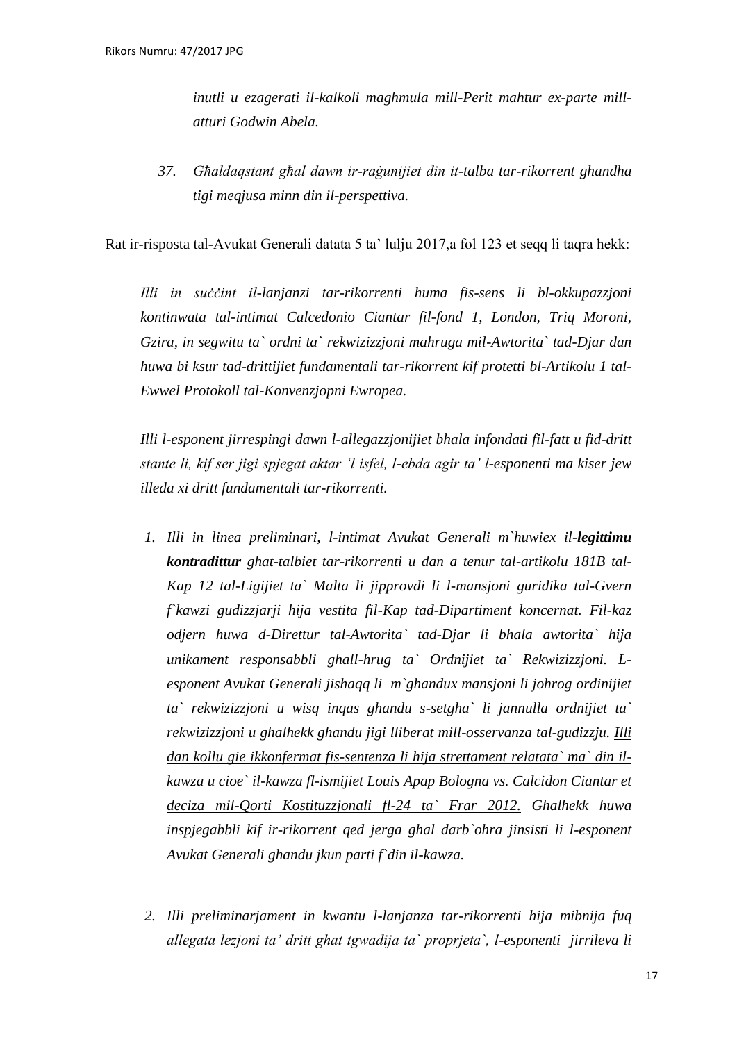*inutli u ezagerati il-kalkoli maghmula mill-Perit mahtur ex-parte mill-atturi Godwin Abela.*

37. *Għaldaqstant għal dawn ir-raġunijiet din it-talba tar-rikorrent ghandha tigi meqjusa minn din il-perspettiva.*

Rat ir-risposta tal-Avukat Generali datata 5 ta' lulju 2017,a fol 123 et seqq li taqra hekk:

*Illi in suċċint il-lanjanzi tar-rikorrenti huma fis-sens li bl-okkupazzjoni kontinwata tal-intimat Calcedonio Ciantar fil-fond 1, London, Triq Moroni, Gzira, in segwitu ta` ordni ta` rekwizizzjoni mahruga mil-Awtorita` tad-Djar dan huwa bi ksur tad-drittijiet fundamentali tar-rikorrent kif protetti bl-Artikolu 1 tal-Ewwel Protokoll tal-Konvenzjopni Ewropea.*

*Illi l-esponent jirrespingi dawn l-allegazzjonijiet bhala infondati fil-fatt u fid-dritt stante li, kif ser jigi spjegat aktar 'l isfel, l-ebda agir ta' l-esponenti ma kiser jew illeda xi dritt fundamentali tar-rikorrenti.*

1. *Illi in linea preliminari, l-intimat Avukat Generali m`huwiex il-**legittimu kontradittur** ghat-talbiet tar-rikorrenti u dan a tenur tal-artikolu 181B tal-Kap 12 tal-Ligijiet ta` Malta li jipprovdi li l-mansjoni guridika tal-Gvern f`kawzi gudizzjarji hija vestita fil-Kap tad-Dipartiment koncernat. Fil-kaz odjern huwa d-Direttur tal-Awtorita` tad-Djar li bhala awtorita` hija unikament responsabbli ghall-hrug ta` Ordnijiet ta` Rekwizizzjoni. L-esponent Avukat Generali jishaqq li m`ghandux mansjoni li johrog ordinijiet ta` rekwizizzjoni u wisq inqas ghandu s-setgha` li jannulla ordnijiet ta` rekwizizzjoni u ghalhekk ghandu jigi lliberat mill-osservanza tal-gudizzju. <u>Illi dan kollu gie ikkonfermat fis-sentenza li hija strettament relatata` ma` din il-kawza u cioe` il-kawza fl-ismijiet Louis Apap Bologna vs. Calcidon Ciantar et deciza mil-Qorti Kostituzzjonali fl-24 ta` Frar 2012.</u> Ghalhekk huwa inspjegabbli kif ir-rikorrent qed jerga ghal darb`ohra jinsisti li l-esponent Avukat Generali ghandu jkun parti f`din il-kawza.*

2. *Illi preliminarjament in kwantu l-lanjanza tar-rikorrenti hija mibnija fuq allegata lezjoni ta' dritt ghat tgwadija ta` proprjeta`, l-esponenti jirrileva li*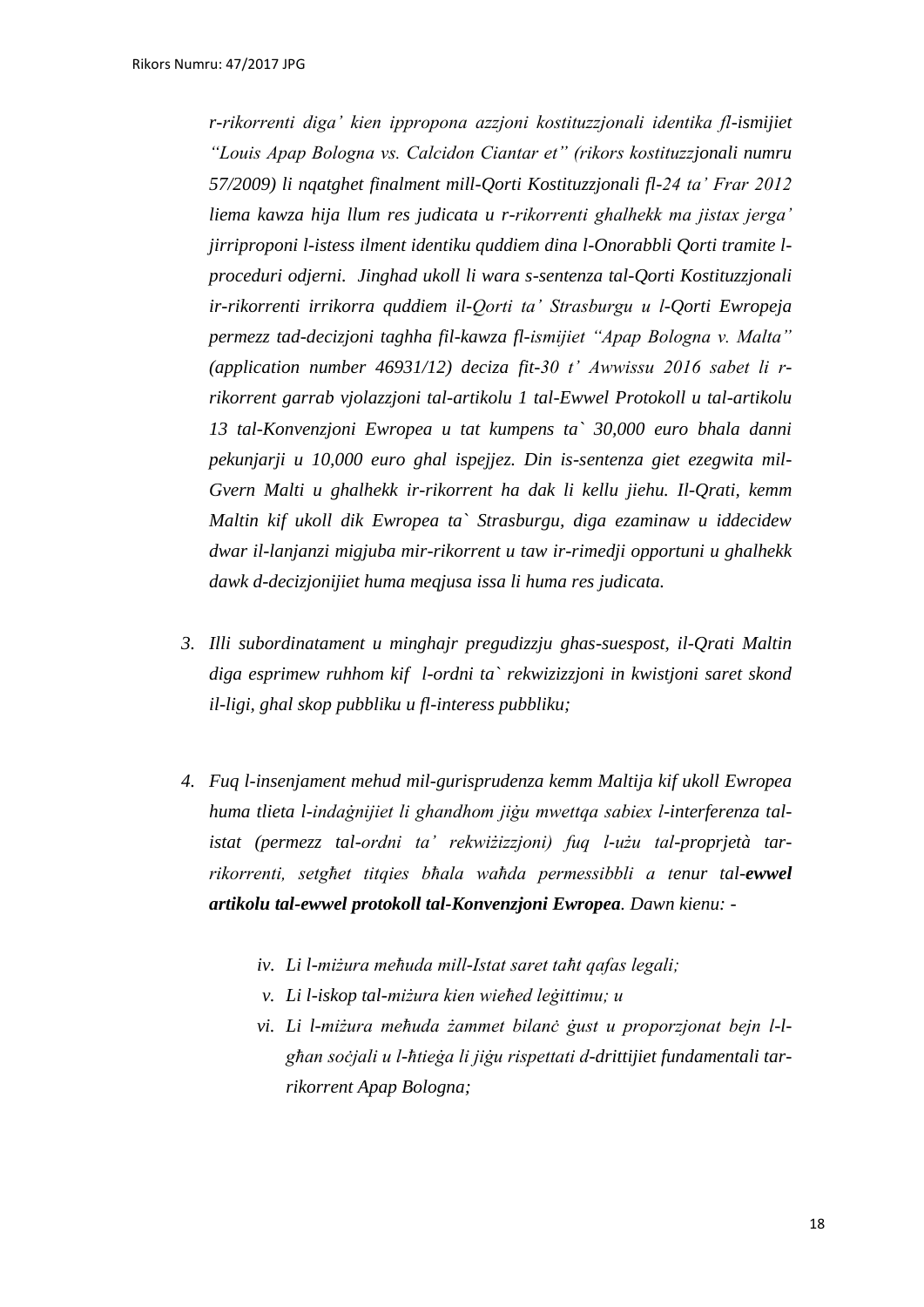*r-rikorrenti diga' kien ippropona azzjoni kostituzzjonali identika fl-ismijiet "Louis Apap Bologna vs. Calcidon Ciantar et" (rikors kostituzzjonali numru 57/2009) li nqatghet finalment mill-Qorti Kostituzzjonali fl-24 ta' Frar 2012 liema kawza hija llum res judicata u r-rikorrenti ghalhekk ma jistax jerga' jirriproponi l-istess ilment identiku quddiem dina l-Onorabbli Qorti tramite l-proceduri odjerni. Jinghad ukoll li wara s-sentenza tal-Qorti Kostituzzjonali ir-rikorrenti irrikorra quddiem il-Qorti ta' Strasburgu u l-Qorti Ewropeja permezz tad-decizjoni taghha fil-kawza fl-ismijiet "Apap Bologna v. Malta" (application number 46931/12) deciza fit-30 t' Awwissu 2016 sabet li r-rikorrent garrab vjolazzjoni tal-artikolu 1 tal-Ewwel Protokoll u tal-artikolu 13 tal-Konvenzjoni Ewropea u tat kumpens ta` 30,000 euro bhala danni pekunjarji u 10,000 euro ghal ispejjez. Din is-sentenza giet ezegwita mil-Gvern Malti u ghalhekk ir-rikorrent ha dak li kellu jiehu. Il-Qrati, kemm Maltin kif ukoll dik Ewropea ta` Strasburgu, diga ezaminaw u iddecidew dwar il-lanjanzi migjuba mir-rikorrent u taw ir-rimedji opportuni u ghalhekk dawk d-decizjonijiet huma meqjusa issa li huma res judicata.*

3. *Illi subordinatament u minghajr pregudizzju ghas-suespost, il-Qrati Maltin diga esprimew ruhhom kif l-ordni ta` rekwizizzjoni in kwistjoni saret skond il-ligi, ghal skop pubbliku u fl-interess pubbliku;*

4. *Fuq l-insenjament meħud mil-gurisprudenza kemm Maltija kif ukoll Ewropea huma tlieta l-indaġnijiet li ghandhom jiġu mwettqa sabiex l-interferenza tal-istat (permezz tal-ordni ta' rekwiżizzjoni) fuq l-użu tal-proprjetà tar-rikorrenti, setgħet titqies bħala waħda permessibbli a tenur tal-**ewwel artikolu tal-ewwel protokoll tal-Konvenzjoni Ewropea**. Dawn kienu: -*

   iv. *Li l-miżura meħuda mill-Istat saret taħt qafas legali;*
   
   v. *Li l-iskop tal-miżura kien wieħed leġittimu; u*
   
   vi. *Li l-miżura meħuda żammet bilanċ ġust u proporzjonat bejn l-l-għan soċjali u l-ħtieġa li jiġu rispettati d-drittijiet fundamentali tar-rikorrent Apap Bologna;*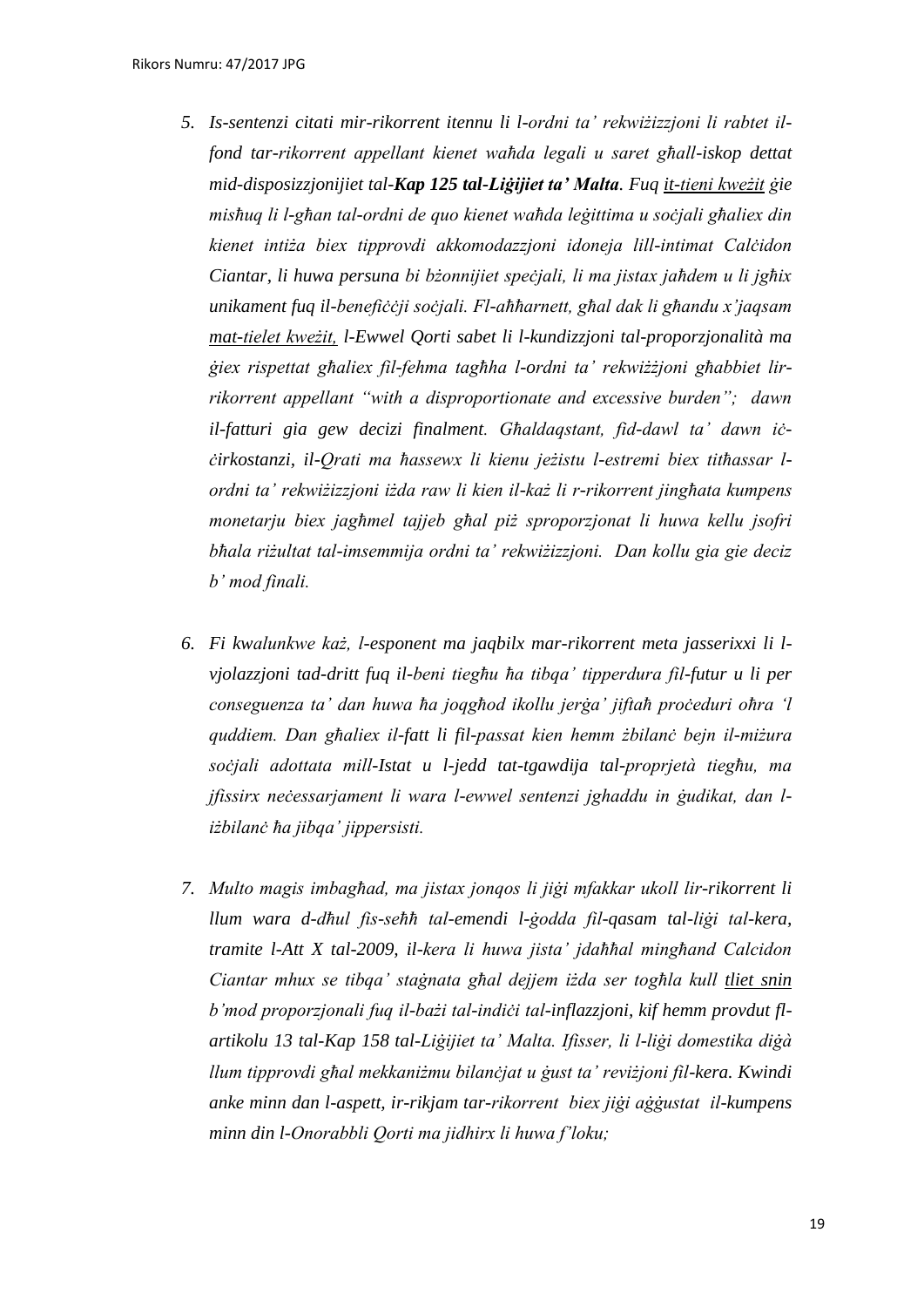5. *Is-sentenzi citati mir-rikorrent itennu li l-ordni ta' rekwiżizzjoni li rabtet il-fond tar-rikorrent appellant kienet waħda legali u saret għall-iskop dettat mid-disposizzjonijiet tal-**Kap 125 tal-Liġijiet ta' Malta**. Fuq <u>it-tieni kweżit</u> ġie misħuq li l-għan tal-ordni de quo kienet waħda leġittima u soċjali għaliex din kienet intiża biex tipprovdi akkomodazzjoni idoneja lill-intimat Calċidon Ciantar, li huwa persuna bi bżonnijiet speċjali, li ma jistax jaħdem u li jgħix unikament fuq il-benefiċċji soċjali. Fl-aħħarnett, għal dak li għandu x'jaqsam <u>mat-tielet kweżit,</u> l-Ewwel Qorti sabet li l-kundizzjoni tal-proporzjonalità ma ġiex rispettat għaliex fil-fehma tagħha l-ordni ta' rekwiżżjoni għabbiet lir-rikorrent appellant "with a disproportionate and excessive burden"; dawn il-fatturi gia gew decizi finalment. Għaldaqstant, fid-dawl ta' dawn iċ-ċirkostanzi, il-Qrati ma ħassewx li kienu jeżistu l-estremi biex titħassar l-ordni ta' rekwiżizzjoni iżda raw li kien il-każ li r-rikorrent jingħata kumpens monetarju biex jagħmel tajjeb għal piż sproporzjonat li huwa kellu jsofri bħala riżultat tal-imsemmija ordni ta' rekwiżizzjoni. Dan kollu gia gie deciz b' mod finali.*

6. *Fi kwalunkwe każ, l-esponent ma jaqbilx mar-rikorrent meta jasserixxi li l-vjolazzjoni tad-dritt fuq il-beni tiegħu ħa tibqa' tipperdura fil-futur u li per conseguenza ta' dan huwa ħa joqgħod ikollu jerġa' jiftaħ proċeduri oħra 'l quddiem. Dan għaliex il-fatt li fil-passat kien hemm żbilanċ bejn il-miżura soċjali adottata mill-Istat u l-jedd tat-tgawdija tal-proprjetà tiegħu, ma jfissirx neċessarjament li wara l-ewwel sentenzi jghaddu in ġudikat, dan l-iżbilanċ ħa jibqa' jippersisti.*

7. *Multo magis imbagħad, ma jistax jonqos li jiġi mfakkar ukoll lir-rikorrent li llum wara d-dħul fis-seħħ tal-emendi l-ġodda fil-qasam tal-liġi tal-kera, tramite l-Att X tal-2009, il-kera li huwa jista' jdaħħal mingħand Calcidon Ciantar mhux se tibqa' staġnata għal dejjem iżda ser togħla kull <u>tliet snin</u> b'mod proporzjonali fuq il-bażi tal-indiċi tal-inflazzjoni, kif hemm provdut fl-artikolu 13 tal-Kap 158 tal-Liġijiet ta' Malta. Ifisser, li l-liġi domestika diġà llum tipprovdi għal mekkaniżmu bilanċjat u ġust ta' reviżjoni fil-kera. Kwindi anke minn dan l-aspett, ir-rikjam tar-rikorrent biex jiġi aġġustat il-kumpens minn din l-Onorabbli Qorti ma jidhirx li huwa f'loku;*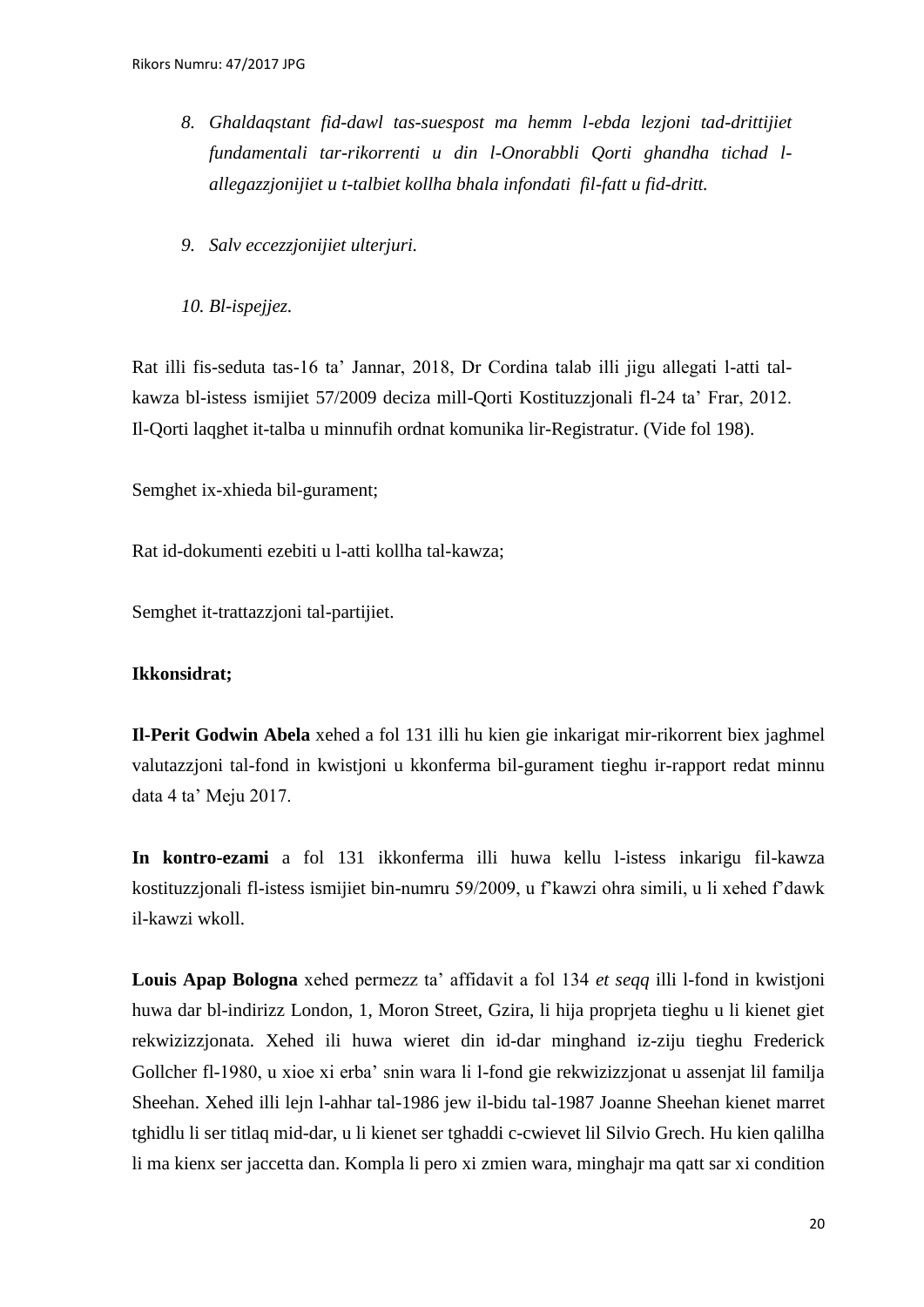8. *Ghaldaqstant fid-dawl tas-suespost ma hemm l-ebda lezjoni tad-drittijiet fundamentali tar-rikorrenti u din l-Onorabbli Qorti ghandha tichad l-allegazzjonijiet u t-talbiet kollha bhala infondati fil-fatt u fid-dritt.*

9. *Salv eccezzjonijiet ulterjuri.*

10. *Bl-ispejjez.*

Rat illi fis-seduta tas-16 ta' Jannar, 2018, Dr Cordina talab illi jigu allegati l-atti tal-kawza bl-istess ismijiet 57/2009 deciza mill-Qorti Kostituzzjonali fl-24 ta' Frar, 2012. Il-Qorti laqghet it-talba u minnufih ordnat komunika lir-Registratur. (Vide fol 198).

Semghet ix-xhieda bil-gurament;

Rat id-dokumenti ezebiti u l-atti kollha tal-kawza;

Semghet it-trattazzjoni tal-partijiet.

**Ikkonsidrat;**

**Il-Perit Godwin Abela** xehed a fol 131 illi hu kien gie inkarigat mir-rikorrent biex jaghmel valutazzjoni tal-fond in kwistjoni u kkonferma bil-gurament tieghu ir-rapport redat minnu data 4 ta' Meju 2017.

**In kontro-ezami** a fol 131 ikkonferma illi huwa kellu l-istess inkarigu fil-kawza kostituzzjonali fl-istess ismijiet bin-numru 59/2009, u f'kawzi ohra simili, u li xehed f'dawk il-kawzi wkoll.

**Louis Apap Bologna** xehed permezz ta' affidavit a fol 134 *et seqq* illi l-fond in kwistjoni huwa dar bl-indirizz London, 1, Moron Street, Gzira, li hija proprjeta tieghu u li kienet giet rekwizizzjonata. Xehed ili huwa wieret din id-dar minghand iz-ziju tieghu Frederick Gollcher fl-1980, u xioe xi erba' snin wara li l-fond gie rekwizizzjonat u assenjat lil familja Sheehan. Xehed illi lejn l-ahhar tal-1986 jew il-bidu tal-1987 Joanne Sheehan kienet marret tghidlu li ser titlaq mid-dar, u li kienet ser tghaddi c-cwievet lil Silvio Grech. Hu kien qalilha li ma kienx ser jaccetta dan. Kompla li pero xi zmien wara, minghajr ma qatt sar xi condition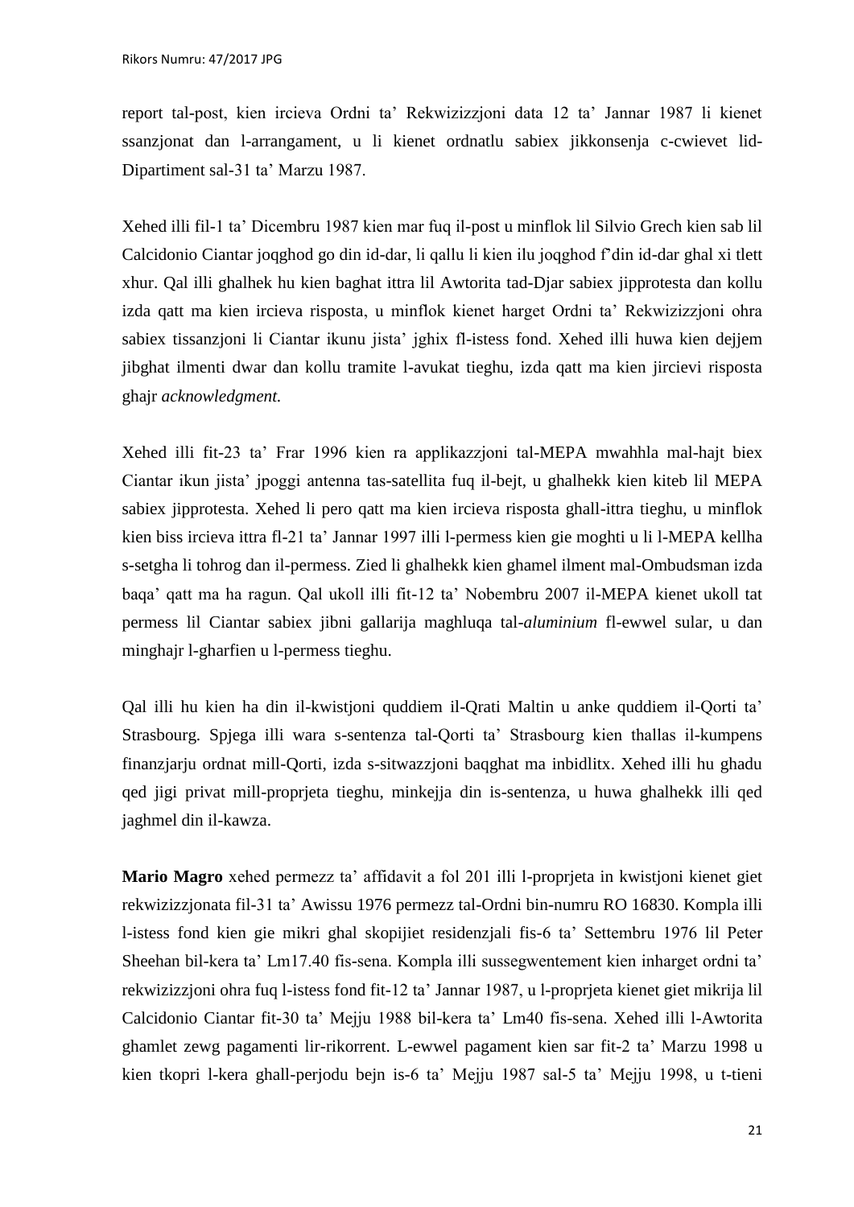report tal-post, kien ircieva Ordni ta' Rekwizizzjoni data 12 ta' Jannar 1987 li kienet ssanzjonat dan l-arrangament, u li kienet ordnatlu sabiex jikkonsenja c-cwievet lid-Dipartiment sal-31 ta' Marzu 1987.

Xehed illi fil-1 ta' Dicembru 1987 kien mar fuq il-post u minflok lil Silvio Grech kien sab lil Calcidonio Ciantar joqghod go din id-dar, li qallu li kien ilu joqghod f'din id-dar ghal xi tlett xhur. Qal illi ghalhek hu kien baghat ittra lil Awtorita tad-Djar sabiex jipprotesta dan kollu izda qatt ma kien ircieva risposta, u minflok kienet harget Ordni ta' Rekwizizzjoni ohra sabiex tissanzjoni li Ciantar ikunu jista' jghix fl-istess fond. Xehed illi huwa kien dejjem jibghat ilmenti dwar dan kollu tramite l-avukat tieghu, izda qatt ma kien jircievi risposta ghajr *acknowledgment.*

Xehed illi fit-23 ta' Frar 1996 kien ra applikazzjoni tal-MEPA mwahhla mal-hajt biex Ciantar ikun jista' jpoggi antenna tas-satellita fuq il-bejt, u ghalhekk kien kiteb lil MEPA sabiex jipprotesta. Xehed li pero qatt ma kien ircieva risposta ghall-ittra tieghu, u minflok kien biss ircieva ittra fl-21 ta' Jannar 1997 illi l-permess kien gie moghti u li l-MEPA kellha s-setgha li tohrog dan il-permess. Zied li ghalhekk kien ghamel ilment mal-Ombudsman izda baqa' qatt ma ha ragun. Qal ukoll illi fit-12 ta' Nobembru 2007 il-MEPA kienet ukoll tat permess lil Ciantar sabiex jibni gallarija maghluqa tal-*aluminium* fl-ewwel sular, u dan minghajr l-gharfien u l-permess tieghu.

Qal illi hu kien ha din il-kwistjoni quddiem il-Qrati Maltin u anke quddiem il-Qorti ta' Strasbourg. Spjega illi wara s-sentenza tal-Qorti ta' Strasbourg kien thallas il-kumpens finanzjarju ordnat mill-Qorti, izda s-sitwazzjoni baqghat ma inbidlitx. Xehed illi hu ghadu qed jigi privat mill-proprjeta tieghu, minkejja din is-sentenza, u huwa ghalhekk illi qed jaghmel din il-kawza.

**Mario Magro** xehed permezz ta' affidavit a fol 201 illi l-proprjeta in kwistjoni kienet giet rekwizizzjonata fil-31 ta' Awissu 1976 permezz tal-Ordni bin-numru RO 16830. Kompla illi l-istess fond kien gie mikri ghal skopijiet residenzjali fis-6 ta' Settembru 1976 lil Peter Sheehan bil-kera ta' Lm17.40 fis-sena. Kompla illi sussegwentement kien inharget ordni ta' rekwizizzjoni ohra fuq l-istess fond fit-12 ta' Jannar 1987, u l-proprjeta kienet giet mikrija lil Calcidonio Ciantar fit-30 ta' Mejju 1988 bil-kera ta' Lm40 fis-sena. Xehed illi l-Awtorita ghamlet zewg pagamenti lir-rikorrent. L-ewwel pagament kien sar fit-2 ta' Marzu 1998 u kien tkopri l-kera ghall-perjodu bejn is-6 ta' Mejju 1987 sal-5 ta' Mejju 1998, u t-tieni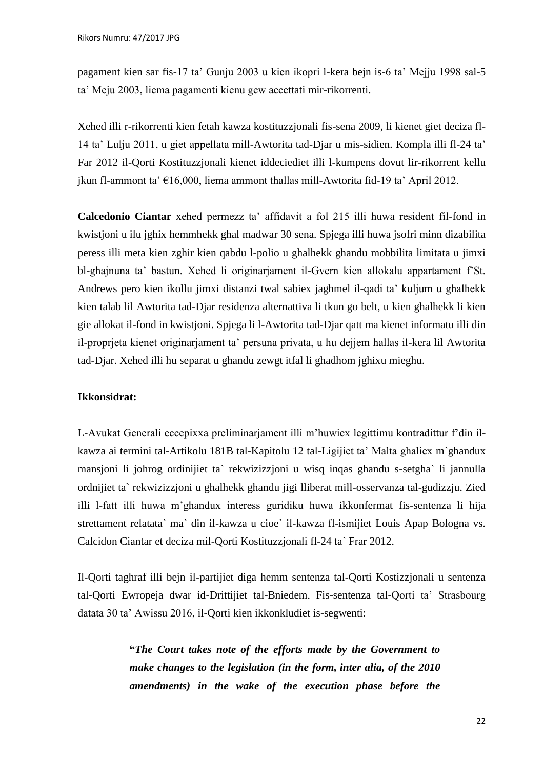pagament kien sar fis-17 ta' Gunju 2003 u kien ikopri l-kera bejn is-6 ta' Mejju 1998 sal-5 ta' Meju 2003, liema pagamenti kienu gew accettati mir-rikorrenti.

Xehed illi r-rikorrenti kien fetah kawza kostituzzjonali fis-sena 2009, li kienet giet deciza fl-14 ta' Lulju 2011, u giet appellata mill-Awtorita tad-Djar u mis-sidien. Kompla illi fl-24 ta' Far 2012 il-Qorti Kostituzzjonali kienet iddeciediet illi l-kumpens dovut lir-rikorrent kellu jkun fl-ammont ta' €16,000, liema ammont thallas mill-Awtorita fid-19 ta' April 2012.

**Calcedonio Ciantar** xehed permezz ta' affidavit a fol 215 illi huwa resident fil-fond in kwistjoni u ilu jghix hemmhekk ghal madwar 30 sena. Spjega illi huwa jsofri minn dizabilita peress illi meta kien zghir kien qabdu l-polio u ghalhekk ghandu mobbilita limitata u jimxi bl-ghajnuna ta' bastun. Xehed li originarjament il-Gvern kien allokalu appartament f'St. Andrews pero kien ikollu jimxi distanzi twal sabiex jaghmel il-qadi ta' kuljum u ghalhekk kien talab lil Awtorita tad-Djar residenza alternattiva li tkun go belt, u kien ghalhekk li kien gie allokat il-fond in kwistjoni. Spjega li l-Awtorita tad-Djar qatt ma kienet informatu illi din il-proprjeta kienet originarjament ta' persuna privata, u hu dejjem hallas il-kera lil Awtorita tad-Djar. Xehed illi hu separat u ghandu zewgt itfal li ghadhom jghixu mieghu.

**Ikkonsidrat:**

L-Avukat Generali eccepixxa preliminarjament illi m'huwiex legittimu kontradittur f'din il-kawza ai termini tal-Artikolu 181B tal-Kapitolu 12 tal-Ligijiet ta' Malta ghaliex m`ghandux mansjoni li johrog ordinijiet ta` rekwizizzjoni u wisq inqas ghandu s-setgha` li jannulla ordnijiet ta` rekwizizzjoni u ghalhekk ghandu jigi lliberat mill-osservanza tal-gudizzju. Zied illi l-fatt illi huwa m'ghandux interess guridiku huwa ikkonfermat fis-sentenza li hija strettament relatata` ma` din il-kawza u cioe` il-kawza fl-ismijiet Louis Apap Bologna vs. Calcidon Ciantar et deciza mil-Qorti Kostituzzjonali fl-24 ta` Frar 2012.

Il-Qorti taghraf illi bejn il-partijiet diga hemm sentenza tal-Qorti Kostizzjonali u sentenza tal-Qorti Ewropeja dwar id-Drittijiet tal-Bniedem. Fis-sentenza tal-Qorti ta' Strasbourg datata 30 ta' Awissu 2016, il-Qorti kien ikkonkludiet is-segwenti:

> **"*The Court takes note of the efforts made by the Government to make changes to the legislation (in the form, inter alia, of the 2010 amendments) in the wake of the execution phase before the***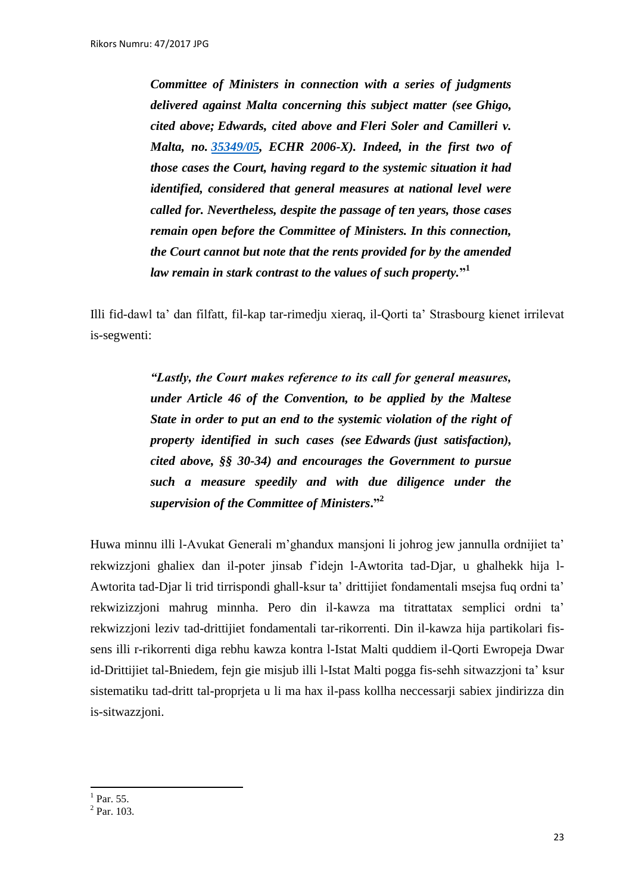> ***Committee of Ministers in connection with a series of judgments delivered against Malta concerning this subject matter (see Ghigo, cited above; Edwards, cited above and Fleri Soler and Camilleri v. Malta, no. [35349/05](35349/05), ECHR 2006-X). Indeed, in the first two of those cases the Court, having regard to the systemic situation it had identified, considered that general measures at national level were called for. Nevertheless, despite the passage of ten years, those cases remain open before the Committee of Ministers. In this connection, the Court cannot but note that the rents provided for by the amended law remain in stark contrast to the values of such property."***[1]

Illi fid-dawl ta' dan filfatt, fil-kap tar-rimedju xieraq, il-Qorti ta' Strasbourg kienet irrilevat is-segwenti:

> ***"Lastly, the Court makes reference to its call for general measures, under Article 46 of the Convention, to be applied by the Maltese State in order to put an end to the systemic violation of the right of property identified in such cases (see Edwards (just satisfaction), cited above, §§ 30-34) and encourages the Government to pursue such a measure speedily and with due diligence under the supervision of the Committee of Ministers."***[2]

Huwa minnu illi l-Avukat Generali m'ghandux mansjoni li johrog jew jannulla ordnijiet ta' rekwizzjoni ghaliex dan il-poter jinsab f'idejn l-Awtorita tad-Djar, u ghalhekk hija l-Awtorita tad-Djar li trid tirrispondi ghall-ksur ta' drittijiet fondamentali msejsa fuq ordni ta' rekwizizzjoni mahrug minnha. Pero din il-kawza ma titrattatax semplici ordni ta' rekwizzjoni leziv tad-drittijiet fondamentali tar-rikorrenti. Din il-kawza hija partikolari fis-sens illi r-rikorrenti diga rebhu kawza kontra l-Istat Malti quddiem il-Qorti Ewropeja Dwar id-Drittijiet tal-Bniedem, fejn gie misjub illi l-Istat Malti pogga fis-sehh sitwazzjoni ta' ksur sistematiku tad-dritt tal-proprjeta u li ma hax il-pass kollha neccessarji sabiex jindirizza din is-sitwazzjoni.

---

[1] Par. 55.

[2] Par. 103.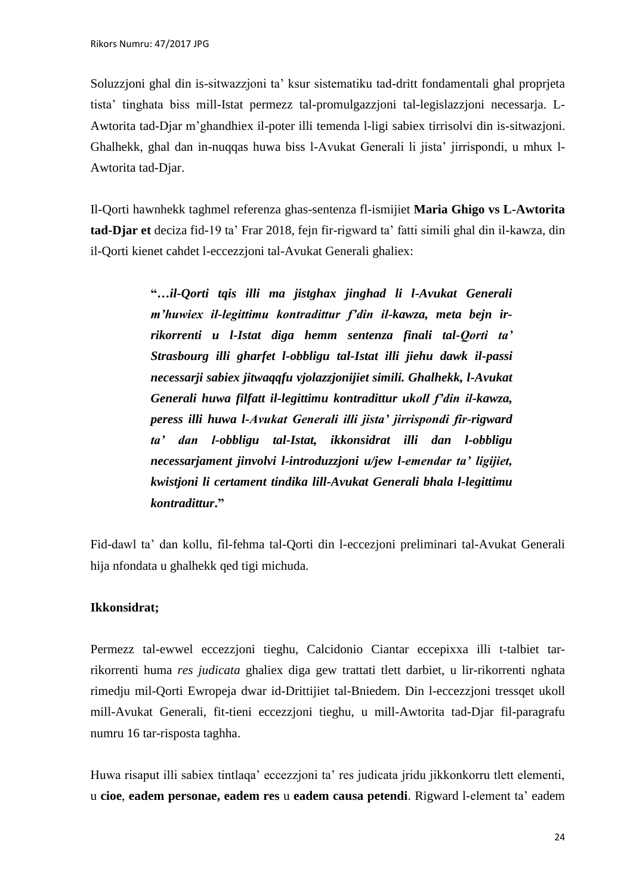Soluzzjoni ghal din is-sitwazzjoni ta' ksur sistematiku tad-dritt fondamentali ghal proprjeta tista' tinghata biss mill-Istat permezz tal-promulgazzjoni tal-legislazzjoni necessarja. L-Awtorita tad-Djar m'ghandhiex il-poter illi temenda l-ligi sabiex tirrisolvi din is-sitwazjoni. Ghalhekk, ghal dan in-nuqqas huwa biss l-Avukat Generali li jista' jirrispondi, u mhux l-Awtorita tad-Djar.

Il-Qorti hawnhekk taghmel referenza ghas-sentenza fl-ismijiet **Maria Ghigo vs L-Awtorita tad-Djar et** deciza fid-19 ta' Frar 2018, fejn fir-rigward ta' fatti simili ghal din il-kawza, din il-Qorti kienet cahdet l-eccezzjoni tal-Avukat Generali ghaliex:

> **"*…il-Qorti tqis illi ma jistghax jinghad li l-Avukat Generali m'huwiex il-legittimu kontradittur f'din il-kawza, meta bejn ir-rikorrenti u l-Istat diga hemm sentenza finali tal-Qorti ta' Strasbourg illi gharfet l-obbligu tal-Istat illi jiehu dawk il-passi necessarji sabiex jitwaqqfu vjolazzjonijiet simili. Ghalhekk, l-Avukat Generali huwa filfatt il-legittimu kontradittur ukoll f'din il-kawza, peress illi huwa l-Avukat Generali illi jista' jirrispondi fir-rigward ta' dan l-obbligu tal-Istat, ikkonsidrat illi dan l-obbligu necessarjament jinvolvi l-introduzzjoni u/jew l-emendar ta' ligijiet, kwistjoni li certament tindika lill-Avukat Generali bhala l-legittimu kontradittur.*"**

Fid-dawl ta' dan kollu, fil-fehma tal-Qorti din l-eccezjoni preliminari tal-Avukat Generali hija nfondata u ghalhekk qed tigi michuda.

**Ikkonsidrat;**

Permezz tal-ewwel eccezzjoni tieghu, Calcidonio Ciantar eccepixxa illi t-talbiet tar-rikorrenti huma *res judicata* ghaliex diga gew trattati tlett darbiet, u lir-rikorrenti nghata rimedju mil-Qorti Ewropeja dwar id-Drittijiet tal-Bniedem. Din l-eccezzjoni tressqet ukoll mill-Avukat Generali, fit-tieni eccezzjoni tieghu, u mill-Awtorita tad-Djar fil-paragrafu numru 16 tar-risposta taghha.

Huwa risaput illi sabiex tintlaqa' eccezzjoni ta' res judicata jridu jikkonkorru tlett elementi, u **cioe**, **eadem personae, eadem res** u **eadem causa petendi**. Rigward l-element ta' eadem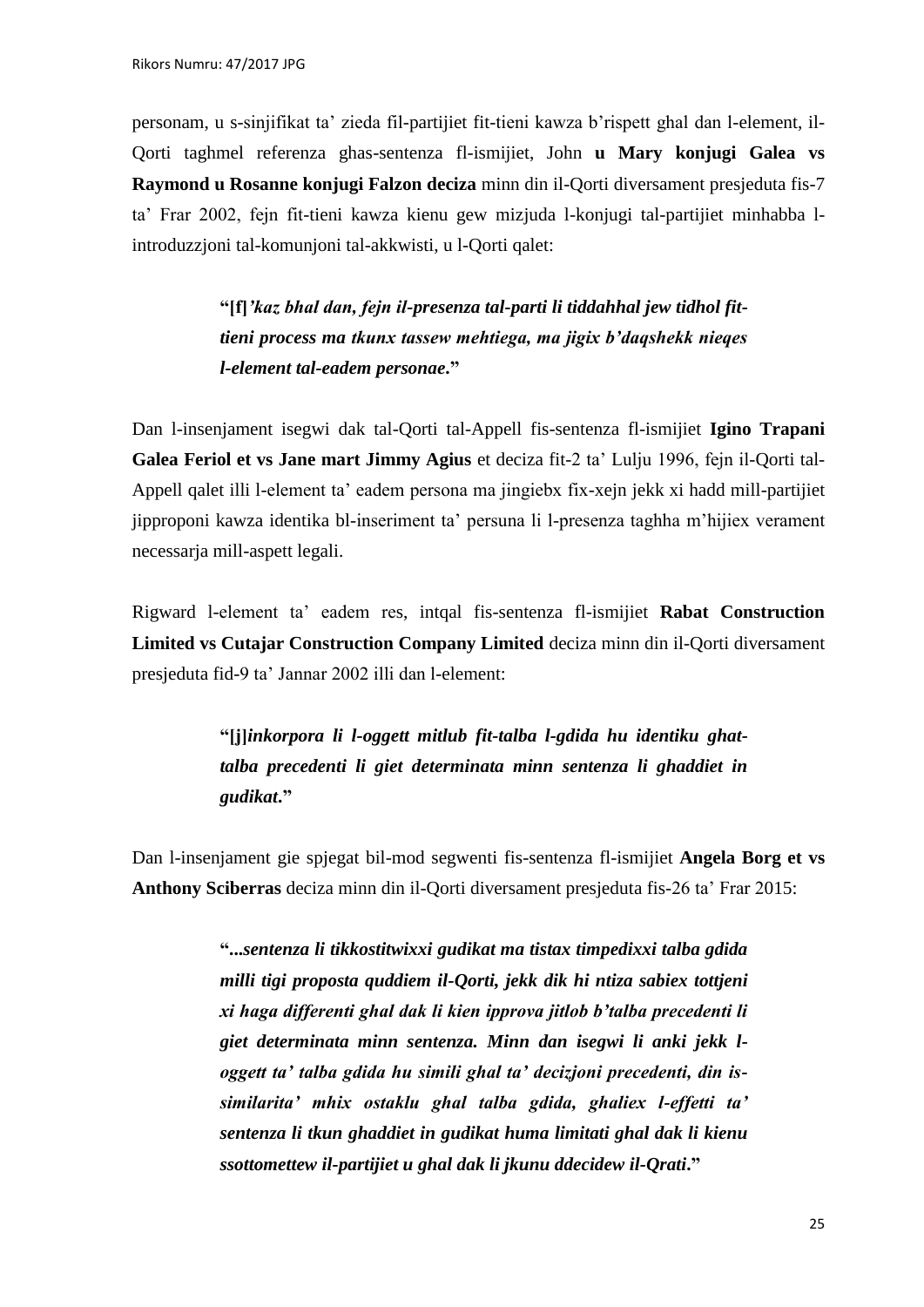personam, u s-sinjifikat ta' zieda fil-partijiet fit-tieni kawza b'rispett ghal dan l-element, il-Qorti taghmel referenza ghas-sentenza fl-ismijiet, John **u Mary konjugi Galea vs Raymond u Rosanne konjugi Falzon deciza** minn din il-Qorti diversament presjeduta fis-7 ta' Frar 2002, fejn fit-tieni kawza kienu gew mizjuda l-konjugi tal-partijiet minhabba l-introduzzjoni tal-komunjoni tal-akkwisti, u l-Qorti qalet:

> **"[f]*'kaz bhal dan, fejn il-presenza tal-parti li tiddahhal jew tidhol fit-tieni process ma tkunx tassew mehtiega, ma jigix b'daqshekk nieqes l-element tal-eadem personae*."**

Dan l-insenjament isegwi dak tal-Qorti tal-Appell fis-sentenza fl-ismijiet **Igino Trapani Galea Feriol et vs Jane mart Jimmy Agius** et deciza fit-2 ta' Lulju 1996, fejn il-Qorti tal-Appell qalet illi l-element ta' eadem persona ma jingiebx fix-xejn jekk xi hadd mill-partijiet jipproponi kawza identika bl-inseriment ta' persuna li l-presenza taghha m'hijiex verament necessarja mill-aspett legali.

Rigward l-element ta' eadem res, intqal fis-sentenza fl-ismijiet **Rabat Construction Limited vs Cutajar Construction Company Limited** deciza minn din il-Qorti diversament presjeduta fid-9 ta' Jannar 2002 illi dan l-element:

> **"[j]*inkorpora li l-oggett mitlub fit-talba l-gdida hu identiku ghat-talba precedenti li giet determinata minn sentenza li ghaddiet in gudikat*."**

Dan l-insenjament gie spjegat bil-mod segwenti fis-sentenza fl-ismijiet **Angela Borg et vs Anthony Sciberras** deciza minn din il-Qorti diversament presjeduta fis-26 ta' Frar 2015:

> **"*...sentenza li tikkostitwixxi gudikat ma tistax timpedixxi talba gdida milli tigi proposta quddiem il-Qorti, jekk dik hi ntiza sabiex tottjeni xi haga differenti ghal dak li kien ipprova jitlob b'talba precedenti li giet determinata minn sentenza. Minn dan isegwi li anki jekk l-oggett ta' talba gdida hu simili ghal ta' decizjoni precedenti, din is-similarita' mhix ostaklu ghal talba gdida, ghaliex l-effetti ta' sentenza li tkun ghaddiet in gudikat huma limitati ghal dak li kienu ssottomettew il-partijiet u ghal dak li jkunu ddecidew il-Qrati*."**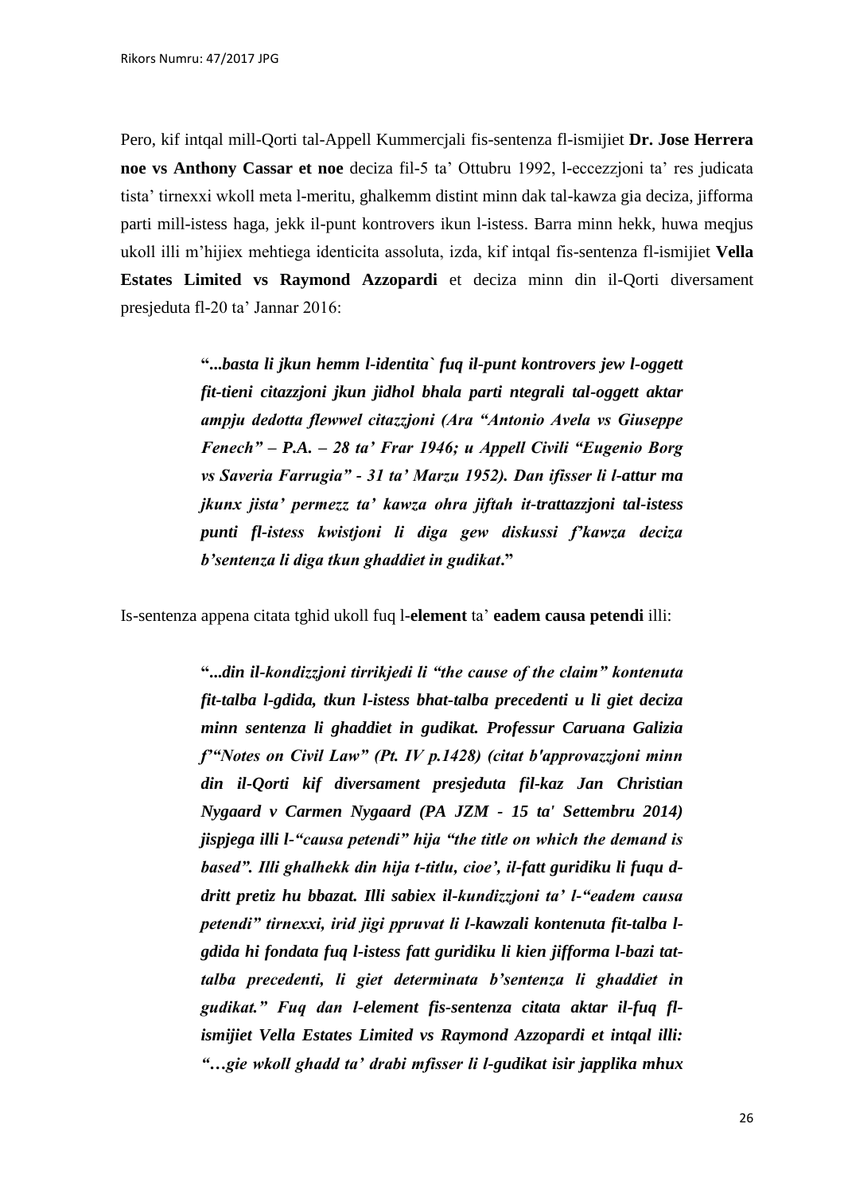Pero, kif intqal mill-Qorti tal-Appell Kummercjali fis-sentenza fl-ismijiet **Dr. Jose Herrera noe vs Anthony Cassar et noe** deciza fil-5 ta' Ottubru 1992, l-eccezzjoni ta' res judicata tista' tirnexxi wkoll meta l-meritu, ghalkemm distint minn dak tal-kawza gia deciza, jifforma parti mill-istess haga, jekk il-punt kontrovers ikun l-istess. Barra minn hekk, huwa meqjus ukoll illi m'hijiex mehtiega identicita assoluta, izda, kif intqal fis-sentenza fl-ismijiet **Vella Estates Limited vs Raymond Azzopardi** et deciza minn din il-Qorti diversament presjeduta fl-20 ta' Jannar 2016:

> **"*...basta li jkun hemm l-identita` fuq il-punt kontrovers jew l-oggett fit-tieni citazzjoni jkun jidhol bhala parti ntegrali tal-oggett aktar ampju dedotta flewwel citazzjoni (Ara "Antonio Avela vs Giuseppe Fenech" – P.A. – 28 ta' Frar 1946; u Appell Civili "Eugenio Borg vs Saveria Farrugia" - 31 ta' Marzu 1952). Dan ifisser li l-attur ma jkunx jista' permezz ta' kawza ohra jiftah it-trattazzjoni tal-istess punti fl-istess kwistjoni li diga gew diskussi f'kawza deciza b'sentenza li diga tkun ghaddiet in gudikat.*"**

Is-sentenza appena citata tghid ukoll fuq l-**element** ta' **eadem causa petendi** illi:

> **"*...din il-kondizzjoni tirrikjedi li "the cause of the claim" kontenuta fit-talba l-gdida, tkun l-istess bhat-talba precedenti u li giet deciza minn sentenza li ghaddiet in gudikat. Professur Caruana Galizia f'"Notes on Civil Law" (Pt. IV p.1428) (citat b'approvazzjoni minn din il-Qorti kif diversament presjeduta fil-kaz Jan Christian Nygaard v Carmen Nygaard (PA JZM - 15 ta' Settembru 2014) jispjega illi l-"causa petendi" hija "the title on which the demand is based". Illi ghalhekk din hija t-titlu, cioe', il-fatt guridiku li fuqu d-dritt pretiz hu bbazat. Illi sabiex il-kundizzjoni ta' l-"eadem causa petendi" tirnexxi, irid jigi ppruvat li l-kawzali kontenuta fit-talba l-gdida hi fondata fuq l-istess fatt guridiku li kien jifforma l-bazi tat-talba precedenti, li giet determinata b'sentenza li ghaddiet in gudikat." Fuq dan l-element fis-sentenza citata aktar il-fuq fl-ismijiet Vella Estates Limited vs Raymond Azzopardi et intqal illi: "…gie wkoll ghadd ta' drabi mfisser li l-gudikat isir japplika mhux*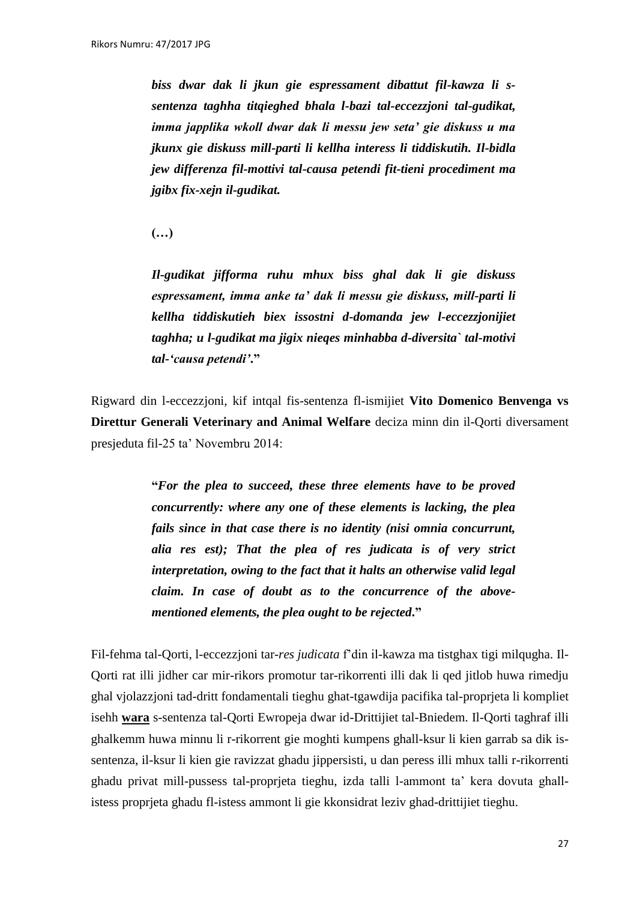> ***biss dwar dak li jkun gie espressament dibattut fil-kawza li s-sentenza taghha titqieghed bhala l-bazi tal-eccezzjoni tal-gudikat, imma japplika wkoll dwar dak li messu jew seta' gie diskuss u ma jkunx gie diskuss mill-parti li kellha interess li tiddiskutih. Il-bidla jew differenza fil-mottivi tal-causa petendi fit-tieni procediment ma jgibx fix-xejn il-gudikat.***
>
> **(…)**
>
> ***Il-gudikat jifforma ruhu mhux biss ghal dak li gie diskuss espressament, imma anke ta' dak li messu gie diskuss, mill-parti li kellha tiddiskutieh biex issostni d-domanda jew l-eccezzjonijiet taghha; u l-gudikat ma jigix nieqes minhabba d-diversita` tal-motivi tal-'causa petendi'.*"**

Rigward din l-eccezzjoni, kif intqal fis-sentenza fl-ismijiet **Vito Domenico Benvenga vs Direttur Generali Veterinary and Animal Welfare** deciza minn din il-Qorti diversament presjeduta fil-25 ta' Novembru 2014:

> **"*For the plea to succeed, these three elements have to be proved concurrently: where any one of these elements is lacking, the plea fails since in that case there is no identity (nisi omnia concurrunt, alia res est); That the plea of res judicata is of very strict interpretation, owing to the fact that it halts an otherwise valid legal claim. In case of doubt as to the concurrence of the above-mentioned elements, the plea ought to be rejected*."**

Fil-fehma tal-Qorti, l-eccezzjoni tar-*res judicata* f'din il-kawza ma tistghax tigi milqugha. Il-Qorti rat illi jidher car mir-rikors promotur tar-rikorrenti illi dak li qed jitlob huwa rimedju ghal vjolazzjoni tad-dritt fondamentali tieghu ghat-tgawdija pacifika tal-proprjeta li kompliet isehh **wara** s-sentenza tal-Qorti Ewropeja dwar id-Drittijiet tal-Bniedem. Il-Qorti taghraf illi ghalkemm huwa minnu li r-rikorrent gie moghti kumpens ghall-ksur li kien garrab sa dik is-sentenza, il-ksur li kien gie ravizzat ghadu jippersisti, u dan peress illi mhux talli r-rikorrenti ghadu privat mill-pussess tal-proprjeta tieghu, izda talli l-ammont ta' kera dovuta ghall-istess proprjeta ghadu fl-istess ammont li gie kkonsidrat leziv ghad-drittijiet tieghu.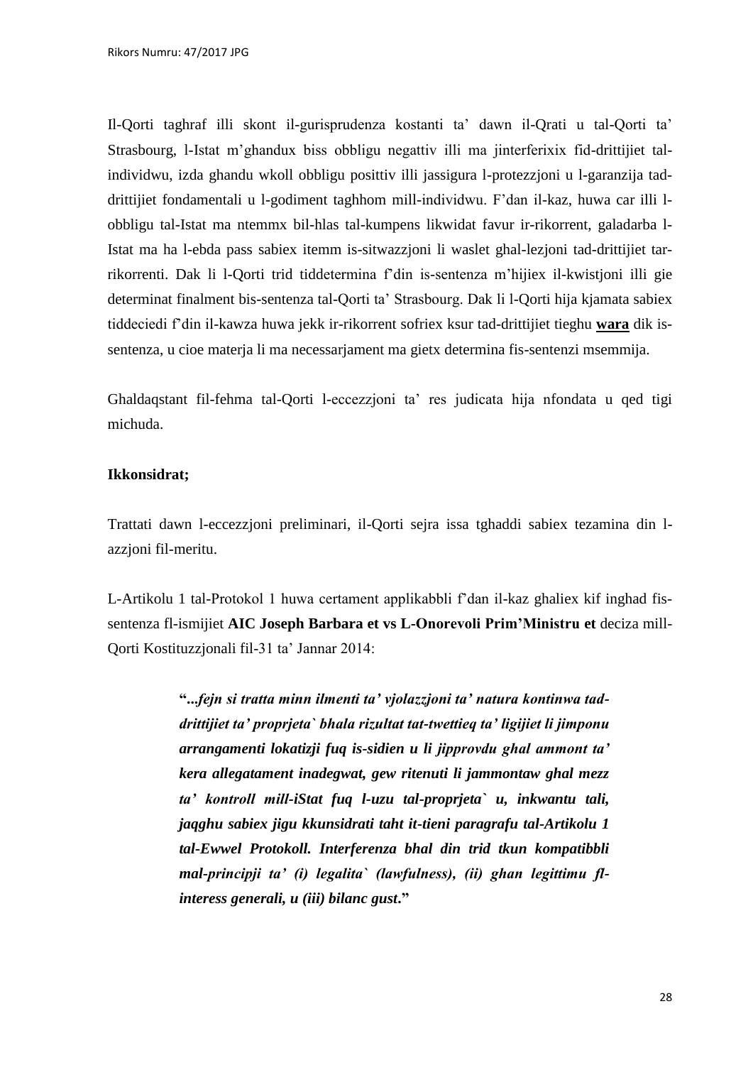Il-Qorti tagħraf illi skont il-ġurisprudenza kostanti ta' dawn il-Qrati u tal-Qorti ta' Strasbourg, l-Istat m'għandux biss obbligu negattiv illi ma jinterferixix fid-drittijiet tal-individwu, iżda għandu wkoll obbligu pożittiv illi jassigura l-protezzjoni u l-garanzija tad-drittijiet fondamentali u l-godiment tagħhom mill-individwu. F'dan il-każ, huwa ċar illi l-obbligu tal-Istat ma ntemmx bil-ħlas tal-kumpens likwidat favur ir-rikorrent, galadarba l-Istat ma ħa l-ebda pass sabiex itemm is-sitwazzjoni li wasslet għal-leżjoni tad-drittijiet tar-rikorrenti. Dak li l-Qorti trid tiddetermina f'din is-sentenza m'hijiex il-kwistjoni illi ġie determinat finalment bis-sentenza tal-Qorti ta' Strasbourg. Dak li l-Qorti hija kjamata sabiex tiddeċiedi f'din il-kawża huwa jekk ir-rikorrent sofriex ksur tad-drittijiet tiegħu **wara** dik is-sentenza, u ċioe materja li ma neċessarjament ma ġietx determina fis-sentenzi msemmija.

Għaldaqstant fil-fehma tal-Qorti l-eċċezzjoni ta' res judicata hija nfondata u qed tiġi miċħuda.

**Ikkonsidrat;**

Trattati dawn l-eċċezzjoni preliminari, il-Qorti sejra issa tgħaddi sabiex teżamina din l-azzjoni fil-meritu.

L-Artikolu 1 tal-Protokol 1 huwa ċertament applikabbli f'dan il-każ għaliex kif ingħad fis-sentenza fl-ismijiet **AIC Joseph Barbara et vs L-Onorevoli Prim'Ministru et** deċiża mill-Qorti Kostituzzjonali fil-31 ta' Jannar 2014:

> **"*...fejn si tratta minn ilmenti ta' vjolazzjoni ta' natura kontinwa tad-drittijiet ta' proprjeta` bħala riżultat tat-tweddieq ta' liġijiet li jimponu arranġamenti lokatizji fuq is-sidien u li jipprovdu għal ammont ta' kera allegatament inadegwat, ġew ritenuti li jammontaw għal meżż ta' kontroll mill-iStat fuq l-użu tal-proprjeta` u, inkwantu tali, jaqgħu sabiex jiġu kkunsidrati taħt it-tieni paragrafu tal-Artikolu 1 tal-Ewwel Protokoll. Interferenza bħal din trid tkun kompatibbli mal-prinċipji ta' (i) legalita` (lawfulness), (ii) għan leġittimu fl-interess ġenerali, u (iii) bilanċ ġust.*"**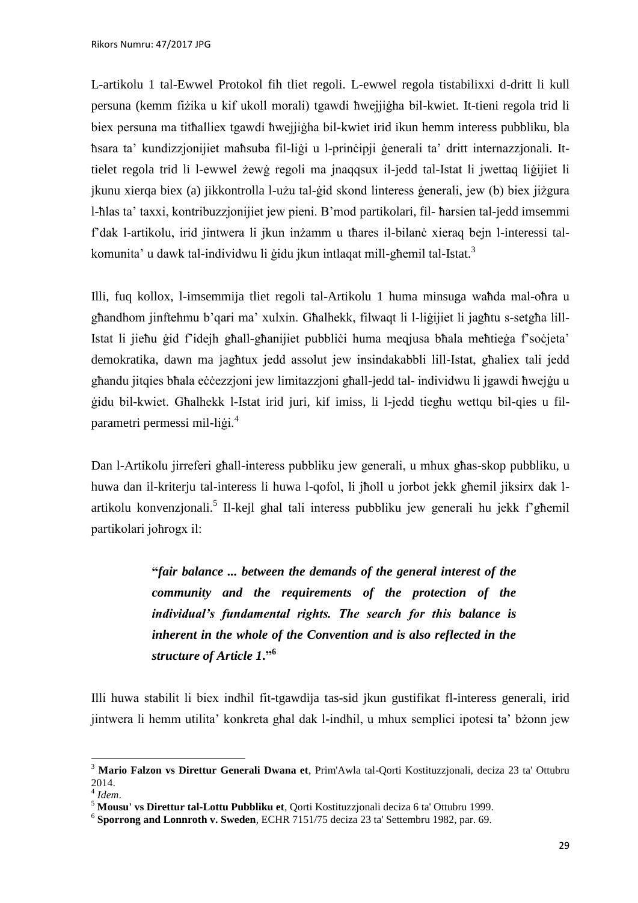L-artikolu 1 tal-Ewwel Protokol fih tliet regoli. L-ewwel regola tistabilixxi d-dritt li kull persuna (kemm fiżika u kif ukoll morali) tgawdi ħwejjiġha bil-kwiet. It-tieni regola trid li biex persuna ma titħalliex tgawdi ħwejjiġha bil-kwiet irid ikun hemm interess pubbliku, bla ħsara ta' kundizzjonijiet maħsuba fil-liġi u l-prinċipji ġenerali ta' dritt internazzjonali. It-tielet regola trid li l-ewwel żewġ regoli ma jnaqqsux il-jedd tal-Istat li jwettaq liġijiet li jkunu xierqa biex (a) jikkontrolla l-użu tal-ġid skond linteress ġenerali, jew (b) biex jiżgura l-ħlas ta' taxxi, kontribuzzjonijiet jew pieni. B'mod partikolari, fil- ħarsien tal-jedd imsemmi f'dak l-artikolu, irid jintwera li jkun inżamm u tħares il-bilanċ xieraq bejn l-interessi tal-komunita' u dawk tal-individwu li ġidu jkun intlaqat mill-għemil tal-Istat.[3]

Illi, fuq kollox, l-imsemmija tliet regoli tal-Artikolu 1 huma minsuga waħda mal-oħra u għandhom jinftehmu b'qari ma' xulxin. Għalhekk, filwaqt li l-liġijiet li jagħtu s-setgħa lill-Istat li jieħu ġid f'idejh għall-għanijiet pubbliċi huma meqjusa bħala meħtieġa f'soċjeta' demokratika, dawn ma jagħtux jedd assolut jew insindakabbli lill-Istat, għaliex tali jedd għandu jitqies bħala eċċezzjoni jew limitazzjoni għall-jedd tal- individwu li jgawdi ħwejġu u ġidu bil-kwiet. Għalhekk l-Istat irid juri, kif imiss, li l-jedd tiegħu wettqu bil-qies u fil-parametri permessi mil-liġi.[4]

Dan l-Artikolu jirreferi għall-interess pubbliku jew generali, u mhux għas-skop pubbliku, u huwa dan il-kriterju tal-interess li huwa l-qofol, li jħoll u jorbot jekk għemil jiksirx dak l-artikolu konvenzjonali.[5] Il-kejl ghal tali interess pubbliku jew generali hu jekk f'għemil partikolari joħrogx il:

> **"*fair balance ... between the demands of the general interest of the community and the requirements of the protection of the individual's fundamental rights. The search for this balance is inherent in the whole of the Convention and is also reflected in the structure of Article 1*."[6]**

Illi huwa stabilit li biex indħil fit-tgawdija tas-sid jkun gustifikat fl-interess generali, irid jintwera li hemm utilita' konkreta għal dak l-indħil, u mhux semplici ipotesi ta' bżonn jew

---

[3] **Mario Falzon vs Direttur Generali Dwana et**, Prim'Awla tal-Qorti Kostituzzjonali, deciza 23 ta' Ottubru 2014.

[4] *Idem*.

[5] **Mousu' vs Direttur tal-Lottu Pubbliku et**, Qorti Kostituzzjonali deciza 6 ta' Ottubru 1999.

[6] **Sporrong and Lonnroth v. Sweden**, ECHR 7151/75 deciza 23 ta' Settembru 1982, par. 69.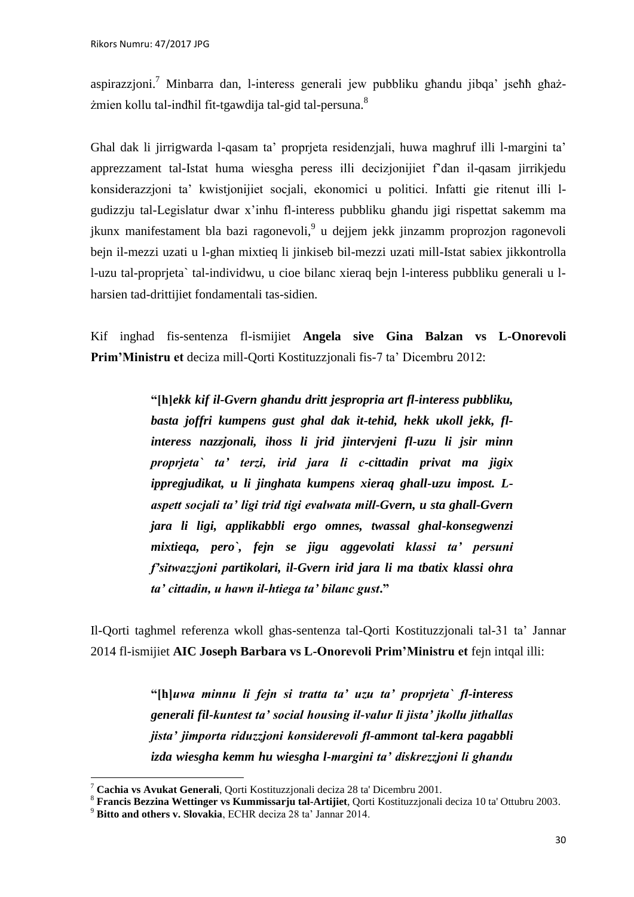aspirazzjoni.[7] Minbarra dan, l-interess generali jew pubbliku għandu jibqa' jseħħ għaż-żmien kollu tal-indħil fit-tgawdija tal-gid tal-persuna.[8]

Ghal dak li jirrigwarda l-qasam ta' proprjeta residenzjali, huwa maghruf illi l-margini ta' apprezzament tal-Istat huma wiesgha peress illi decizjonijiet f'dan il-qasam jirrikjedu konsiderazzjoni ta' kwistjonijiet socjali, ekonomici u politici. Infatti gie ritenut illi l-gudizzju tal-Legislatur dwar x'inhu fl-interess pubbliku ghandu jigi rispettat sakemm ma jkunx manifestament bla bazi ragonevoli,[9] u dejjem jekk jinzamm proprozjon ragonevoli bejn il-mezzi uzati u l-ghan mixtieq li jinkiseb bil-mezzi uzati mill-Istat sabiex jikkontrolla l-uzu tal-proprjeta` tal-individwu, u cioe bilanc xieraq bejn l-interess pubbliku generali u l-harsien tad-drittijiet fondamentali tas-sidien.

Kif inghad fis-sentenza fl-ismijiet **Angela sive Gina Balzan vs L-Onorevoli Prim'Ministru et** deciza mill-Qorti Kostituzzjonali fis-7 ta' Dicembru 2012:

> **"[h]*ekk kif il-Gvern ghandu dritt jespropria art fl-interess pubbliku, basta joffri kumpens gust ghal dak it-tehid, hekk ukoll jekk, fl-interess nazzjonali, ihoss li jrid jintervjeni fl-uzu li jsir minn proprjeta` ta' terzi, irid jara li c-cittadin privat ma jigix ippregjudikat, u li jinghata kumpens xieraq ghall-uzu impost. L-aspett socjali ta' ligi trid tigi evalwata mill-Gvern, u sta ghall-Gvern jara li ligi, applikabbli ergo omnes, twassal ghal-konsegwenzi mixtieqa, pero`, fejn se jigu aggevolati klassi ta' persuni f'sitwazzjoni partikolari, il-Gvern irid jara li ma tbatix klassi ohra ta' cittadin, u hawn il-htiega ta' bilanc gust*."**

Il-Qorti taghmel referenza wkoll ghas-sentenza tal-Qorti Kostituzzjonali tal-31 ta' Jannar 2014 fl-ismijiet **AIC Joseph Barbara vs L-Onorevoli Prim'Ministru et** fejn intqal illi:

> **"[h]*uwa minnu li fejn si tratta ta' uzu ta' proprjeta` fl-interess generali fil-kuntest ta' social housing il-valur li jista' jkollu jithallas jista' jimporta riduzzjoni konsiderevoli fl-ammont tal-kera pagabbli izda wiesgha kemm hu wiesgha l-margini ta' diskrezzjoni li ghandu***

---

[7] **Cachia vs Avukat Generali**, Qorti Kostituzzjonali deciza 28 ta' Dicembru 2001.

[8] **Francis Bezzina Wettinger vs Kummissarju tal-Artijiet**, Qorti Kostituzzjonali deciza 10 ta' Ottubru 2003.

[9] **Bitto and others v. Slovakia**, ECHR deciza 28 ta' Jannar 2014.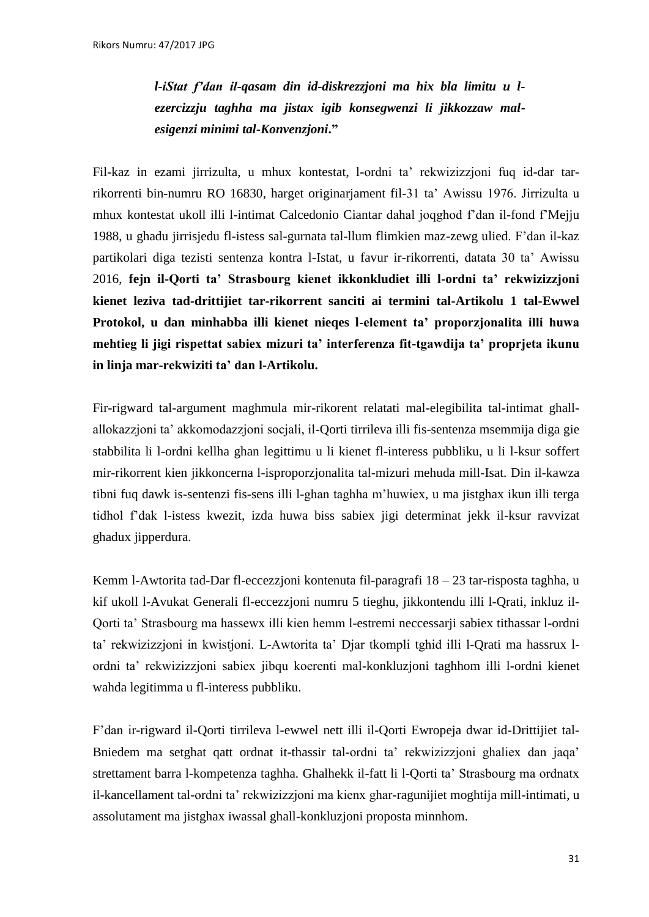***l-iStat f'dan il-qasam din id-diskrezzjoni ma hix bla limitu u l-ezercizzju taghha ma jistax igib konsegwenzi li jikkozzaw mal-esigenzi minimi tal-Konvenzjoni*.**"

Fil-kaz in ezami jirrizulta, u mhux kontestat, l-ordni ta' rekwizizzjoni fuq id-dar tar-rikorrenti bin-numru RO 16830, harget originarjament fil-31 ta' Awissu 1976. Jirrizulta u mhux kontestat ukoll illi l-intimat Calcedonio Ciantar dahal joqghod f'dan il-fond f'Mejju 1988, u ghadu jirrisjedu fl-istess sal-gurnata tal-llum flimkien maz-zewg ulied. F'dan il-kaz partikolari diga tezisti sentenza kontra l-Istat, u favur ir-rikorrenti, datata 30 ta' Awissu 2016, **fejn il-Qorti ta' Strasbourg kienet ikkonkludiet illi l-ordni ta' rekwizizzjoni kienet leziva tad-drittijiet tar-rikorrent sanciti ai termini tal-Artikolu 1 tal-Ewwel Protokol, u dan minhabba illi kienet nieqes l-element ta' proporzjonalita illi huwa mehtieg li jigi rispettat sabiex mizuri ta' interferenza fit-tgawdija ta' proprjeta ikunu in linja mar-rekwiziti ta' dan l-Artikolu.**

Fir-rigward tal-argument maghmula mir-rikorent relatati mal-elegibilita tal-intimat ghall-allokazzjoni ta' akkomodazzjoni socjali, il-Qorti tirrileva illi fis-sentenza msemmija diga gie stabbilita li l-ordni kellha ghan legittimu u li kienet fl-interess pubbliku, u li l-ksur soffert mir-rikorrent kien jikkoncerna l-isproporzjonalita tal-mizuri mehuda mill-Isat. Din il-kawza tibni fuq dawk is-sentenzi fis-sens illi l-ghan taghha m'huwiex, u ma jistghax ikun illi terga tidhol f'dak l-istess kwezit, izda huwa biss sabiex jigi determinat jekk il-ksur ravvizat ghadux jipperdura.

Kemm l-Awtorita tad-Dar fl-eccezzjoni kontenuta fil-paragrafi 18 – 23 tar-risposta taghha, u kif ukoll l-Avukat Generali fl-eccezzjoni numru 5 tieghu, jikkontendu illi l-Qrati, inkluz il-Qorti ta' Strasbourg ma hassewx illi kien hemm l-estremi neccessarji sabiex tithassar l-ordni ta' rekwizizzjoni in kwistjoni. L-Awtorita ta' Djar tkompli tghid illi l-Qrati ma hassrux l-ordni ta' rekwizizzjoni sabiex jibqu koerenti mal-konkluzjoni taghhom illi l-ordni kienet wahda legitimma u fl-interess pubbliku.

F'dan ir-rigward il-Qorti tirrileva l-ewwel nett illi il-Qorti Ewropeja dwar id-Drittijiet tal-Bniedem ma setghat qatt ordnat it-thassir tal-ordni ta' rekwizizzjoni ghaliex dan jaqa' strettament barra l-kompetenza taghha. Ghalhekk il-fatt li l-Qorti ta' Strasbourg ma ordnatx il-kancellament tal-ordni ta' rekwizizzjoni ma kienx ghar-ragunijiet moghtija mill-intimati, u assolutament ma jistghax iwassal ghall-konkluzjoni proposta minnhom.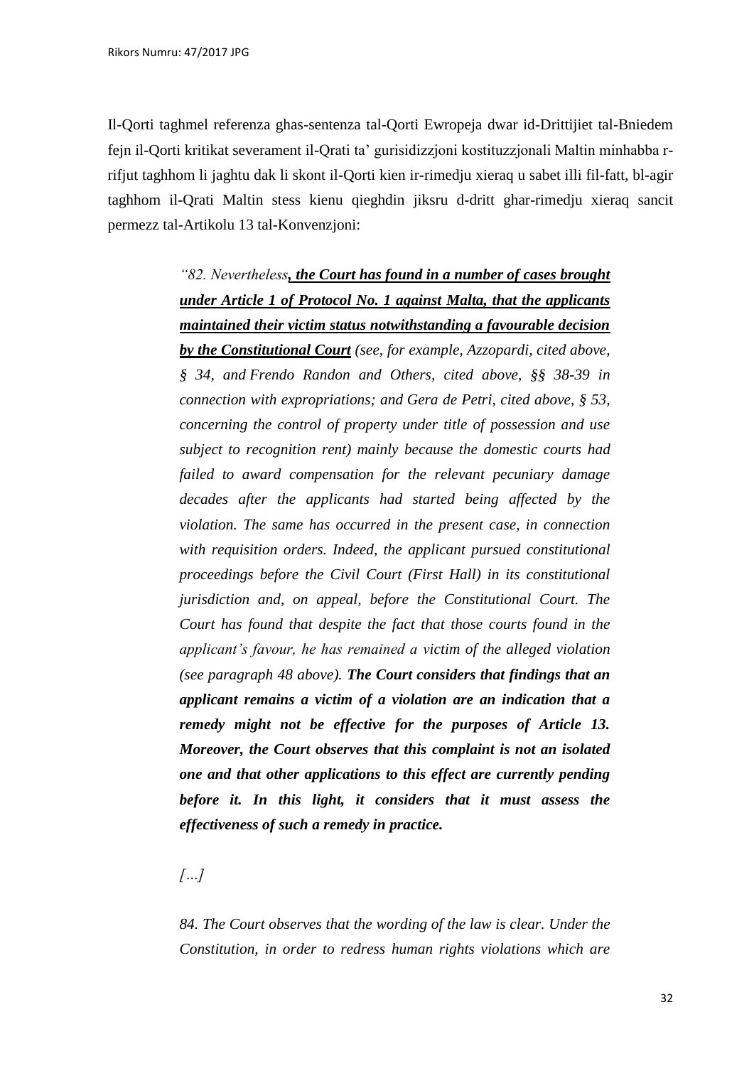Il-Qorti taghmel referenza ghas-sentenza tal-Qorti Ewropeja dwar id-Drittijiet tal-Bniedem fejn il-Qorti kritikat severament il-Qrati ta' gurisidizzjoni kostituzzjonali Maltin minhabba r-rifjut taghhom li jaghtu dak li skont il-Qorti kien ir-rimedju xieraq u sabet illi fil-fatt, bl-agir taghhom il-Qrati Maltin stess kienu qieghdin jiksru d-dritt ghar-rimedju xieraq sancit permezz tal-Artikolu 13 tal-Konvenzjoni:

> *"82. Nevertheless**, the Court has found in a number of cases brought under Article 1 of Protocol No. 1 against Malta, that the applicants maintained their victim status notwithstanding a favourable decision by the Constitutional Court** (see, for example, Azzopardi, cited above, § 34, and Frendo Randon and Others, cited above, §§ 38-39 in connection with expropriations; and Gera de Petri, cited above, § 53, concerning the control of property under title of possession and use subject to recognition rent) mainly because the domestic courts had failed to award compensation for the relevant pecuniary damage decades after the applicants had started being affected by the violation. The same has occurred in the present case, in connection with requisition orders. Indeed, the applicant pursued constitutional proceedings before the Civil Court (First Hall) in its constitutional jurisdiction and, on appeal, before the Constitutional Court. The Court has found that despite the fact that those courts found in the applicant's favour, he has remained a victim of the alleged violation (see paragraph 48 above). **The Court considers that findings that an applicant remains a victim of a violation are an indication that a remedy might not be effective for the purposes of Article 13. Moreover, the Court observes that this complaint is not an isolated one and that other applications to this effect are currently pending before it. In this light, it considers that it must assess the effectiveness of such a remedy in practice.***
>
> *[…]*
>
> *84. The Court observes that the wording of the law is clear. Under the Constitution, in order to redress human rights violations which are*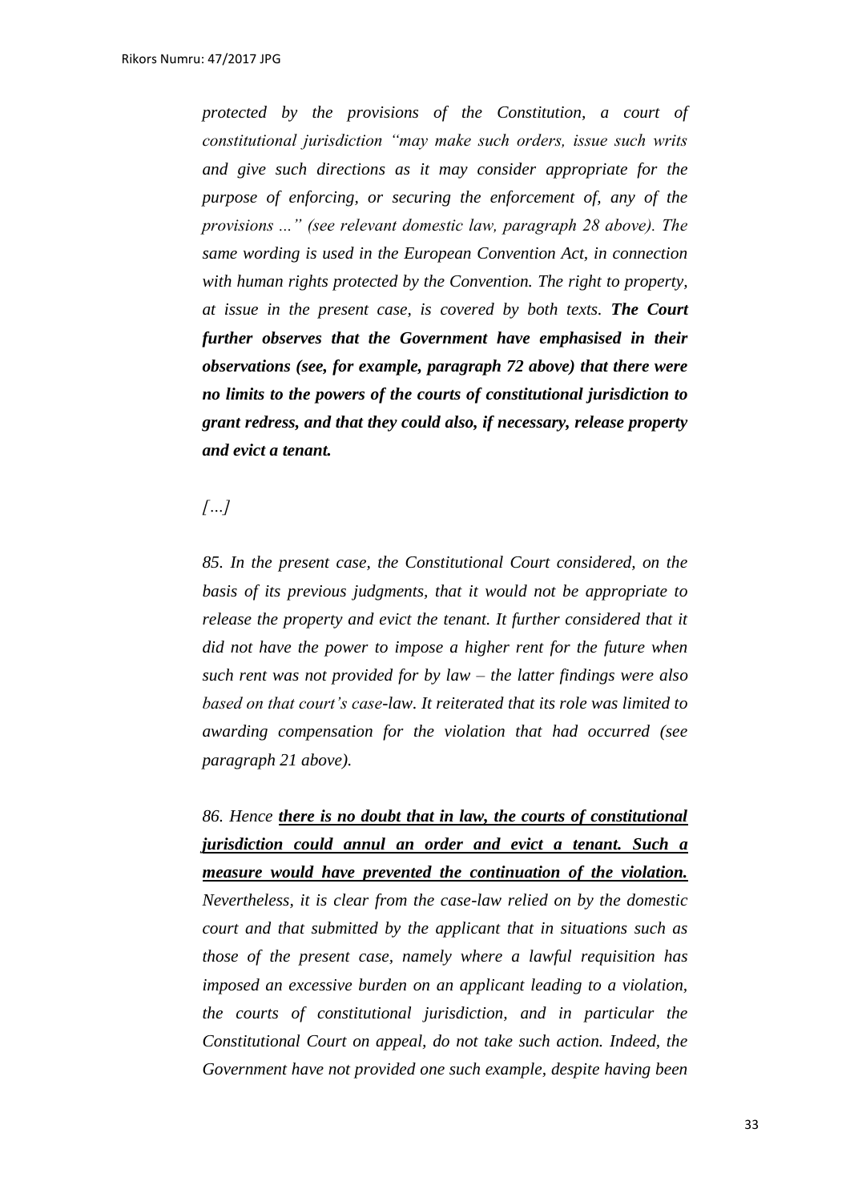*protected by the provisions of the Constitution, a court of constitutional jurisdiction "may make such orders, issue such writs and give such directions as it may consider appropriate for the purpose of enforcing, or securing the enforcement of, any of the provisions ..." (see relevant domestic law, paragraph 28 above). The same wording is used in the European Convention Act, in connection with human rights protected by the Convention. The right to property, at issue in the present case, is covered by both texts.* ***The Court further observes that the Government have emphasised in their observations (see, for example, paragraph 72 above) that there were no limits to the powers of the courts of constitutional jurisdiction to grant redress, and that they could also, if necessary, release property and evict a tenant.***

*[…]*

*85. In the present case, the Constitutional Court considered, on the basis of its previous judgments, that it would not be appropriate to release the property and evict the tenant. It further considered that it did not have the power to impose a higher rent for the future when such rent was not provided for by law – the latter findings were also based on that court's case-law. It reiterated that its role was limited to awarding compensation for the violation that had occurred (see paragraph 21 above).*

*86. Hence* ***<u>there is no doubt that in law, the courts of constitutional jurisdiction could annul an order and evict a tenant. Such a measure would have prevented the continuation of the violation.</u>*** *Nevertheless, it is clear from the case-law relied on by the domestic court and that submitted by the applicant that in situations such as those of the present case, namely where a lawful requisition has imposed an excessive burden on an applicant leading to a violation, the courts of constitutional jurisdiction, and in particular the Constitutional Court on appeal, do not take such action. Indeed, the Government have not provided one such example, despite having been*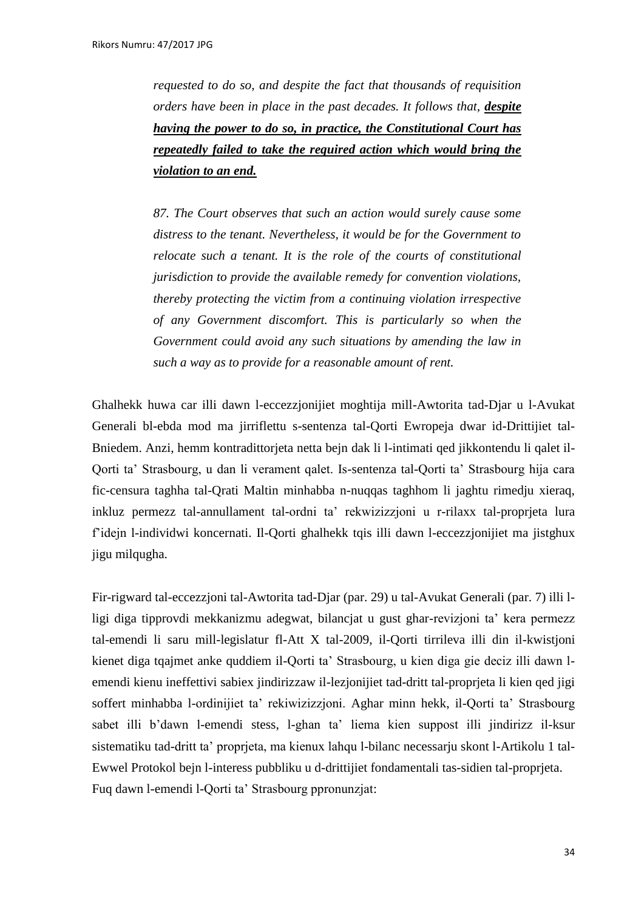> *requested to do so, and despite the fact that thousands of requisition orders have been in place in the past decades. It follows that,* ***despite having the power to do so, in practice, the Constitutional Court has repeatedly failed to take the required action which would bring the violation to an end.***
>
> *87. The Court observes that such an action would surely cause some distress to the tenant. Nevertheless, it would be for the Government to relocate such a tenant. It is the role of the courts of constitutional jurisdiction to provide the available remedy for convention violations, thereby protecting the victim from a continuing violation irrespective of any Government discomfort. This is particularly so when the Government could avoid any such situations by amending the law in such a way as to provide for a reasonable amount of rent.*

Ghalhekk huwa car illi dawn l-eccezzjonijiet moghtija mill-Awtorita tad-Djar u l-Avukat Generali bl-ebda mod ma jirriflettu s-sentenza tal-Qorti Ewropeja dwar id-Drittijiet tal-Bniedem. Anzi, hemm kontradittorjeta netta bejn dak li l-intimati qed jikkontendu li qalet il-Qorti ta' Strasbourg, u dan li verament qalet. Is-sentenza tal-Qorti ta' Strasbourg hija cara fic-censura taghha tal-Qrati Maltin minhabba n-nuqqas taghhom li jaghtu rimedju xieraq, inkluz permezz tal-annullament tal-ordni ta' rekwizizzjoni u r-rilaxx tal-proprjeta lura f'idejn l-individwi koncernati. Il-Qorti ghalhekk tqis illi dawn l-eccezzjonijiet ma jistghux jigu milqugha.

Fir-rigward tal-eccezzjoni tal-Awtorita tad-Djar (par. 29) u tal-Avukat Generali (par. 7) illi l-ligi diga tipprovdi mekkanizmu adegwat, bilancjat u gust ghar-revizjoni ta' kera permezz tal-emendi li saru mill-legislatur fl-Att X tal-2009, il-Qorti tirrileva illi din il-kwistjoni kienet diga tqajmet anke quddiem il-Qorti ta' Strasbourg, u kien diga gie deciz illi dawn l-emendi kienu ineffettivi sabiex jindirizzaw il-lezjonijiet tad-dritt tal-proprjeta li kien qed jigi soffert minhabba l-ordinijiet ta' rekiwizizzjoni. Aghar minn hekk, il-Qorti ta' Strasbourg sabet illi b'dawn l-emendi stess, l-ghan ta' liema kien suppost illi jindirizz il-ksur sistematiku tad-dritt ta' proprjeta, ma kienux lahqu l-bilanc necessarju skont l-Artikolu 1 tal-Ewwel Protokol bejn l-interess pubbliku u d-drittijiet fondamentali tas-sidien tal-proprjeta. Fuq dawn l-emendi l-Qorti ta' Strasbourg ppronunzjat: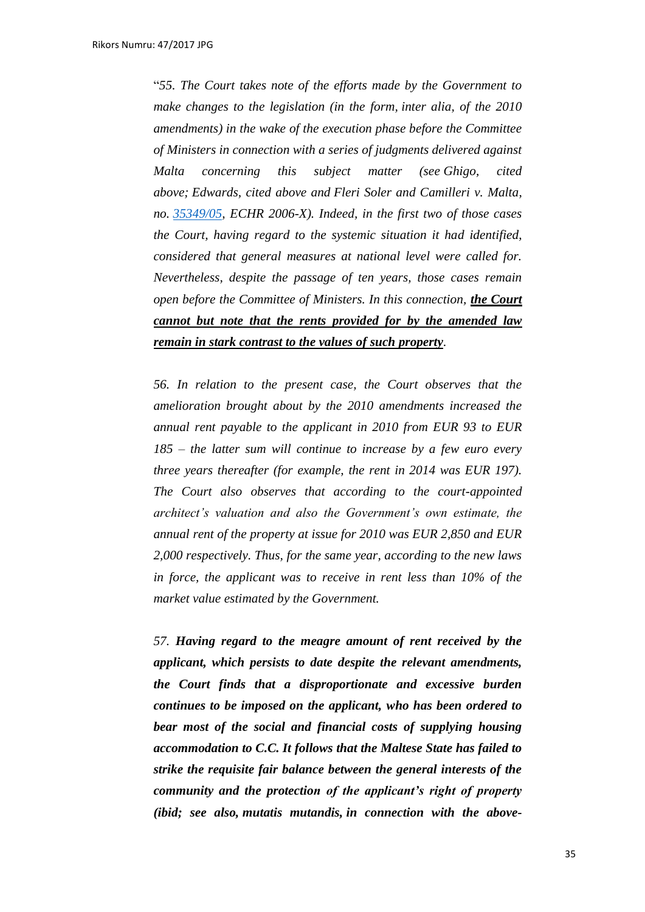"*55. The Court takes note of the efforts made by the Government to make changes to the legislation (in the form, inter alia, of the 2010 amendments) in the wake of the execution phase before the Committee of Ministers in connection with a series of judgments delivered against Malta concerning this subject matter (see Ghigo, cited above; Edwards, cited above and Fleri Soler and Camilleri v. Malta, no. 35349/05, ECHR 2006-X). Indeed, in the first two of those cases the Court, having regard to the systemic situation it had identified, considered that general measures at national level were called for. Nevertheless, despite the passage of ten years, those cases remain open before the Committee of Ministers. In this connection,* ***the Court cannot but note that the rents provided for by the amended law remain in stark contrast to the values of such property****.*

*56. In relation to the present case, the Court observes that the amelioration brought about by the 2010 amendments increased the annual rent payable to the applicant in 2010 from EUR 93 to EUR 185 – the latter sum will continue to increase by a few euro every three years thereafter (for example, the rent in 2014 was EUR 197). The Court also observes that according to the court-appointed architect's valuation and also the Government's own estimate, the annual rent of the property at issue for 2010 was EUR 2,850 and EUR 2,000 respectively. Thus, for the same year, according to the new laws in force, the applicant was to receive in rent less than 10% of the market value estimated by the Government.*

*57.* ***Having regard to the meagre amount of rent received by the applicant, which persists to date despite the relevant amendments, the Court finds that a disproportionate and excessive burden continues to be imposed on the applicant, who has been ordered to bear most of the social and financial costs of supplying housing accommodation to C.C. It follows that the Maltese State has failed to strike the requisite fair balance between the general interests of the community and the protection of the applicant's right of property (ibid; see also, mutatis mutandis, in connection with the above-***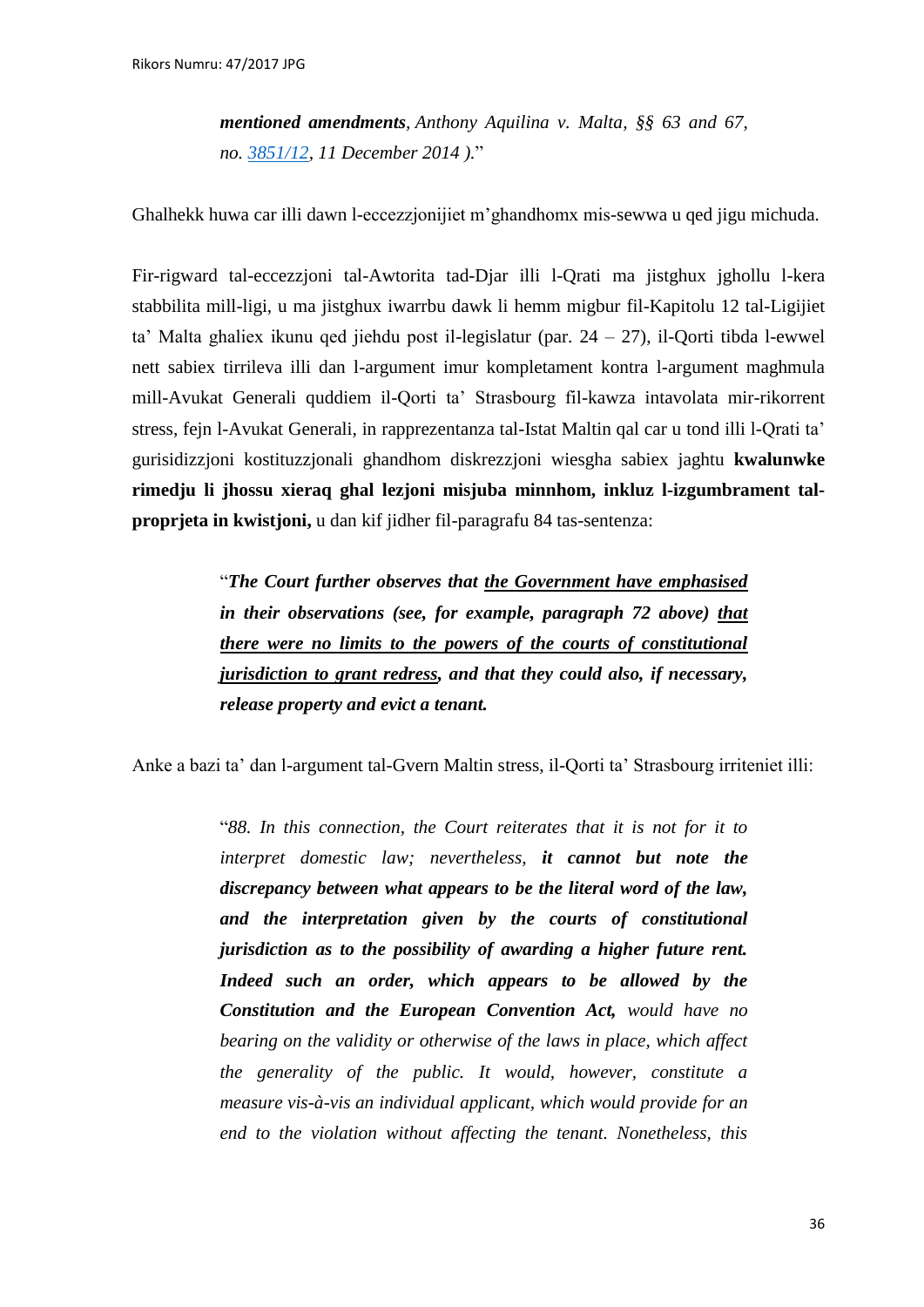> ***mentioned amendments**, Anthony Aquilina v. Malta, §§ 63 and 67, no. 3851/12, 11 December 2014 ).*"

Ghalhekk huwa car illi dawn l-eccezzjonijiet m'ghandhomx mis-sewwa u qed jigu michuda.

Fir-rigward tal-eccezzjoni tal-Awtorita tad-Djar illi l-Qrati ma jistghux jghollu l-kera stabbilita mill-ligi, u ma jistghux iwarrbu dawk li hemm migbur fil-Kapitolu 12 tal-Ligijiet ta' Malta ghaliex ikunu qed jiehdu post il-legislatur (par. 24 – 27), il-Qorti tibda l-ewwel nett sabiex tirrileva illi dan l-argument imur kompletament kontra l-argument maghmula mill-Avukat Generali quddiem il-Qorti ta' Strasbourg fil-kawza intavolata mir-rikorrent stess, fejn l-Avukat Generali, in rapprezentanza tal-Istat Maltin qal car u tond illi l-Qrati ta' gurisidizzjoni kostituzzjonali ghandhom diskrezzjoni wiesgha sabiex jaghtu **kwalunwke rimedju li jhossu xieraq ghal lezjoni misjuba minnhom, inkluz l-izgumbrament tal-proprjeta in kwistjoni,** u dan kif jidher fil-paragrafu 84 tas-sentenza:

> "***The Court further observes that <u>the Government have emphasised</u> in their observations (see, for example, paragraph 72 above) <u>that there were no limits to the powers of the courts of constitutional jurisdiction to grant redress</u>, and that they could also, if necessary, release property and evict a tenant.***

Anke a bazi ta' dan l-argument tal-Gvern Maltin stess, il-Qorti ta' Strasbourg irriteniet illi:

> "*88. In this connection, the Court reiterates that it is not for it to interpret domestic law; nevertheless, **it cannot but note the discrepancy between what appears to be the literal word of the law, and the interpretation given by the courts of constitutional jurisdiction as to the possibility of awarding a higher future rent. Indeed such an order, which appears to be allowed by the Constitution and the European Convention Act,** would have no bearing on the validity or otherwise of the laws in place, which affect the generality of the public. It would, however, constitute a measure vis-à-vis an individual applicant, which would provide for an end to the violation without affecting the tenant. Nonetheless, this*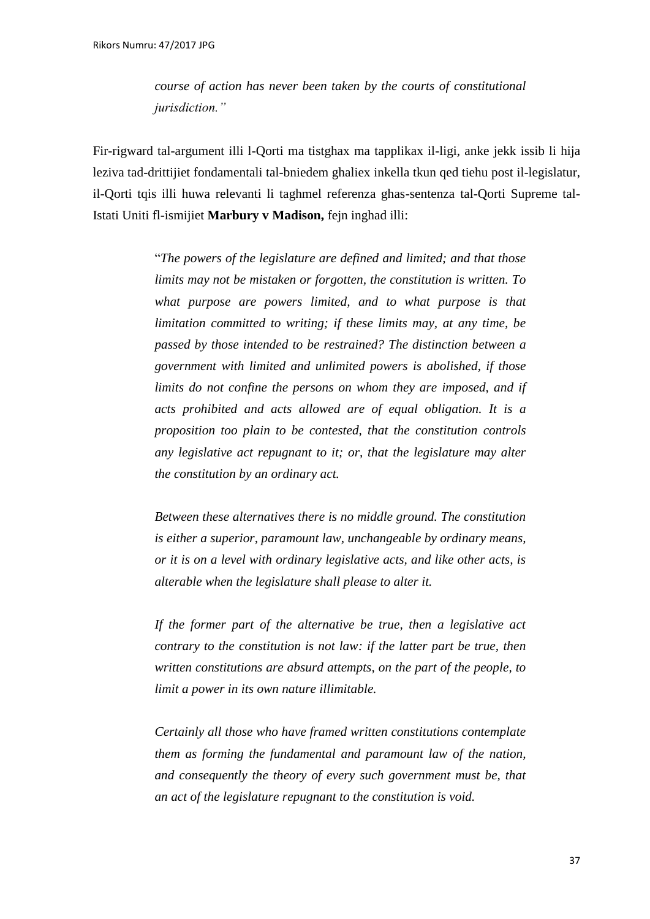> *course of action has never been taken by the courts of constitutional jurisdiction."*

Fir-rigward tal-argument illi l-Qorti ma tistgħax ma tapplikax il-ligi, anke jekk issib li hija leziva tad-drittijiet fondamentali tal-bniedem ghaliex inkella tkun qed tiehu post il-legislatur, il-Qorti tqis illi huwa relevanti li taghmel referenza ghas-sentenza tal-Qorti Supreme tal-Istati Uniti fl-ismijiet **Marbury v Madison,** fejn inghad illi:

> "*The powers of the legislature are defined and limited; and that those limits may not be mistaken or forgotten, the constitution is written. To what purpose are powers limited, and to what purpose is that limitation committed to writing; if these limits may, at any time, be passed by those intended to be restrained? The distinction between a government with limited and unlimited powers is abolished, if those limits do not confine the persons on whom they are imposed, and if acts prohibited and acts allowed are of equal obligation. It is a proposition too plain to be contested, that the constitution controls any legislative act repugnant to it; or, that the legislature may alter the constitution by an ordinary act.*
>
> *Between these alternatives there is no middle ground. The constitution is either a superior, paramount law, unchangeable by ordinary means, or it is on a level with ordinary legislative acts, and like other acts, is alterable when the legislature shall please to alter it.*
>
> *If the former part of the alternative be true, then a legislative act contrary to the constitution is not law: if the latter part be true, then written constitutions are absurd attempts, on the part of the people, to limit a power in its own nature illimitable.*
>
> *Certainly all those who have framed written constitutions contemplate them as forming the fundamental and paramount law of the nation, and consequently the theory of every such government must be, that an act of the legislature repugnant to the constitution is void.*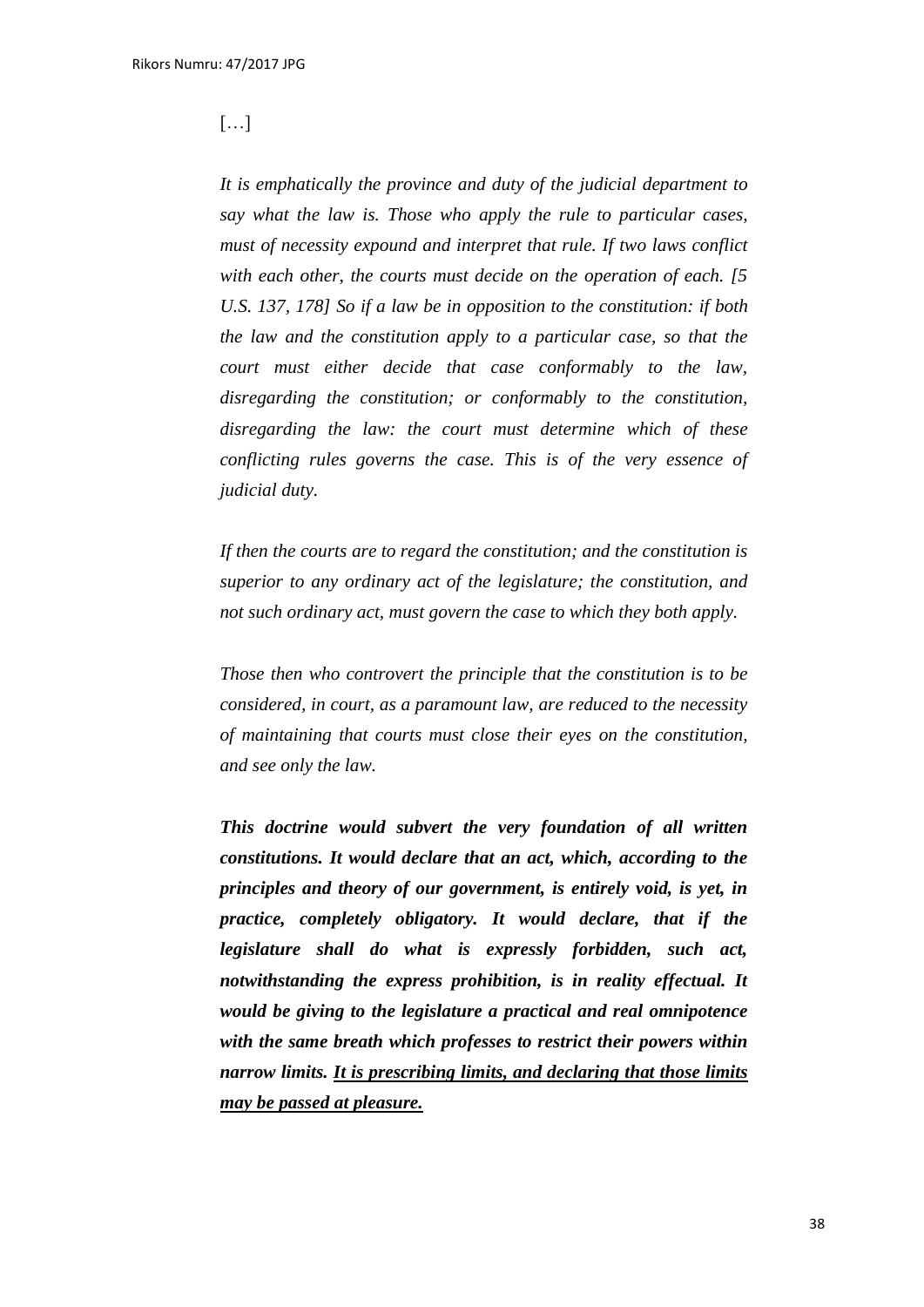[…]

*It is emphatically the province and duty of the judicial department to say what the law is. Those who apply the rule to particular cases, must of necessity expound and interpret that rule. If two laws conflict with each other, the courts must decide on the operation of each. [5 U.S. 137, 178] So if a law be in opposition to the constitution: if both the law and the constitution apply to a particular case, so that the court must either decide that case conformably to the law, disregarding the constitution; or conformably to the constitution, disregarding the law: the court must determine which of these conflicting rules governs the case. This is of the very essence of judicial duty.*

*If then the courts are to regard the constitution; and the constitution is superior to any ordinary act of the legislature; the constitution, and not such ordinary act, must govern the case to which they both apply.*

*Those then who controvert the principle that the constitution is to be considered, in court, as a paramount law, are reduced to the necessity of maintaining that courts must close their eyes on the constitution, and see only the law.*

***This doctrine would subvert the very foundation of all written constitutions. It would declare that an act, which, according to the principles and theory of our government, is entirely void, is yet, in practice, completely obligatory. It would declare, that if the legislature shall do what is expressly forbidden, such act, notwithstanding the express prohibition, is in reality effectual. It would be giving to the legislature a practical and real omnipotence with the same breath which professes to restrict their powers within narrow limits. <u>It is prescribing limits, and declaring that those limits may be passed at pleasure.</u>***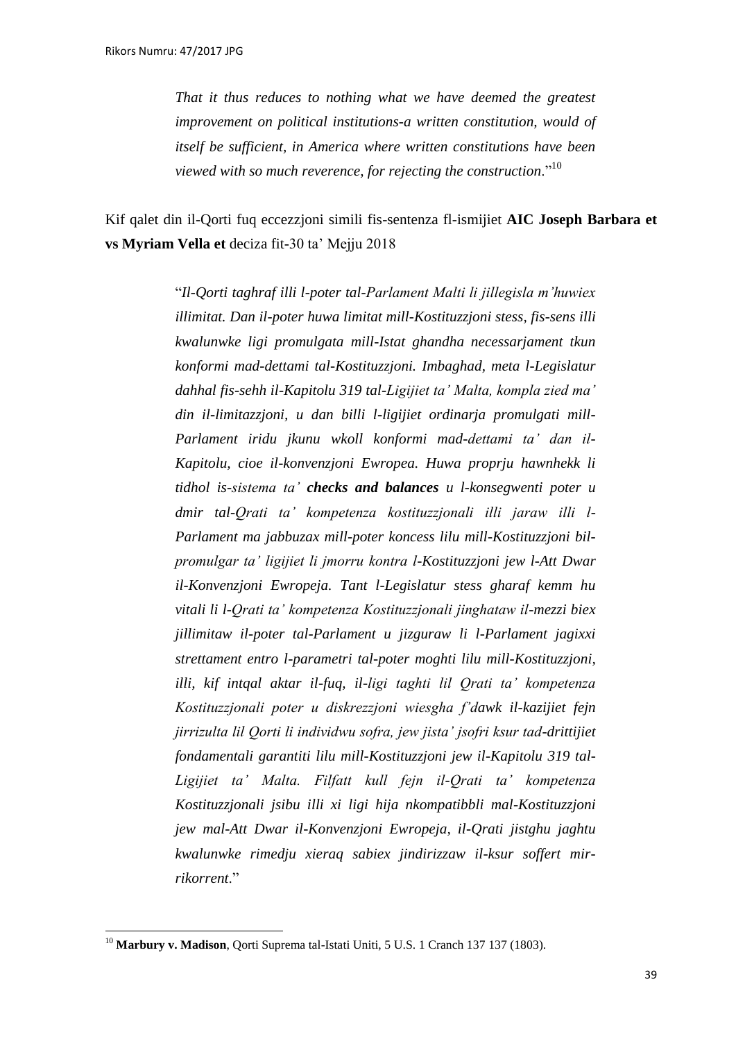> *That it thus reduces to nothing what we have deemed the greatest improvement on political institutions-a written constitution, would of itself be sufficient, in America where written constitutions have been viewed with so much reverence, for rejecting the construction*."[10]

Kif qalet din il-Qorti fuq eccezzjoni simili fis-sentenza fl-ismijiet **AIC Joseph Barbara et vs Myriam Vella et** deciza fit-30 ta' Mejju 2018

> "*Il-Qorti taghraf illi l-poter tal-Parlament Malti li jillegisla m'huwiex illimitat. Dan il-poter huwa limitat mill-Kostituzzjoni stess, fis-sens illi kwalunwke ligi promulgata mill-Istat ghandha necessarjament tkun konformi mad-dettami tal-Kostituzzjoni. Imbaghad, meta l-Legislatur dahhal fis-sehh il-Kapitolu 319 tal-Ligijiet ta' Malta, kompla zied ma' din il-limitazzjoni, u dan billi l-ligijiet ordinarja promulgati mill-Parlament iridu jkunu wkoll konformi mad-dettami ta' dan il-Kapitolu, cioe il-konvenzjoni Ewropea. Huwa proprju hawnhekk li tidhol is-sistema ta'* ***checks and balances*** *u l-konsegwenti poter u dmir tal-Qrati ta' kompetenza kostituzzjonali illi jaraw illi l-Parlament ma jabbuzax mill-poter koncess lilu mill-Kostituzzjoni bil-promulgar ta' ligijiet li jmorru kontra l-Kostituzzjoni jew l-Att Dwar il-Konvenzjoni Ewropeja. Tant l-Legislatur stess gharaf kemm hu vitali li l-Qrati ta' kompetenza Kostituzzjonali jinghataw il-mezzi biex jillimitaw il-poter tal-Parlament u jizguraw li l-Parlament jagixxi strettament entro l-parametri tal-poter moghti lilu mill-Kostituzzjoni, illi, kif intqal aktar il-fuq, il-ligi taghti lil Qrati ta' kompetenza Kostituzzjonali poter u diskrezzjoni wiesgha f'dawk il-kazijiet fejn jirrizulta lil Qorti li individwu sofra, jew jista' jsofri ksur tad-drittijiet fondamentali garantiti lilu mill-Kostituzzjoni jew il-Kapitolu 319 tal-Ligijiet ta' Malta. Filfatt kull fejn il-Qrati ta' kompetenza Kostituzzjonali jsibu illi xi ligi hija nkompatibbli mal-Kostituzzjoni jew mal-Att Dwar il-Konvenzjoni Ewropeja, il-Qrati jistghu jaghtu kwalunwke rimedju xieraq sabiex jindirizzaw il-ksur soffert mir-rikorrent*."

[10] **Marbury v. Madison**, Qorti Suprema tal-Istati Uniti, 5 U.S. 1 Cranch 137 137 (1803).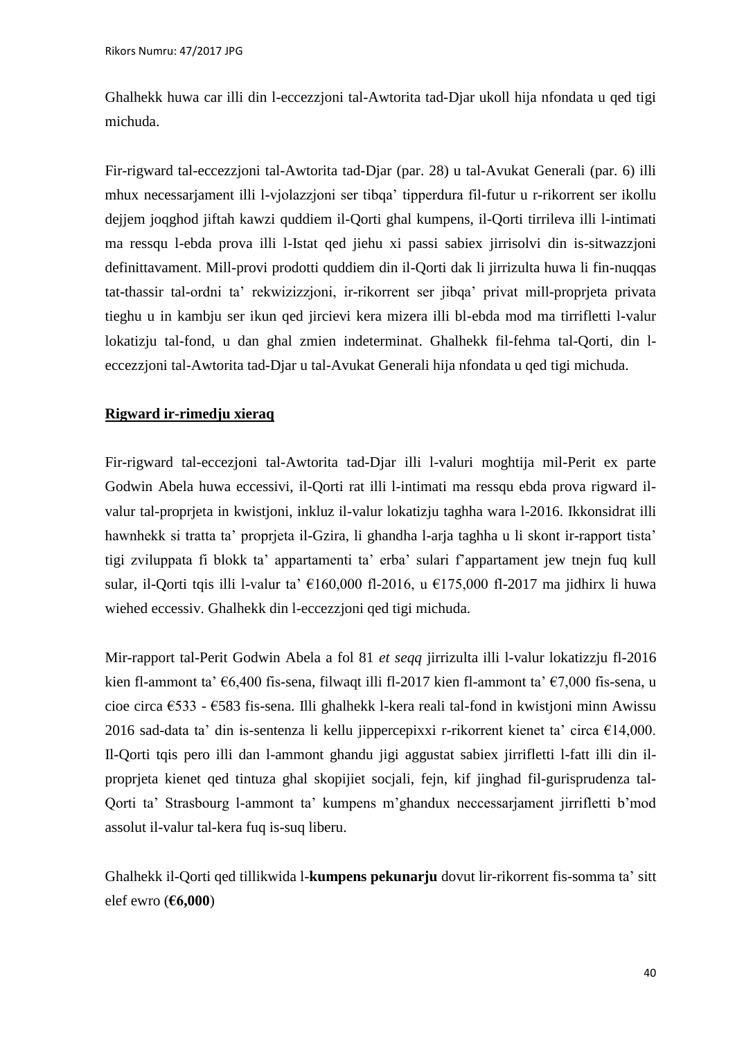Ghalhekk huwa car illi din l-eccezzjoni tal-Awtorita tad-Djar ukoll hija nfondata u qed tigi michuda.

Fir-rigward tal-eccezzjoni tal-Awtorita tad-Djar (par. 28) u tal-Avukat Generali (par. 6) illi mhux necessarjament illi l-vjolazzjoni ser tibqa' tipperdura fil-futur u r-rikorrent ser ikollu dejjem joqghod jiftah kawzi quddiem il-Qorti ghal kumpens, il-Qorti tirrileva illi l-intimati ma ressqu l-ebda prova illi l-Istat qed jiehu xi passi sabiex jirrisolvi din is-sitwazzjoni definittavament. Mill-provi prodotti quddiem din il-Qorti dak li jirrizulta huwa li fin-nuqqas tat-thassir tal-ordni ta' rekwizizzjoni, ir-rikorrent ser jibqa' privat mill-proprjeta privata tieghu u in kambju ser ikun qed jircievi kera mizera illi bl-ebda mod ma tirrifletti l-valur lokatizju tal-fond, u dan ghal zmien indeterminat. Ghalhekk fil-fehma tal-Qorti, din l-eccezzjoni tal-Awtorita tad-Djar u tal-Avukat Generali hija nfondata u qed tigi michuda.

**<u>Rigward ir-rimedju xieraq</u>**

Fir-rigward tal-eccezjoni tal-Awtorita tad-Djar illi l-valuri moghtija mil-Perit ex parte Godwin Abela huwa eccessivi, il-Qorti rat illi l-intimati ma ressqu ebda prova rigward il-valur tal-proprjeta in kwistjoni, inkluz il-valur lokatizju taghha wara l-2016. Ikkonsidrat illi hawnhekk si tratta ta' proprjeta il-Gzira, li ghandha l-arja taghha u li skont ir-rapport tista' tigi zviluppata fi blokk ta' appartamenti ta' erba' sulari f'appartament jew tnejn fuq kull sular, il-Qorti tqis illi l-valur ta' €160,000 fl-2016, u €175,000 fl-2017 ma jidhirx li huwa wiehed eccessiv. Ghalhekk din l-eccezzjoni qed tigi michuda.

Mir-rapport tal-Perit Godwin Abela a fol 81 *et seqq* jirrizulta illi l-valur lokatizzju fl-2016 kien fl-ammont ta' €6,400 fis-sena, filwaqt illi fl-2017 kien fl-ammont ta' €7,000 fis-sena, u cioe circa €533 - €583 fis-sena. Illi ghalhekk l-kera reali tal-fond in kwistjoni minn Awissu 2016 sad-data ta' din is-sentenza li kellu jippercepixxi r-rikorrent kienet ta' circa €14,000. Il-Qorti tqis pero illi dan l-ammont ghandu jigi aggustat sabiex jirrifletti l-fatt illi din il-proprjeta kienet qed tintuza ghal skopijiet socjali, fejn, kif jinghad fil-gurisprudenza tal-Qorti ta' Strasbourg l-ammont ta' kumpens m'ghandux neccessarjament jirrifletti b'mod assolut il-valur tal-kera fuq is-suq liberu.

Ghalhekk il-Qorti qed tillikwida l-**kumpens pekunarju** dovut lir-rikorrent fis-somma ta' sitt elef ewro (**€6,000**)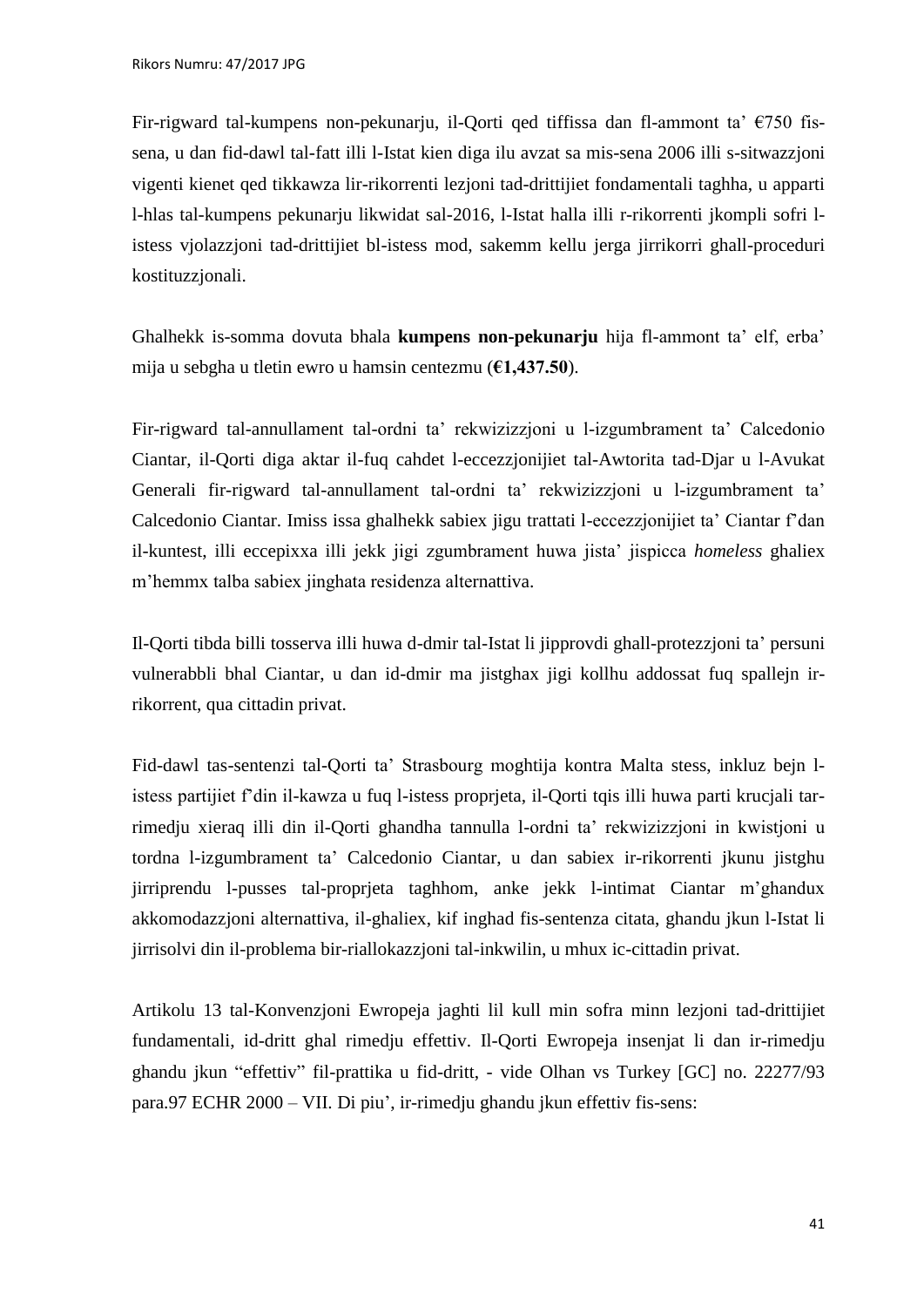Fir-rigward tal-kumpens non-pekunarju, il-Qorti qed tiffissa dan fl-ammont ta' €750 fis-sena, u dan fid-dawl tal-fatt illi l-Istat kien diga ilu avzat sa mis-sena 2006 illi s-sitwazzjoni vigenti kienet qed tikkawza lir-rikorrenti lezjoni tad-drittijiet fondamentali taghha, u apparti l-hlas tal-kumpens pekunarju likwidat sal-2016, l-Istat halla illi r-rikorrenti jkompli sofri l-istess vjolazzjoni tad-drittijiet bl-istess mod, sakemm kellu jerga jirrikorri ghall-proceduri kostituzzjonali.

Ghalhekk is-somma dovuta bhala **kumpens non-pekunarju** hija fl-ammont ta' elf, erba' mija u sebgha u tletin ewro u hamsin centezmu (**€1,437.50**).

Fir-rigward tal-annullament tal-ordni ta' rekwizizzjoni u l-izgumbrament ta' Calcedonio Ciantar, il-Qorti diga aktar il-fuq cahdet l-eccezzjonijiet tal-Awtorita tad-Djar u l-Avukat Generali fir-rigward tal-annullament tal-ordni ta' rekwizizzjoni u l-izgumbrament ta' Calcedonio Ciantar. Imiss issa ghalhekk sabiex jigu trattati l-eccezzjonijiet ta' Ciantar f'dan il-kuntest, illi eccepixxa illi jekk jigi zgumbrament huwa jista' jispicca *homeless* ghaliex m'hemmx talba sabiex jinghata residenza alternattiva.

Il-Qorti tibda billi tosserva illi huwa d-dmir tal-Istat li jipprovdi ghall-protezzjoni ta' persuni vulnerabbli bhal Ciantar, u dan id-dmir ma jistghax jigi kollhu addossat fuq spallejn ir-rikorrent, qua cittadin privat.

Fid-dawl tas-sentenzi tal-Qorti ta' Strasbourg moghtija kontra Malta stess, inkluz bejn l-istess partijiet f'din il-kawza u fuq l-istess proprjeta, il-Qorti tqis illi huwa parti krucjali tar-rimedju xieraq illi din il-Qorti ghandha tannulla l-ordni ta' rekwizizzjoni in kwistjoni u tordna l-izgumbrament ta' Calcedonio Ciantar, u dan sabiex ir-rikorrenti jkunu jistghu jirriprendu l-pusses tal-proprjeta taghhom, anke jekk l-intimat Ciantar m'ghandux akkomodazzjoni alternattiva, il-ghaliex, kif inghad fis-sentenza citata, ghandu jkun l-Istat li jirrisolvi din il-problema bir-riallokazzjoni tal-inkwilin, u mhux ic-cittadin privat.

Artikolu 13 tal-Konvenzjoni Ewropeja jaghti lil kull min sofra minn lezjoni tad-drittijiet fondamentali, id-dritt ghal rimedju effettiv. Il-Qorti Ewropeja insenjat li dan ir-rimedju ghandu jkun "effettiv" fil-prattika u fid-dritt, - vide Olhan vs Turkey [GC] no. 22277/93 para.97 ECHR 2000 – VII. Di piu', ir-rimedju ghandu jkun effettiv fis-sens: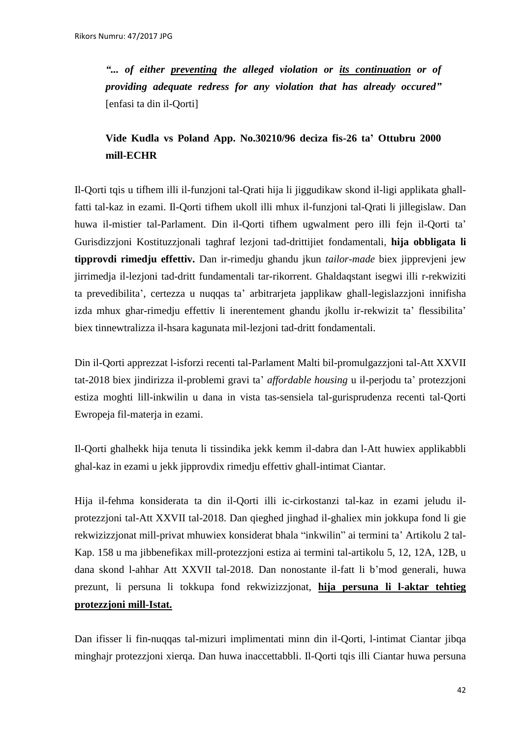*"... of either <u>preventing</u> the alleged violation or <u>its continuation</u> or of providing adequate redress for any violation that has already occured"* [enfasi ta din il-Qorti]

**Vide Kudla vs Poland App. No.30210/96 deciza fis-26 ta' Ottubru 2000 mill-ECHR**

Il-Qorti tqis u tifhem illi il-funzjoni tal-Qrati hija li jiggudikaw skond il-ligi applikata ghall-fatti tal-kaz in ezami. Il-Qorti tifhem ukoll illi mhux il-funzjoni tal-Qrati li jillegislaw. Dan huwa il-mistier tal-Parlament. Din il-Qorti tifhem ugwalment pero illi fejn il-Qorti ta' Gurisdizzjoni Kostituzzjonali taghraf lezjoni tad-drittijiet fondamentali, **hija obbligata li tipprovdi rimedju effettiv.** Dan ir-rimedju ghandu jkun *tailor-made* biex jipprevjeni jew jirrimedja il-lezjoni tad-dritt fundamentali tar-rikorrent. Ghaldaqstant isegwi illi r-rekwiziti ta prevedibilita', certezza u nuqqas ta' arbitrarjeta japplikaw ghall-legislazzjoni innifisha izda mhux ghar-rimedju effettiv li inerentement ghandu jkollu ir-rekwizit ta' flessibilita' biex tinnewtralizza il-hsara kagunata mil-lezjoni tad-dritt fondamentali.

Din il-Qorti apprezzat l-isforzi recenti tal-Parlament Malti bil-promulgazzjoni tal-Att XXVII tat-2018 biex jindirizza il-problemi gravi ta' *affordable housing* u il-perjodu ta' protezzjoni estiza moghti lill-inkwilin u dana in vista tas-sensiela tal-gurisprudenza recenti tal-Qorti Ewropeja fil-materja in ezami.

Il-Qorti ghalhekk hija tenuta li tissindika jekk kemm il-dabra dan l-Att huwiex applikabbli ghal-kaz in ezami u jekk jipprovdix rimedju effettiv ghall-intimat Ciantar.

Hija il-fehma konsiderata ta din il-Qorti illi ic-cirkostanzi tal-kaz in ezami jeludu il-protezzjoni tal-Att XXVII tal-2018. Dan qieghed jinghad il-ghaliex min jokkupa fond li gie rekwizizzjonat mill-privat mhuwiex konsiderat bhala "inkwilin" ai termini ta' Artikolu 2 tal-Kap. 158 u ma jibbenefikax mill-protezzjoni estiza ai termini tal-artikolu 5, 12, 12A, 12B, u dana skond l-ahhar Att XXVII tal-2018. Dan nonostante il-fatt li b'mod generali, huwa prezunt, li persuna li tokkupa fond rekwizizzjonat, **<u>hija persuna li l-aktar tehtieg protezzjoni mill-Istat.</u>**

Dan ifisser li fin-nuqqas tal-mizuri implimentati minn din il-Qorti, l-intimat Ciantar jibqa minghajr protezzjoni xierqa. Dan huwa inaccettabbli. Il-Qorti tqis illi Ciantar huwa persuna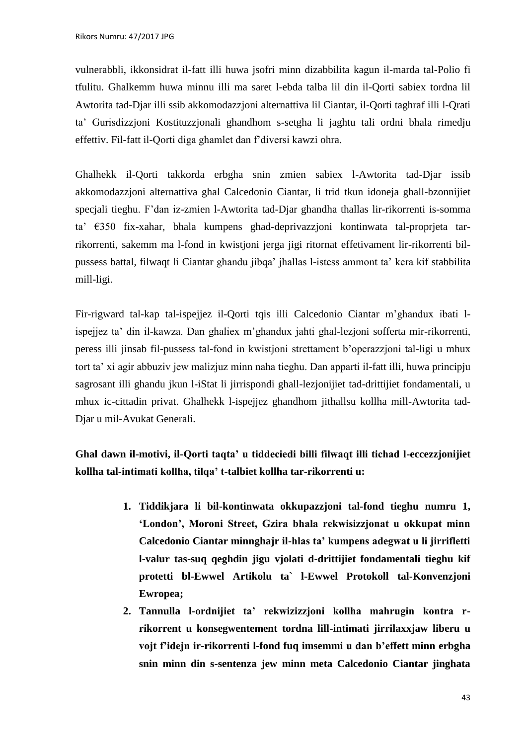vulnerabbli, ikkonsidrat il-fatt illi huwa jsofri minn dizabbilita kagun il-marda tal-Polio fi tfulitu. Ghalkemm huwa minnu illi ma saret l-ebda talba lil din il-Qorti sabiex tordna lil Awtorita tad-Djar illi ssib akkomodazzjoni alternattiva lil Ciantar, il-Qorti taghraf illi l-Qrati ta' Gurisdizzjoni Kostituzzjonali ghandhom s-setgha li jaghtu tali ordni bhala rimedju effettiv. Fil-fatt il-Qorti diga ghamlet dan f'diversi kawzi ohra.

Ghalhekk il-Qorti takkorda erbgha snin zmien sabiex l-Awtorita tad-Djar issib akkomodazzjoni alternattiva ghal Calcedonio Ciantar, li trid tkun idoneja ghall-bzonnijiet specjali tieghu. F'dan iz-zmien l-Awtorita tad-Djar ghandha thallas lir-rikorrenti is-somma ta' €350 fix-xahar, bhala kumpens ghad-deprivazzjoni kontinwata tal-proprjeta tar-rikorrenti, sakemm ma l-fond in kwistjoni jerga jigi ritornat effetivament lir-rikorrenti bil-pussess battal, filwaqt li Ciantar ghandu jibqa' jhallas l-istess ammont ta' kera kif stabbilita mill-ligi.

Fir-rigward tal-kap tal-ispejjez il-Qorti tqis illi Calcedonio Ciantar m'ghandux ibati l-ispejjez ta' din il-kawza. Dan ghaliex m'ghandux jahti ghal-lezjoni sofferta mir-rikorrenti, peress illi jinsab fil-pussess tal-fond in kwistjoni strettament b'operazzjoni tal-ligi u mhux tort ta' xi agir abbuziv jew malizjuz minn naha tieghu. Dan apparti il-fatt illi, huwa principju sagrosant illi ghandu jkun l-iStat li jirrispondi ghall-lezjonijiet tad-drittijiet fondamentali, u mhux ic-cittadin privat. Ghalhekk l-ispejjez ghandhom jithallsu kollha mill-Awtorita tad-Djar u mil-Avukat Generali.

**Ghal dawn il-motivi, il-Qorti taqta' u tiddeciedi billi filwaqt illi tichad l-eccezzjonijiet kollha tal-intimati kollha, tilqa' t-talbiet kollha tar-rikorrenti u:**

1. **Tiddikjara li bil-kontinwata okkupazzjoni tal-fond tieghu numru 1, 'London', Moroni Street, Gzira bhala rekwisizzjonat u okkupat minn Calcedonio Ciantar minnghajr il-hlas ta' kumpens adegwat u li jirrifletti l-valur tas-suq qeghdin jigu vjolati d-drittijiet fondamentali tieghu kif protetti bl-Ewwel Artikolu ta` l-Ewwel Protokoll tal-Konvenzjoni Ewropea;**
2. **Tannulla l-ordnijiet ta' rekwizizzjoni kollha mahrugin kontra r-rikorrent u konsegwentement tordna lill-intimati jirrilaxxjaw liberu u vojt f'idejn ir-rikorrenti l-fond fuq imsemmi u dan b'effett minn erbgha snin minn din s-sentenza jew minn meta Calcedonio Ciantar jinghata**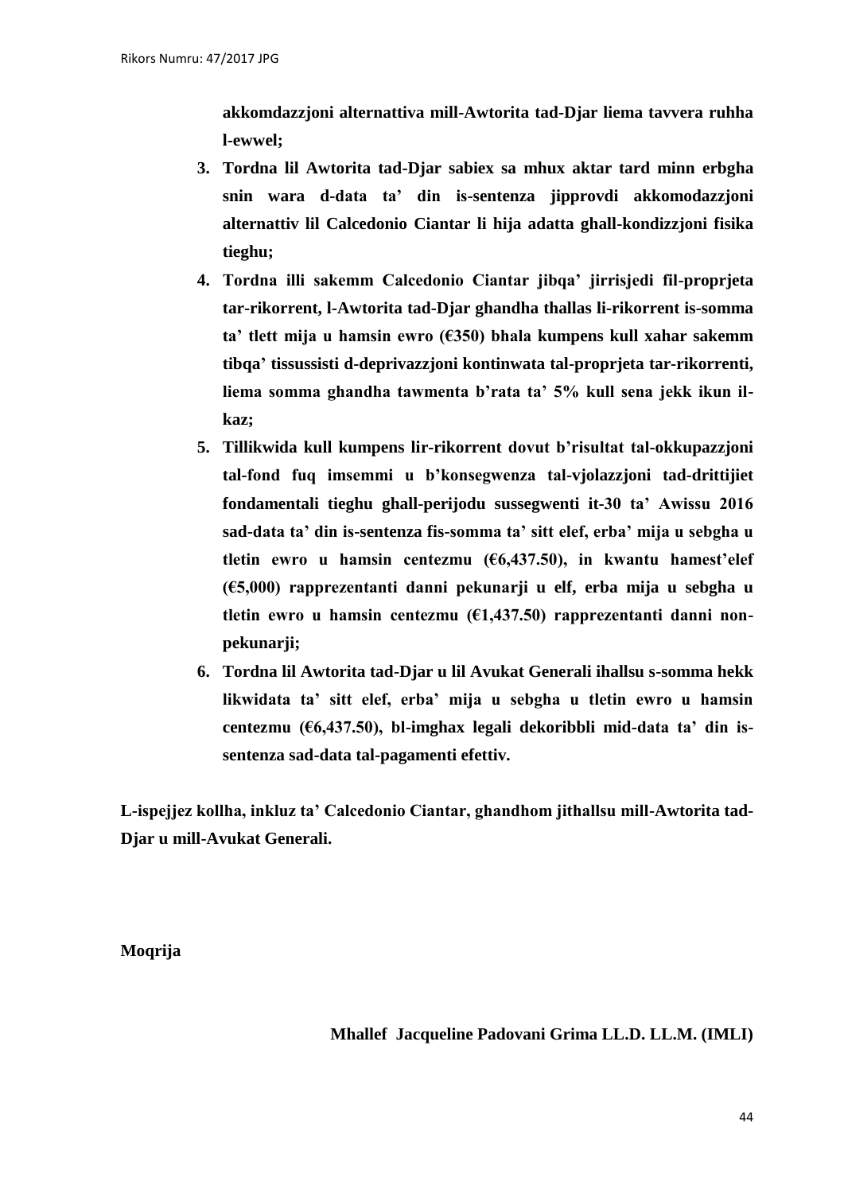**akkomdazzjoni alternattiva mill-Awtorita tad-Djar liema tavvera ruhha l-ewwel;**

3. **Tordna lil Awtorita tad-Djar sabiex sa mhux aktar tard minn erbgha snin wara d-data ta' din is-sentenza jipprovdi akkomodazzjoni alternattiv lil Calcedonio Ciantar li hija adatta ghall-kondizzjoni fisika tieghu;**
4. **Tordna illi sakemm Calcedonio Ciantar jibqa' jirrisjedi fil-proprjeta tar-rikorrent, l-Awtorita tad-Djar ghandha thallas li-rikorrent is-somma ta' tlett mija u hamsin ewro (€350) bhala kumpens kull xahar sakemm tibqa' tissussisti d-deprivazzjoni kontinwata tal-proprjeta tar-rikorrenti, liema somma ghandha tawmenta b'rata ta' 5% kull sena jekk ikun il-kaz;**
5. **Tillikwida kull kumpens lir-rikorrent dovut b'risultat tal-okkupazzjoni tal-fond fuq imsemmi u b'konsegwenza tal-vjolazzjoni tad-drittijiet fondamentali tieghu ghall-perijodu sussegwenti it-30 ta' Awissu 2016 sad-data ta' din is-sentenza fis-somma ta' sitt elef, erba' mija u sebgha u tletin ewro u hamsin centezmu (€6,437.50), in kwantu hamest'elef (€5,000) rapprezentanti danni pekunarji u elf, erba mija u sebgha u tletin ewro u hamsin centezmu (€1,437.50) rapprezentanti danni non-pekunarji;**
6. **Tordna lil Awtorita tad-Djar u lil Avukat Generali ihallsu s-somma hekk likwidata ta' sitt elef, erba' mija u sebgha u tletin ewro u hamsin centezmu (€6,437.50), bl-imghax legali dekoribbli mid-data ta' din is-sentenza sad-data tal-pagamenti efettiv.**

**L-ispejjez kollha, inkluz ta' Calcedonio Ciantar, ghandhom jithallsu mill-Awtorita tad-Djar u mill-Avukat Generali.**

**Moqrija**

**Mhallef Jacqueline Padovani Grima LL.D. LL.M. (IMLI)**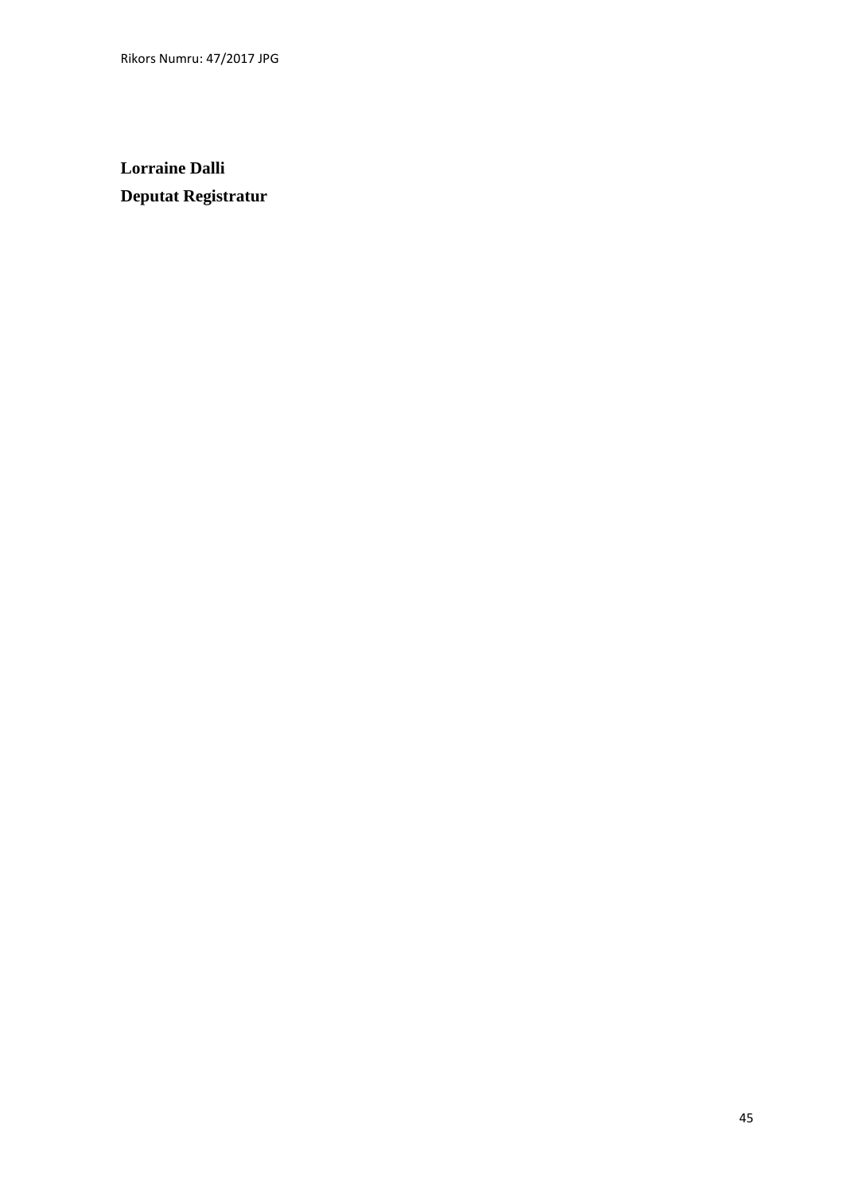**Lorraine Dalli**

**Deputat Registratur**